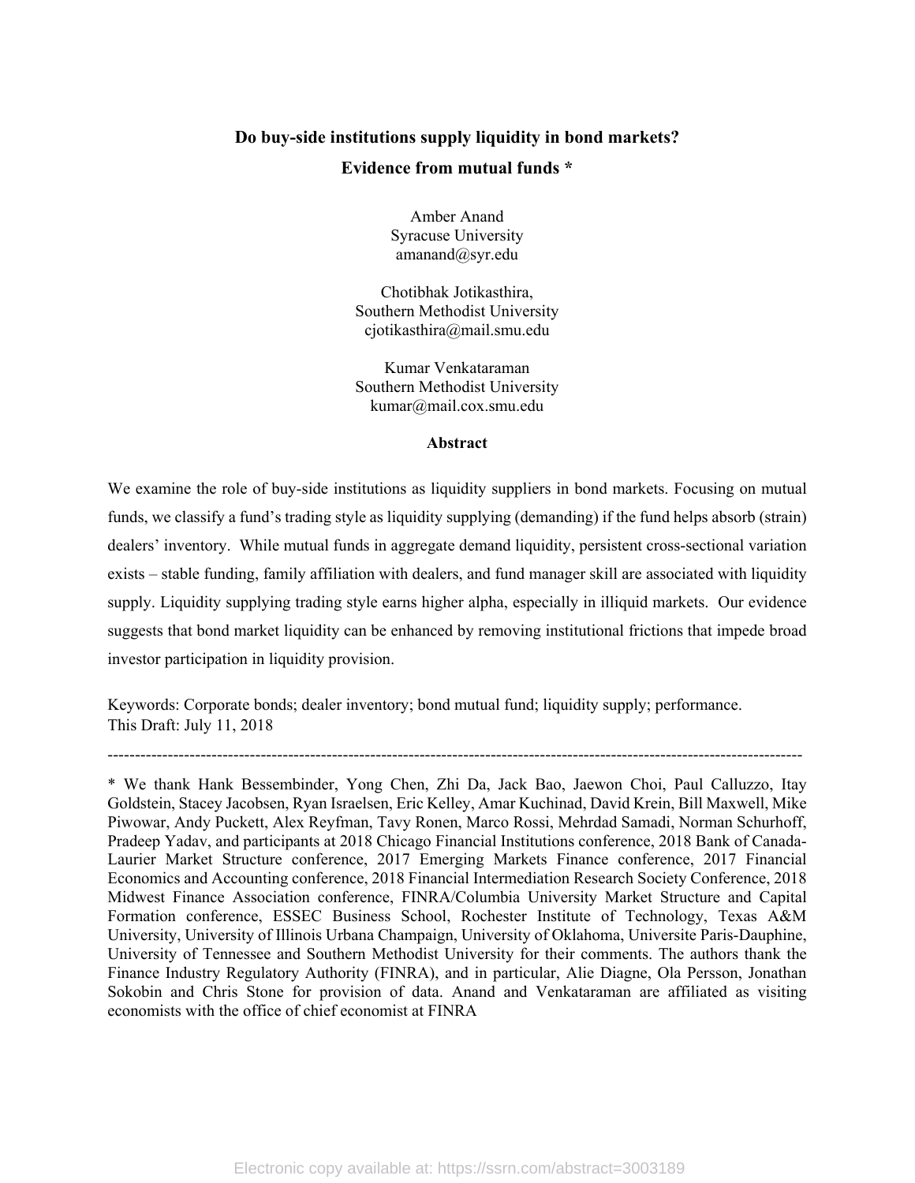# Do buy-side institutions supply liquidity in bond markets?

## Evidence from mutual funds *

Amber Anand
Syracuse University
amanand@syr.edu

Chotibhak Jotikasthira,
Southern Methodist University
cjotikasthira@mail.smu.edu

Kumar Venkataraman
Southern Methodist University
kumar@mail.cox.smu.edu

### Abstract

We examine the role of buy-side institutions as liquidity suppliers in bond markets. Focusing on mutual funds, we classify a fund's trading style as liquidity supplying (demanding) if the fund helps absorb (strain) dealers' inventory. While mutual funds in aggregate demand liquidity, persistent cross-sectional variation exists – stable funding, family affiliation with dealers, and fund manager skill are associated with liquidity supply. Liquidity supplying trading style earns higher alpha, especially in illiquid markets. Our evidence suggests that bond market liquidity can be enhanced by removing institutional frictions that impede broad investor participation in liquidity provision.

Keywords: Corporate bonds; dealer inventory; bond mutual fund; liquidity supply; performance.
This Draft: July 11, 2018

---

* We thank Hank Bessembinder, Yong Chen, Zhi Da, Jack Bao, Jaewon Choi, Paul Calluzzo, Itay Goldstein, Stacey Jacobsen, Ryan Israelsen, Eric Kelley, Amar Kuchinad, David Krein, Bill Maxwell, Mike Piwowar, Andy Puckett, Alex Reyfman, Tavy Ronen, Marco Rossi, Mehrdad Samadi, Norman Schurhoff, Pradeep Yadav, and participants at 2018 Chicago Financial Institutions conference, 2018 Bank of Canada-Laurier Market Structure conference, 2017 Emerging Markets Finance conference, 2017 Financial Economics and Accounting conference, 2018 Financial Intermediation Research Society Conference, 2018 Midwest Finance Association conference, FINRA/Columbia University Market Structure and Capital Formation conference, ESSEC Business School, Rochester Institute of Technology, Texas A&M University, University of Illinois Urbana Champaign, University of Oklahoma, Universite Paris-Dauphine, University of Tennessee and Southern Methodist University for their comments. The authors thank the Finance Industry Regulatory Authority (FINRA), and in particular, Alie Diagne, Ola Persson, Jonathan Sokobin and Chris Stone for provision of data. Anand and Venkataraman are affiliated as visiting economists with the office of chief economist at FINRA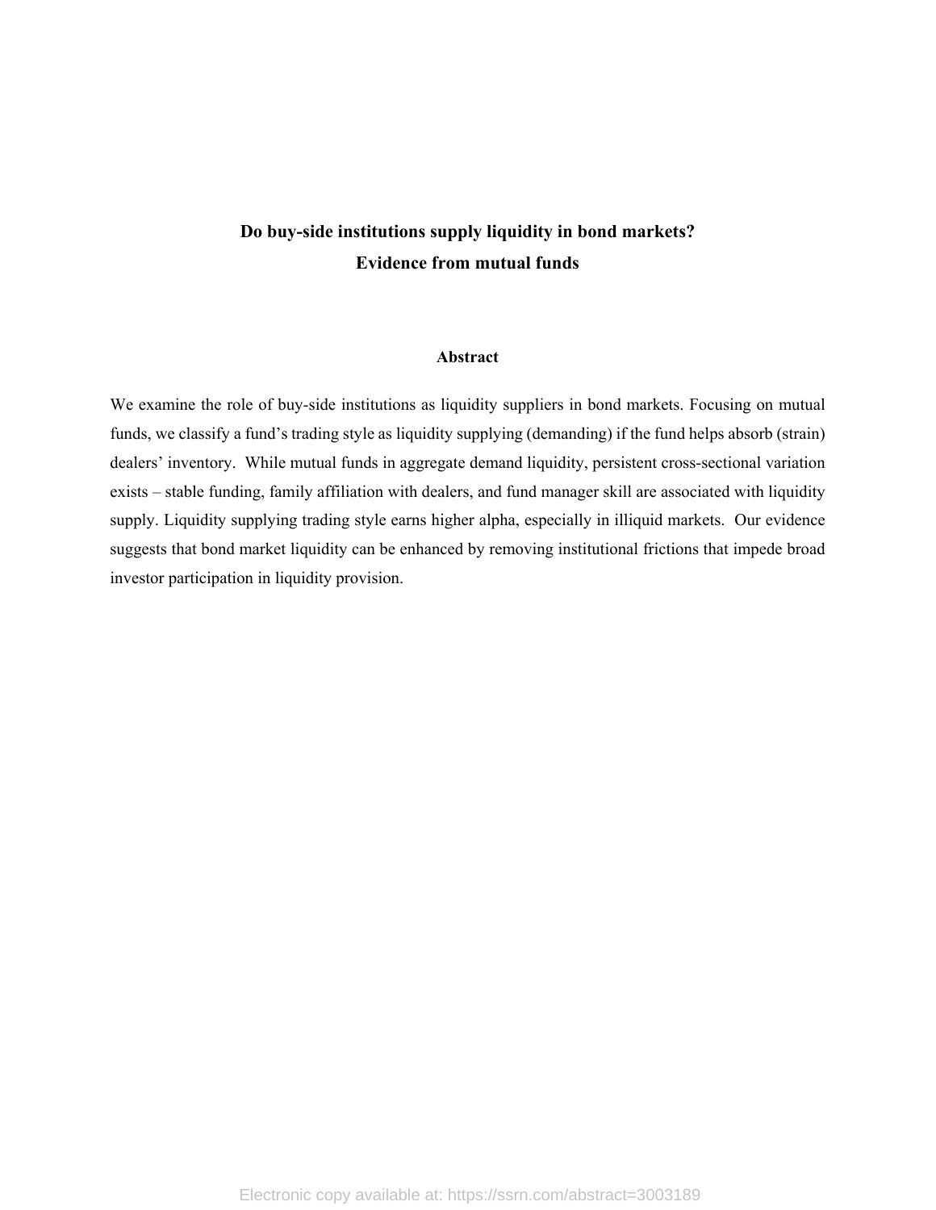**Do buy-side institutions supply liquidity in bond markets?**
**Evidence from mutual funds**

**Abstract**

We examine the role of buy-side institutions as liquidity suppliers in bond markets. Focusing on mutual funds, we classify a fund's trading style as liquidity supplying (demanding) if the fund helps absorb (strain) dealers' inventory. While mutual funds in aggregate demand liquidity, persistent cross-sectional variation exists – stable funding, family affiliation with dealers, and fund manager skill are associated with liquidity supply. Liquidity supplying trading style earns higher alpha, especially in illiquid markets. Our evidence suggests that bond market liquidity can be enhanced by removing institutional frictions that impede broad investor participation in liquidity provision.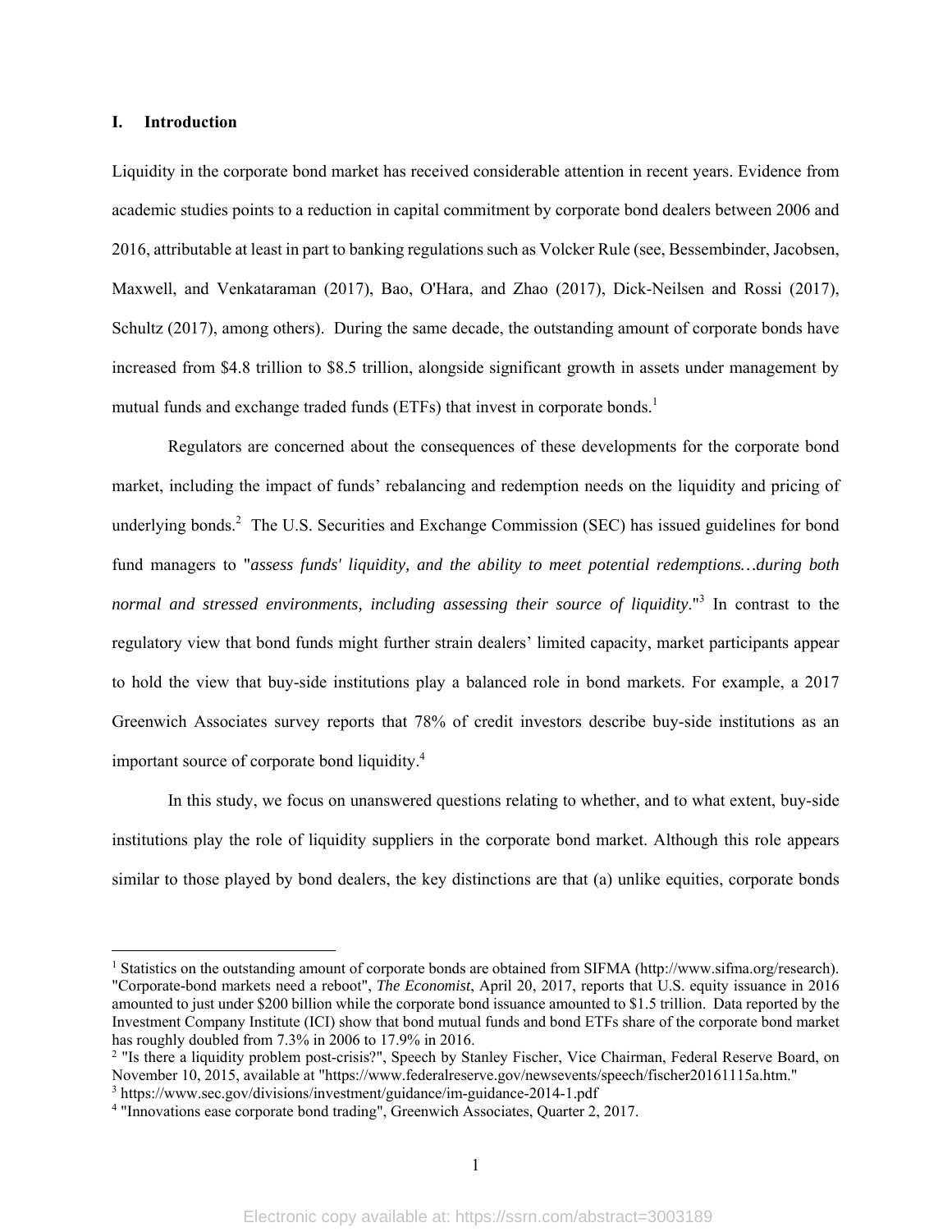## I. Introduction

Liquidity in the corporate bond market has received considerable attention in recent years. Evidence from academic studies points to a reduction in capital commitment by corporate bond dealers between 2006 and 2016, attributable at least in part to banking regulations such as Volcker Rule (see, Bessembinder, Jacobsen, Maxwell, and Venkataraman (2017), Bao, O'Hara, and Zhao (2017), Dick-Neilsen and Rossi (2017), Schultz (2017), among others). During the same decade, the outstanding amount of corporate bonds have increased from \$4.8 trillion to \$8.5 trillion, alongside significant growth in assets under management by mutual funds and exchange traded funds (ETFs) that invest in corporate bonds.[1]

Regulators are concerned about the consequences of these developments for the corporate bond market, including the impact of funds' rebalancing and redemption needs on the liquidity and pricing of underlying bonds.[2] The U.S. Securities and Exchange Commission (SEC) has issued guidelines for bond fund managers to "*assess funds' liquidity, and the ability to meet potential redemptions…during both normal and stressed environments, including assessing their source of liquidity*."[3] In contrast to the regulatory view that bond funds might further strain dealers' limited capacity, market participants appear to hold the view that buy-side institutions play a balanced role in bond markets. For example, a 2017 Greenwich Associates survey reports that 78% of credit investors describe buy-side institutions as an important source of corporate bond liquidity.[4]

In this study, we focus on unanswered questions relating to whether, and to what extent, buy-side institutions play the role of liquidity suppliers in the corporate bond market. Although this role appears similar to those played by bond dealers, the key distinctions are that (a) unlike equities, corporate bonds

---

[1] Statistics on the outstanding amount of corporate bonds are obtained from SIFMA (http://www.sifma.org/research). "Corporate-bond markets need a reboot", *The Economist*, April 20, 2017, reports that U.S. equity issuance in 2016 amounted to just under \$200 billion while the corporate bond issuance amounted to \$1.5 trillion. Data reported by the Investment Company Institute (ICI) show that bond mutual funds and bond ETFs share of the corporate bond market has roughly doubled from 7.3% in 2006 to 17.9% in 2016.

[2] "Is there a liquidity problem post-crisis?", Speech by Stanley Fischer, Vice Chairman, Federal Reserve Board, on November 10, 2015, available at "https://www.federalreserve.gov/newsevents/speech/fischer20161115a.htm."

[3] https://www.sec.gov/divisions/investment/guidance/im-guidance-2014-1.pdf

[4] "Innovations ease corporate bond trading", Greenwich Associates, Quarter 2, 2017.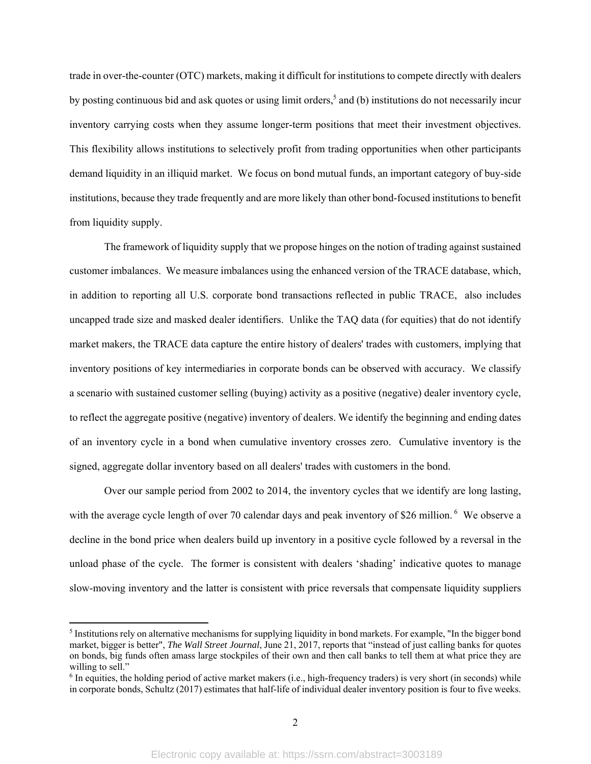trade in over-the-counter (OTC) markets, making it difficult for institutions to compete directly with dealers by posting continuous bid and ask quotes or using limit orders,[5] and (b) institutions do not necessarily incur inventory carrying costs when they assume longer-term positions that meet their investment objectives. This flexibility allows institutions to selectively profit from trading opportunities when other participants demand liquidity in an illiquid market. We focus on bond mutual funds, an important category of buy-side institutions, because they trade frequently and are more likely than other bond-focused institutions to benefit from liquidity supply.

The framework of liquidity supply that we propose hinges on the notion of trading against sustained customer imbalances. We measure imbalances using the enhanced version of the TRACE database, which, in addition to reporting all U.S. corporate bond transactions reflected in public TRACE, also includes uncapped trade size and masked dealer identifiers. Unlike the TAQ data (for equities) that do not identify market makers, the TRACE data capture the entire history of dealers' trades with customers, implying that inventory positions of key intermediaries in corporate bonds can be observed with accuracy. We classify a scenario with sustained customer selling (buying) activity as a positive (negative) dealer inventory cycle, to reflect the aggregate positive (negative) inventory of dealers. We identify the beginning and ending dates of an inventory cycle in a bond when cumulative inventory crosses zero. Cumulative inventory is the signed, aggregate dollar inventory based on all dealers' trades with customers in the bond.

Over our sample period from 2002 to 2014, the inventory cycles that we identify are long lasting, with the average cycle length of over 70 calendar days and peak inventory of $26 million.[6] We observe a decline in the bond price when dealers build up inventory in a positive cycle followed by a reversal in the unload phase of the cycle. The former is consistent with dealers 'shading' indicative quotes to manage slow-moving inventory and the latter is consistent with price reversals that compensate liquidity suppliers

[5] Institutions rely on alternative mechanisms for supplying liquidity in bond markets. For example, "In the bigger bond market, bigger is better", *The Wall Street Journal*, June 21, 2017, reports that "instead of just calling banks for quotes on bonds, big funds often amass large stockpiles of their own and then call banks to tell them at what price they are willing to sell."

[6] In equities, the holding period of active market makers (i.e., high-frequency traders) is very short (in seconds) while in corporate bonds, Schultz (2017) estimates that half-life of individual dealer inventory position is four to five weeks.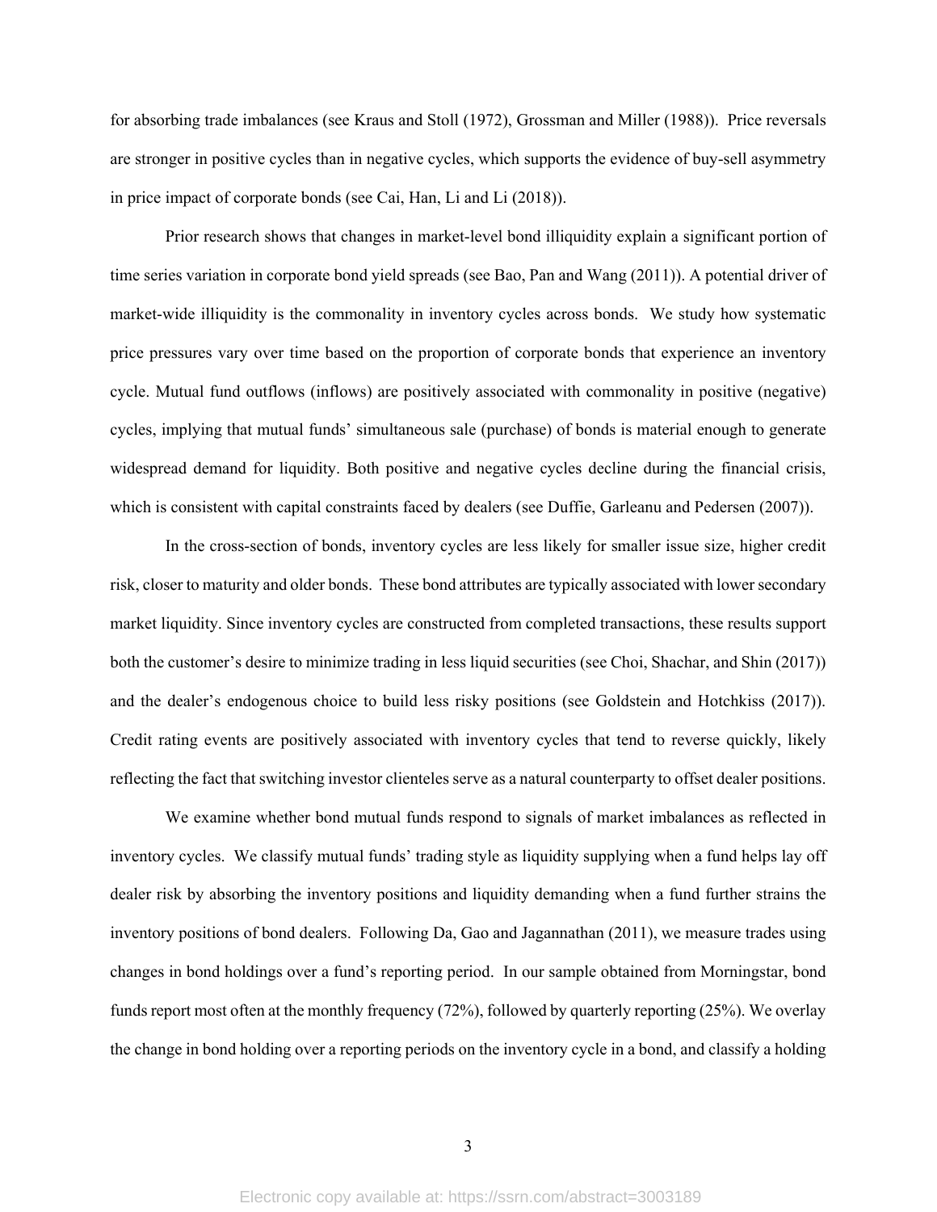for absorbing trade imbalances (see Kraus and Stoll (1972), Grossman and Miller (1988)). Price reversals are stronger in positive cycles than in negative cycles, which supports the evidence of buy-sell asymmetry in price impact of corporate bonds (see Cai, Han, Li and Li (2018)).

Prior research shows that changes in market-level bond illiquidity explain a significant portion of time series variation in corporate bond yield spreads (see Bao, Pan and Wang (2011)). A potential driver of market-wide illiquidity is the commonality in inventory cycles across bonds. We study how systematic price pressures vary over time based on the proportion of corporate bonds that experience an inventory cycle. Mutual fund outflows (inflows) are positively associated with commonality in positive (negative) cycles, implying that mutual funds' simultaneous sale (purchase) of bonds is material enough to generate widespread demand for liquidity. Both positive and negative cycles decline during the financial crisis, which is consistent with capital constraints faced by dealers (see Duffie, Garleanu and Pedersen (2007)).

In the cross-section of bonds, inventory cycles are less likely for smaller issue size, higher credit risk, closer to maturity and older bonds. These bond attributes are typically associated with lower secondary market liquidity. Since inventory cycles are constructed from completed transactions, these results support both the customer's desire to minimize trading in less liquid securities (see Choi, Shachar, and Shin (2017)) and the dealer's endogenous choice to build less risky positions (see Goldstein and Hotchkiss (2017)). Credit rating events are positively associated with inventory cycles that tend to reverse quickly, likely reflecting the fact that switching investor clienteles serve as a natural counterparty to offset dealer positions.

We examine whether bond mutual funds respond to signals of market imbalances as reflected in inventory cycles. We classify mutual funds' trading style as liquidity supplying when a fund helps lay off dealer risk by absorbing the inventory positions and liquidity demanding when a fund further strains the inventory positions of bond dealers. Following Da, Gao and Jagannathan (2011), we measure trades using changes in bond holdings over a fund's reporting period. In our sample obtained from Morningstar, bond funds report most often at the monthly frequency (72%), followed by quarterly reporting (25%). We overlay the change in bond holding over a reporting periods on the inventory cycle in a bond, and classify a holding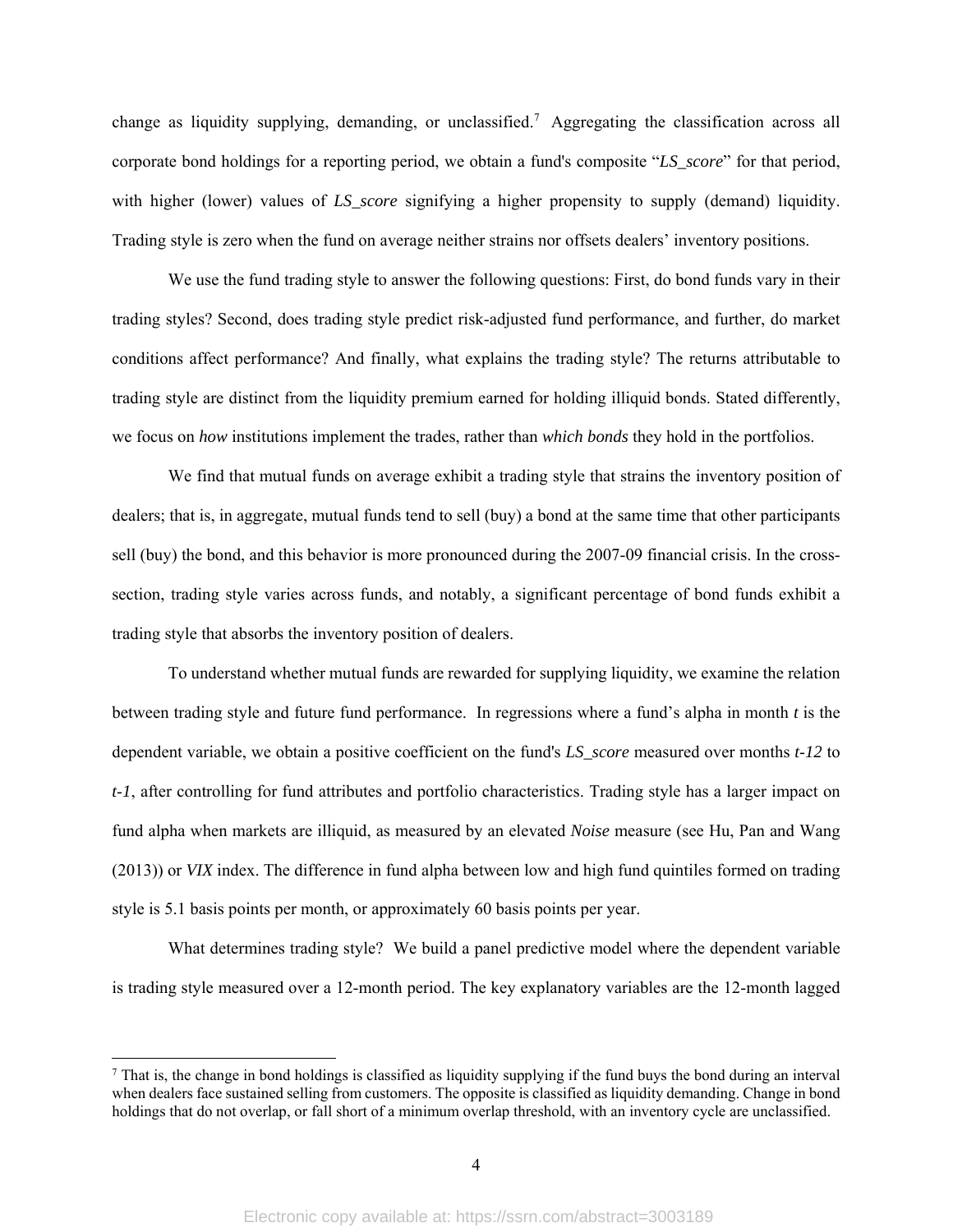change as liquidity supplying, demanding, or unclassified.[7] Aggregating the classification across all corporate bond holdings for a reporting period, we obtain a fund's composite "*LS_score*" for that period, with higher (lower) values of *LS_score* signifying a higher propensity to supply (demand) liquidity. Trading style is zero when the fund on average neither strains nor offsets dealers' inventory positions.

We use the fund trading style to answer the following questions: First, do bond funds vary in their trading styles? Second, does trading style predict risk-adjusted fund performance, and further, do market conditions affect performance? And finally, what explains the trading style? The returns attributable to trading style are distinct from the liquidity premium earned for holding illiquid bonds. Stated differently, we focus on *how* institutions implement the trades, rather than *which bonds* they hold in the portfolios.

We find that mutual funds on average exhibit a trading style that strains the inventory position of dealers; that is, in aggregate, mutual funds tend to sell (buy) a bond at the same time that other participants sell (buy) the bond, and this behavior is more pronounced during the 2007-09 financial crisis. In the cross-section, trading style varies across funds, and notably, a significant percentage of bond funds exhibit a trading style that absorbs the inventory position of dealers.

To understand whether mutual funds are rewarded for supplying liquidity, we examine the relation between trading style and future fund performance. In regressions where a fund's alpha in month *t* is the dependent variable, we obtain a positive coefficient on the fund's *LS_score* measured over months *t-12* to *t-1*, after controlling for fund attributes and portfolio characteristics. Trading style has a larger impact on fund alpha when markets are illiquid, as measured by an elevated *Noise* measure (see Hu, Pan and Wang (2013)) or *VIX* index. The difference in fund alpha between low and high fund quintiles formed on trading style is 5.1 basis points per month, or approximately 60 basis points per year.

What determines trading style? We build a panel predictive model where the dependent variable is trading style measured over a 12-month period. The key explanatory variables are the 12-month lagged

[7] That is, the change in bond holdings is classified as liquidity supplying if the fund buys the bond during an interval when dealers face sustained selling from customers. The opposite is classified as liquidity demanding. Change in bond holdings that do not overlap, or fall short of a minimum overlap threshold, with an inventory cycle are unclassified.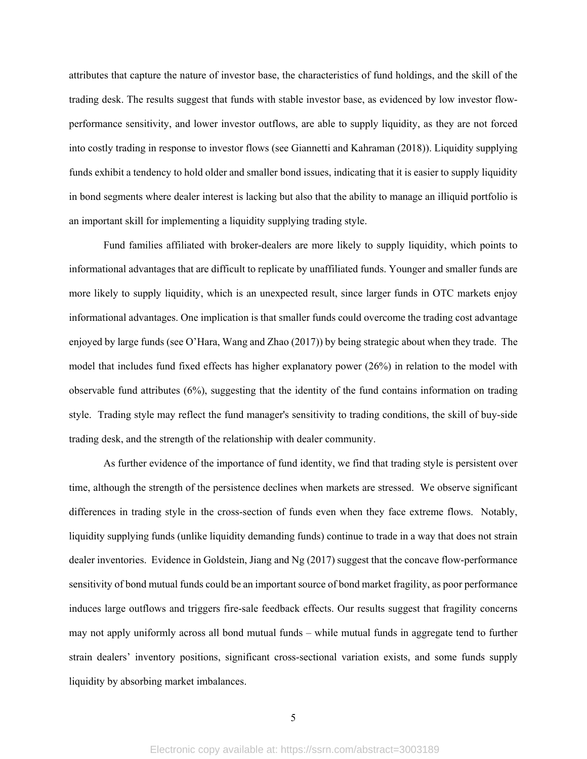attributes that capture the nature of investor base, the characteristics of fund holdings, and the skill of the trading desk. The results suggest that funds with stable investor base, as evidenced by low investor flow-performance sensitivity, and lower investor outflows, are able to supply liquidity, as they are not forced into costly trading in response to investor flows (see Giannetti and Kahraman (2018)). Liquidity supplying funds exhibit a tendency to hold older and smaller bond issues, indicating that it is easier to supply liquidity in bond segments where dealer interest is lacking but also that the ability to manage an illiquid portfolio is an important skill for implementing a liquidity supplying trading style.

Fund families affiliated with broker-dealers are more likely to supply liquidity, which points to informational advantages that are difficult to replicate by unaffiliated funds. Younger and smaller funds are more likely to supply liquidity, which is an unexpected result, since larger funds in OTC markets enjoy informational advantages. One implication is that smaller funds could overcome the trading cost advantage enjoyed by large funds (see O'Hara, Wang and Zhao (2017)) by being strategic about when they trade. The model that includes fund fixed effects has higher explanatory power (26%) in relation to the model with observable fund attributes (6%), suggesting that the identity of the fund contains information on trading style. Trading style may reflect the fund manager's sensitivity to trading conditions, the skill of buy-side trading desk, and the strength of the relationship with dealer community.

As further evidence of the importance of fund identity, we find that trading style is persistent over time, although the strength of the persistence declines when markets are stressed. We observe significant differences in trading style in the cross-section of funds even when they face extreme flows. Notably, liquidity supplying funds (unlike liquidity demanding funds) continue to trade in a way that does not strain dealer inventories. Evidence in Goldstein, Jiang and Ng (2017) suggest that the concave flow-performance sensitivity of bond mutual funds could be an important source of bond market fragility, as poor performance induces large outflows and triggers fire-sale feedback effects. Our results suggest that fragility concerns may not apply uniformly across all bond mutual funds – while mutual funds in aggregate tend to further strain dealers' inventory positions, significant cross-sectional variation exists, and some funds supply liquidity by absorbing market imbalances.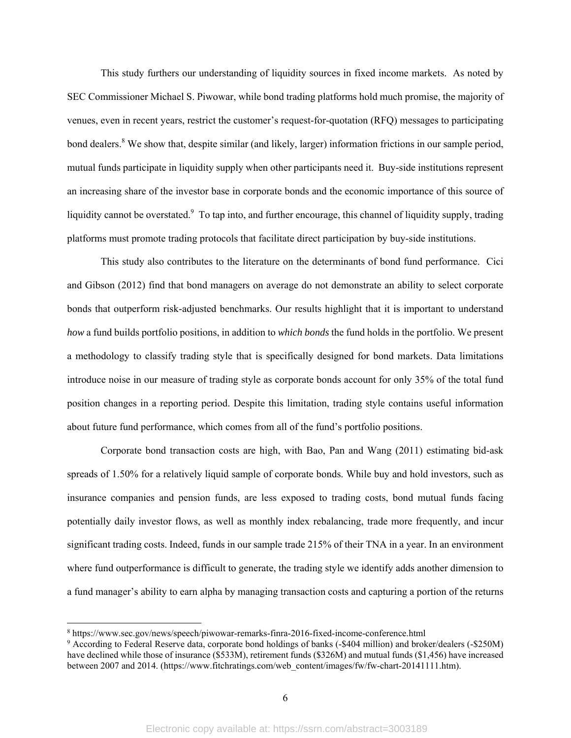This study furthers our understanding of liquidity sources in fixed income markets. As noted by SEC Commissioner Michael S. Piwowar, while bond trading platforms hold much promise, the majority of venues, even in recent years, restrict the customer's request-for-quotation (RFQ) messages to participating bond dealers.[8] We show that, despite similar (and likely, larger) information frictions in our sample period, mutual funds participate in liquidity supply when other participants need it. Buy-side institutions represent an increasing share of the investor base in corporate bonds and the economic importance of this source of liquidity cannot be overstated.[9] To tap into, and further encourage, this channel of liquidity supply, trading platforms must promote trading protocols that facilitate direct participation by buy-side institutions.

This study also contributes to the literature on the determinants of bond fund performance. Cici and Gibson (2012) find that bond managers on average do not demonstrate an ability to select corporate bonds that outperform risk-adjusted benchmarks. Our results highlight that it is important to understand *how* a fund builds portfolio positions, in addition to *which bonds* the fund holds in the portfolio. We present a methodology to classify trading style that is specifically designed for bond markets. Data limitations introduce noise in our measure of trading style as corporate bonds account for only 35% of the total fund position changes in a reporting period. Despite this limitation, trading style contains useful information about future fund performance, which comes from all of the fund's portfolio positions.

Corporate bond transaction costs are high, with Bao, Pan and Wang (2011) estimating bid-ask spreads of 1.50% for a relatively liquid sample of corporate bonds. While buy and hold investors, such as insurance companies and pension funds, are less exposed to trading costs, bond mutual funds facing potentially daily investor flows, as well as monthly index rebalancing, trade more frequently, and incur significant trading costs. Indeed, funds in our sample trade 215% of their TNA in a year. In an environment where fund outperformance is difficult to generate, the trading style we identify adds another dimension to a fund manager's ability to earn alpha by managing transaction costs and capturing a portion of the returns

---

[8] https://www.sec.gov/news/speech/piwowar-remarks-finra-2016-fixed-income-conference.html

[9] According to Federal Reserve data, corporate bond holdings of banks (-$404 million) and broker/dealers (-$250M) have declined while those of insurance ($533M), retirement funds ($326M) and mutual funds ($1,456) have increased between 2007 and 2014. (https://www.fitchratings.com/web_content/images/fw/fw-chart-20141111.htm).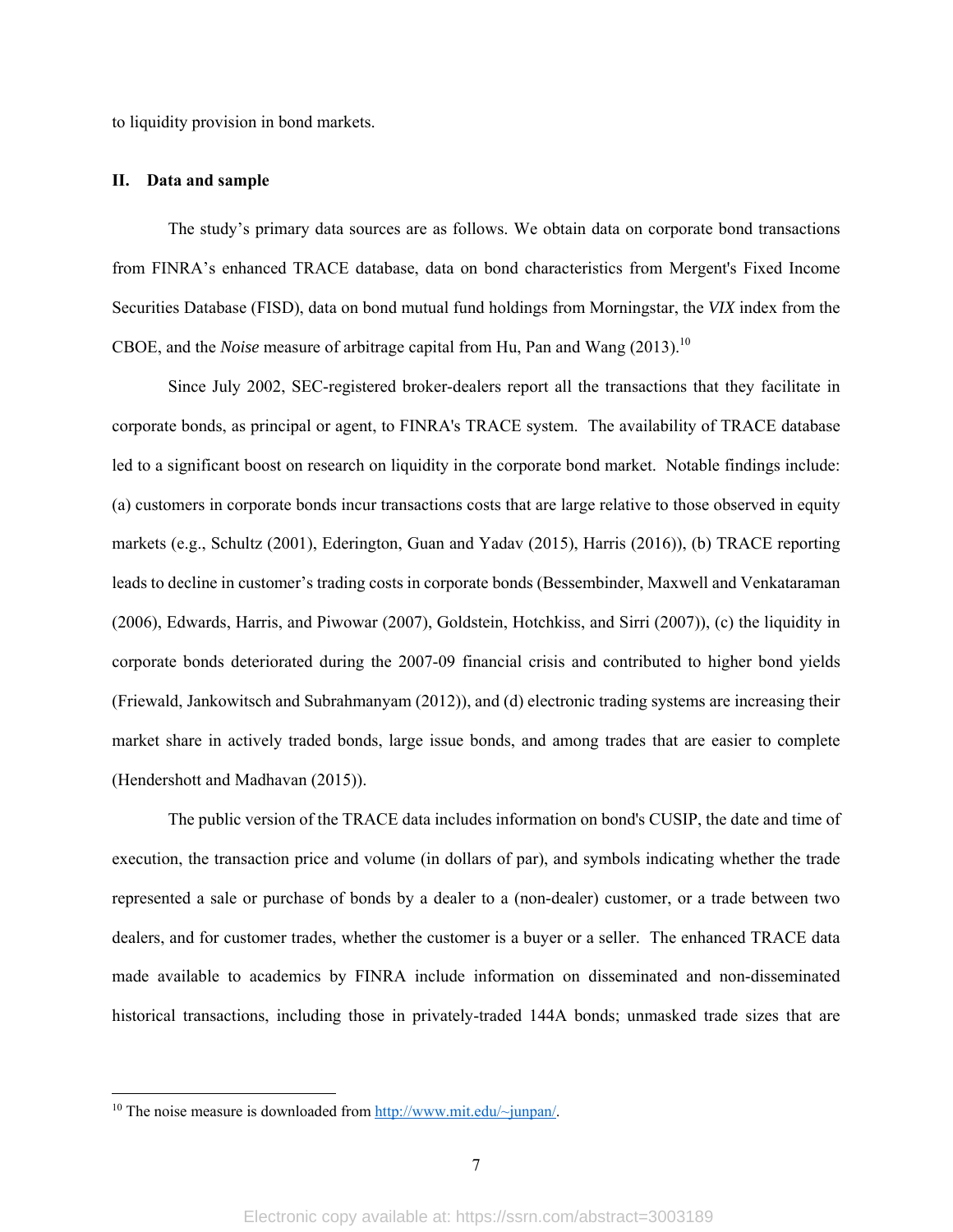to liquidity provision in bond markets.

## II. Data and sample

The study's primary data sources are as follows. We obtain data on corporate bond transactions from FINRA's enhanced TRACE database, data on bond characteristics from Mergent's Fixed Income Securities Database (FISD), data on bond mutual fund holdings from Morningstar, the *VIX* index from the CBOE, and the *Noise* measure of arbitrage capital from Hu, Pan and Wang (2013).[10]

Since July 2002, SEC-registered broker-dealers report all the transactions that they facilitate in corporate bonds, as principal or agent, to FINRA's TRACE system. The availability of TRACE database led to a significant boost on research on liquidity in the corporate bond market. Notable findings include: (a) customers in corporate bonds incur transactions costs that are large relative to those observed in equity markets (e.g., Schultz (2001), Ederington, Guan and Yadav (2015), Harris (2016)), (b) TRACE reporting leads to decline in customer's trading costs in corporate bonds (Bessembinder, Maxwell and Venkataraman (2006), Edwards, Harris, and Piwowar (2007), Goldstein, Hotchkiss, and Sirri (2007)), (c) the liquidity in corporate bonds deteriorated during the 2007-09 financial crisis and contributed to higher bond yields (Friewald, Jankowitsch and Subrahmanyam (2012)), and (d) electronic trading systems are increasing their market share in actively traded bonds, large issue bonds, and among trades that are easier to complete (Hendershott and Madhavan (2015)).

The public version of the TRACE data includes information on bond's CUSIP, the date and time of execution, the transaction price and volume (in dollars of par), and symbols indicating whether the trade represented a sale or purchase of bonds by a dealer to a (non-dealer) customer, or a trade between two dealers, and for customer trades, whether the customer is a buyer or a seller. The enhanced TRACE data made available to academics by FINRA include information on disseminated and non-disseminated historical transactions, including those in privately-traded 144A bonds; unmasked trade sizes that are

---

[10] The noise measure is downloaded from http://www.mit.edu/~junpan/.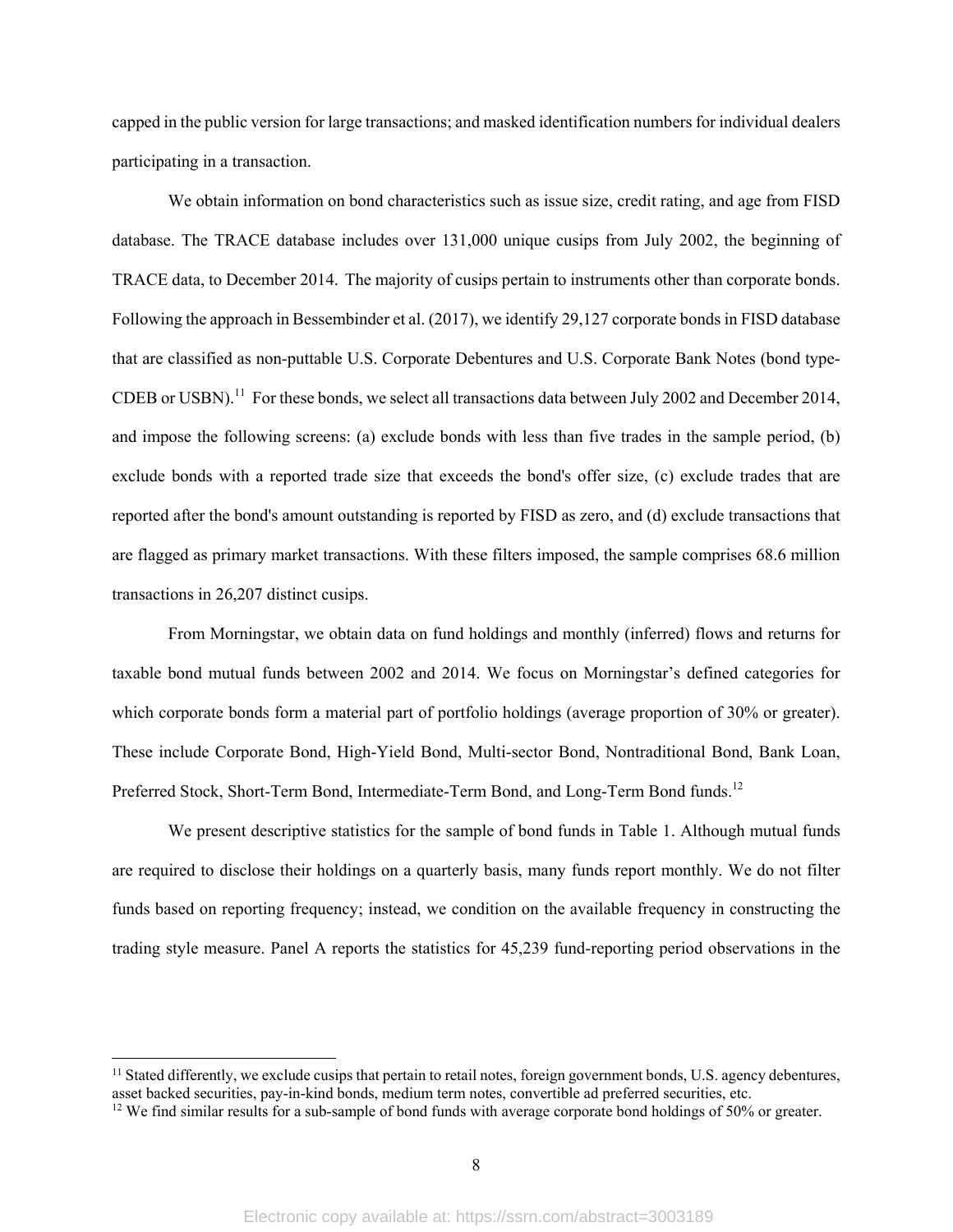capped in the public version for large transactions; and masked identification numbers for individual dealers participating in a transaction.

We obtain information on bond characteristics such as issue size, credit rating, and age from FISD database. The TRACE database includes over 131,000 unique cusips from July 2002, the beginning of TRACE data, to December 2014. The majority of cusips pertain to instruments other than corporate bonds. Following the approach in Bessembinder et al. (2017), we identify 29,127 corporate bonds in FISD database that are classified as non-puttable U.S. Corporate Debentures and U.S. Corporate Bank Notes (bond type-CDEB or USBN).[11] For these bonds, we select all transactions data between July 2002 and December 2014, and impose the following screens: (a) exclude bonds with less than five trades in the sample period, (b) exclude bonds with a reported trade size that exceeds the bond's offer size, (c) exclude trades that are reported after the bond's amount outstanding is reported by FISD as zero, and (d) exclude transactions that are flagged as primary market transactions. With these filters imposed, the sample comprises 68.6 million transactions in 26,207 distinct cusips.

From Morningstar, we obtain data on fund holdings and monthly (inferred) flows and returns for taxable bond mutual funds between 2002 and 2014. We focus on Morningstar's defined categories for which corporate bonds form a material part of portfolio holdings (average proportion of 30% or greater). These include Corporate Bond, High-Yield Bond, Multi-sector Bond, Nontraditional Bond, Bank Loan, Preferred Stock, Short-Term Bond, Intermediate-Term Bond, and Long-Term Bond funds.[12]

We present descriptive statistics for the sample of bond funds in Table 1. Although mutual funds are required to disclose their holdings on a quarterly basis, many funds report monthly. We do not filter funds based on reporting frequency; instead, we condition on the available frequency in constructing the trading style measure. Panel A reports the statistics for 45,239 fund-reporting period observations in the

---

[11] Stated differently, we exclude cusips that pertain to retail notes, foreign government bonds, U.S. agency debentures, asset backed securities, pay-in-kind bonds, medium term notes, convertible ad preferred securities, etc.

[12] We find similar results for a sub-sample of bond funds with average corporate bond holdings of 50% or greater.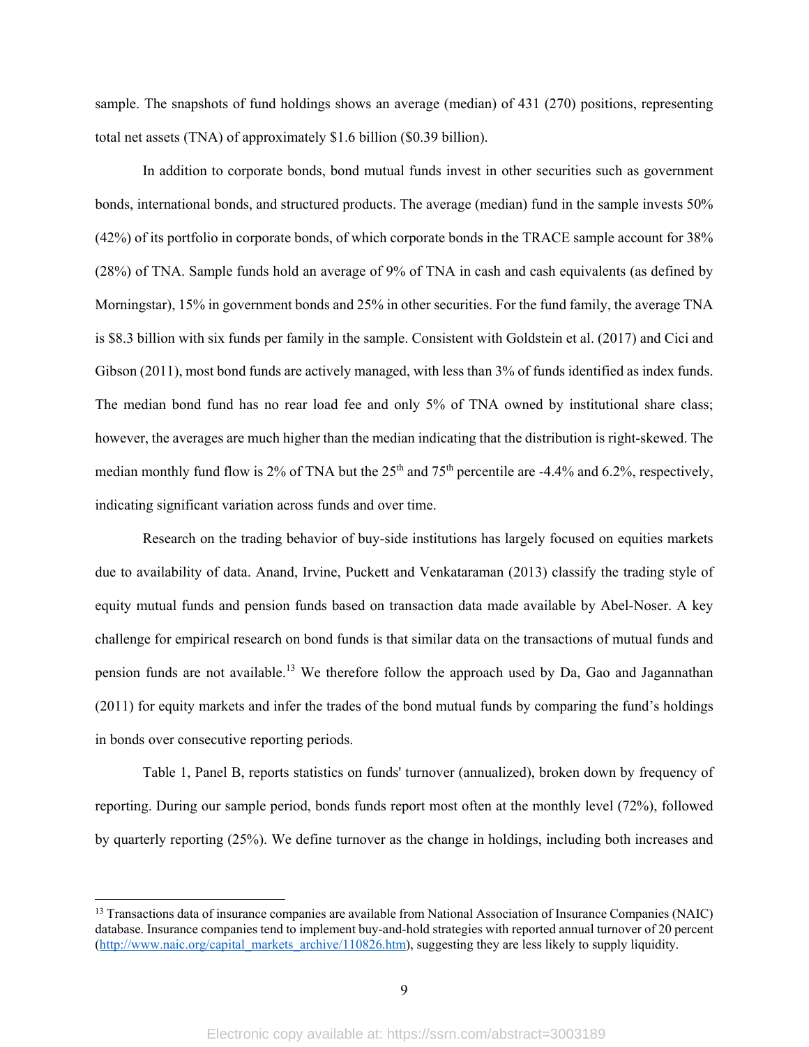sample. The snapshots of fund holdings shows an average (median) of 431 (270) positions, representing total net assets (TNA) of approximately \$1.6 billion (\$0.39 billion).

In addition to corporate bonds, bond mutual funds invest in other securities such as government bonds, international bonds, and structured products. The average (median) fund in the sample invests 50% (42%) of its portfolio in corporate bonds, of which corporate bonds in the TRACE sample account for 38% (28%) of TNA. Sample funds hold an average of 9% of TNA in cash and cash equivalents (as defined by Morningstar), 15% in government bonds and 25% in other securities. For the fund family, the average TNA is \$8.3 billion with six funds per family in the sample. Consistent with Goldstein et al. (2017) and Cici and Gibson (2011), most bond funds are actively managed, with less than 3% of funds identified as index funds. The median bond fund has no rear load fee and only 5% of TNA owned by institutional share class; however, the averages are much higher than the median indicating that the distribution is right-skewed. The median monthly fund flow is 2% of TNA but the 25th and 75th percentile are -4.4% and 6.2%, respectively, indicating significant variation across funds and over time.

Research on the trading behavior of buy-side institutions has largely focused on equities markets due to availability of data. Anand, Irvine, Puckett and Venkataraman (2013) classify the trading style of equity mutual funds and pension funds based on transaction data made available by Abel-Noser. A key challenge for empirical research on bond funds is that similar data on the transactions of mutual funds and pension funds are not available.[13] We therefore follow the approach used by Da, Gao and Jagannathan (2011) for equity markets and infer the trades of the bond mutual funds by comparing the fund's holdings in bonds over consecutive reporting periods.

Table 1, Panel B, reports statistics on funds' turnover (annualized), broken down by frequency of reporting. During our sample period, bonds funds report most often at the monthly level (72%), followed by quarterly reporting (25%). We define turnover as the change in holdings, including both increases and

---

[13] Transactions data of insurance companies are available from National Association of Insurance Companies (NAIC) database. Insurance companies tend to implement buy-and-hold strategies with reported annual turnover of 20 percent (http://www.naic.org/capital_markets_archive/110826.htm), suggesting they are less likely to supply liquidity.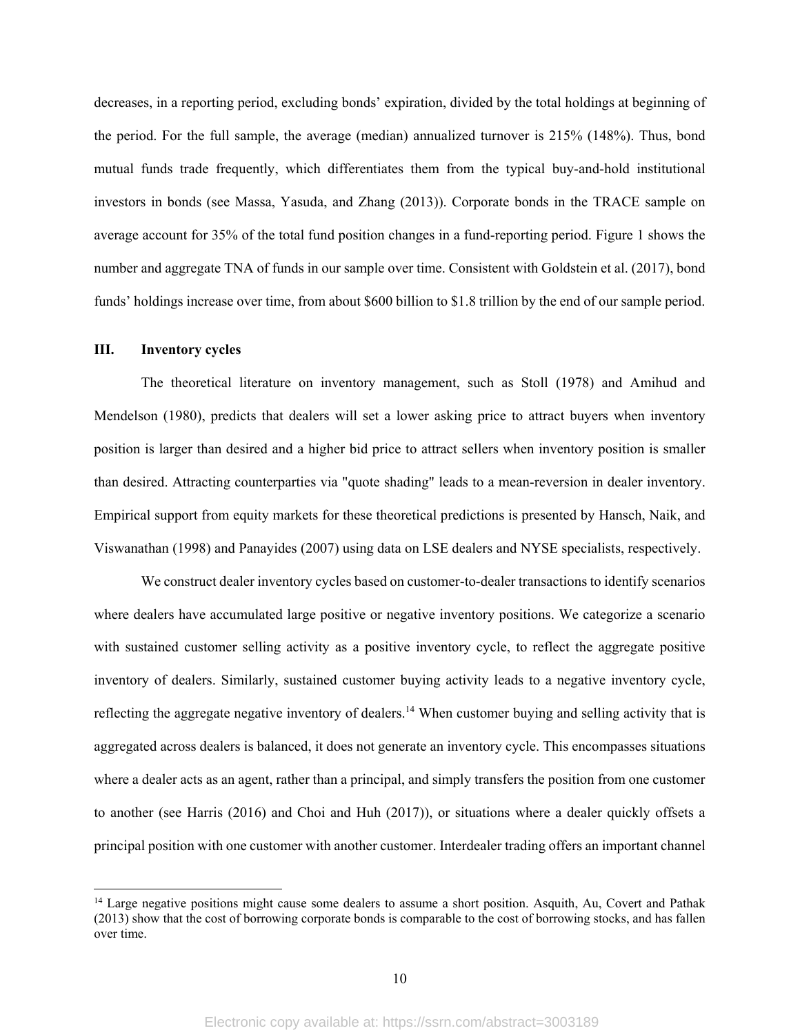decreases, in a reporting period, excluding bonds' expiration, divided by the total holdings at beginning of the period. For the full sample, the average (median) annualized turnover is 215% (148%). Thus, bond mutual funds trade frequently, which differentiates them from the typical buy-and-hold institutional investors in bonds (see Massa, Yasuda, and Zhang (2013)). Corporate bonds in the TRACE sample on average account for 35% of the total fund position changes in a fund-reporting period. Figure 1 shows the number and aggregate TNA of funds in our sample over time. Consistent with Goldstein et al. (2017), bond funds' holdings increase over time, from about $600 billion to $1.8 trillion by the end of our sample period.

## III. Inventory cycles

The theoretical literature on inventory management, such as Stoll (1978) and Amihud and Mendelson (1980), predicts that dealers will set a lower asking price to attract buyers when inventory position is larger than desired and a higher bid price to attract sellers when inventory position is smaller than desired. Attracting counterparties via "quote shading" leads to a mean-reversion in dealer inventory. Empirical support from equity markets for these theoretical predictions is presented by Hansch, Naik, and Viswanathan (1998) and Panayides (2007) using data on LSE dealers and NYSE specialists, respectively.

We construct dealer inventory cycles based on customer-to-dealer transactions to identify scenarios where dealers have accumulated large positive or negative inventory positions. We categorize a scenario with sustained customer selling activity as a positive inventory cycle, to reflect the aggregate positive inventory of dealers. Similarly, sustained customer buying activity leads to a negative inventory cycle, reflecting the aggregate negative inventory of dealers.[14] When customer buying and selling activity that is aggregated across dealers is balanced, it does not generate an inventory cycle. This encompasses situations where a dealer acts as an agent, rather than a principal, and simply transfers the position from one customer to another (see Harris (2016) and Choi and Huh (2017)), or situations where a dealer quickly offsets a principal position with one customer with another customer. Interdealer trading offers an important channel

[14] Large negative positions might cause some dealers to assume a short position. Asquith, Au, Covert and Pathak (2013) show that the cost of borrowing corporate bonds is comparable to the cost of borrowing stocks, and has fallen over time.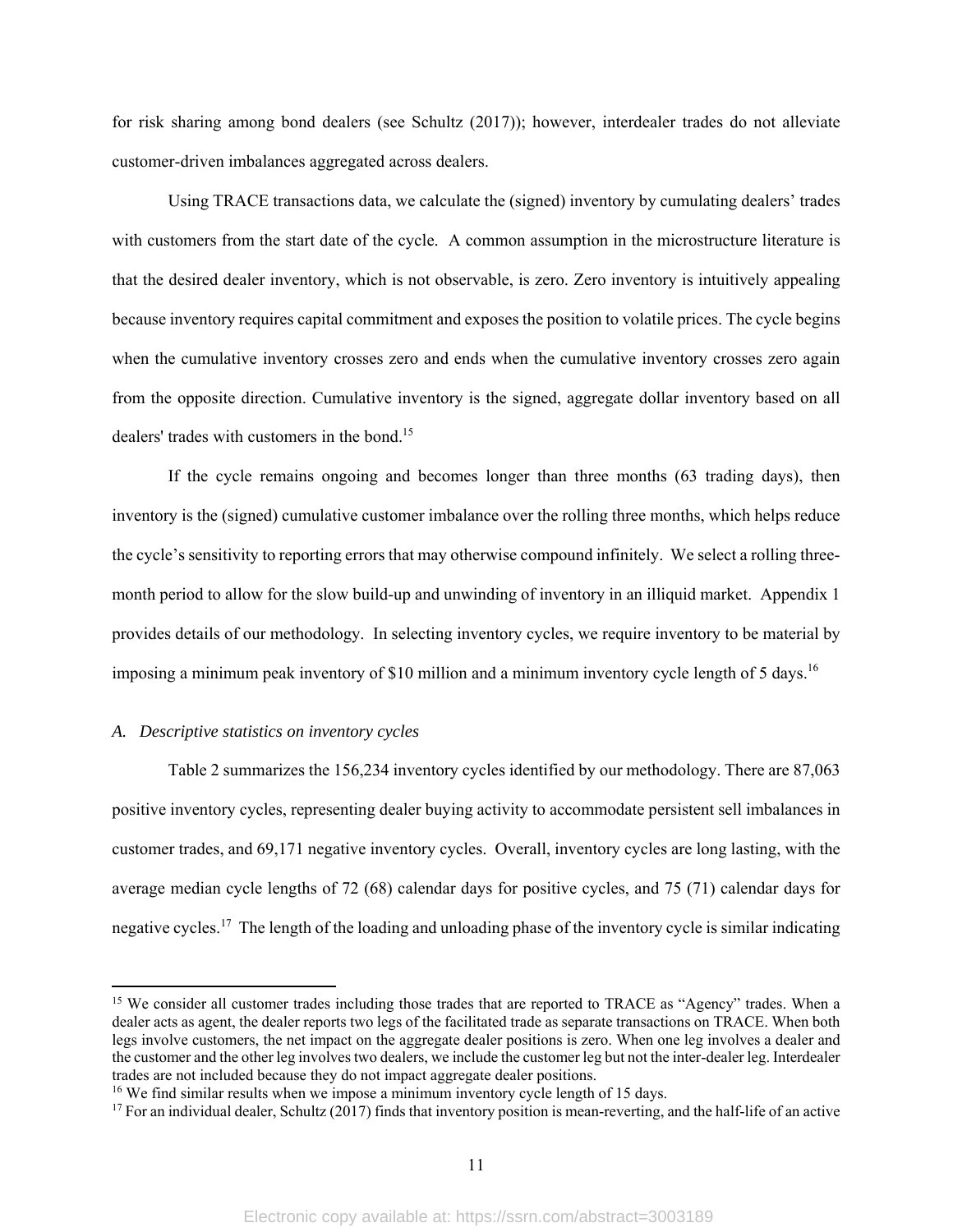for risk sharing among bond dealers (see Schultz (2017)); however, interdealer trades do not alleviate customer-driven imbalances aggregated across dealers.

Using TRACE transactions data, we calculate the (signed) inventory by cumulating dealers' trades with customers from the start date of the cycle. A common assumption in the microstructure literature is that the desired dealer inventory, which is not observable, is zero. Zero inventory is intuitively appealing because inventory requires capital commitment and exposes the position to volatile prices. The cycle begins when the cumulative inventory crosses zero and ends when the cumulative inventory crosses zero again from the opposite direction. Cumulative inventory is the signed, aggregate dollar inventory based on all dealers' trades with customers in the bond.[15]

If the cycle remains ongoing and becomes longer than three months (63 trading days), then inventory is the (signed) cumulative customer imbalance over the rolling three months, which helps reduce the cycle's sensitivity to reporting errors that may otherwise compound infinitely. We select a rolling three-month period to allow for the slow build-up and unwinding of inventory in an illiquid market. Appendix 1 provides details of our methodology. In selecting inventory cycles, we require inventory to be material by imposing a minimum peak inventory of $10 million and a minimum inventory cycle length of 5 days.[16]

### *A. Descriptive statistics on inventory cycles*

Table 2 summarizes the 156,234 inventory cycles identified by our methodology. There are 87,063 positive inventory cycles, representing dealer buying activity to accommodate persistent sell imbalances in customer trades, and 69,171 negative inventory cycles. Overall, inventory cycles are long lasting, with the average median cycle lengths of 72 (68) calendar days for positive cycles, and 75 (71) calendar days for negative cycles.[17] The length of the loading and unloading phase of the inventory cycle is similar indicating

---

[15] We consider all customer trades including those trades that are reported to TRACE as "Agency" trades. When a dealer acts as agent, the dealer reports two legs of the facilitated trade as separate transactions on TRACE. When both legs involve customers, the net impact on the aggregate dealer positions is zero. When one leg involves a dealer and the customer and the other leg involves two dealers, we include the customer leg but not the inter-dealer leg. Interdealer trades are not included because they do not impact aggregate dealer positions.

[16] We find similar results when we impose a minimum inventory cycle length of 15 days.

[17] For an individual dealer, Schultz (2017) finds that inventory position is mean-reverting, and the half-life of an active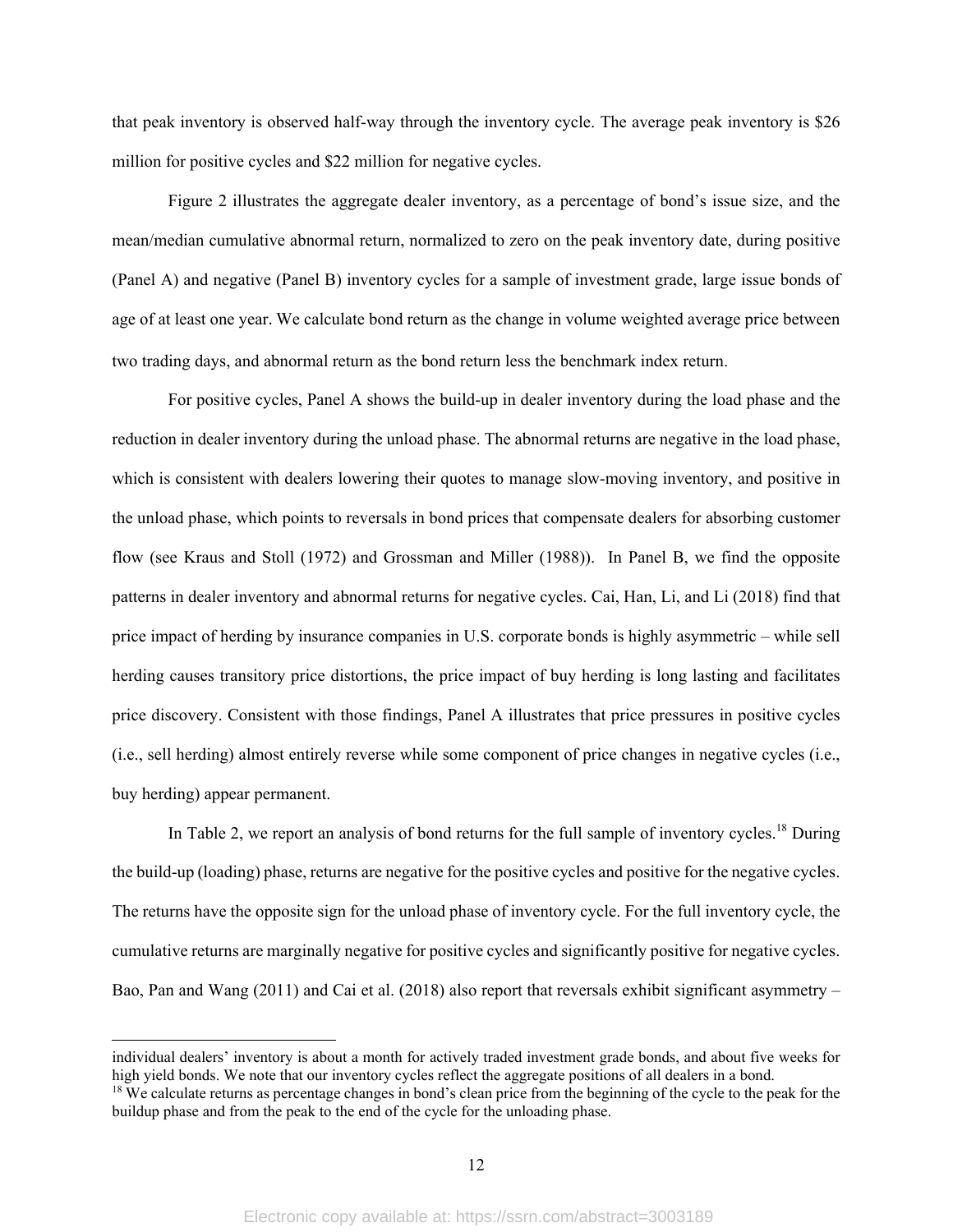that peak inventory is observed half-way through the inventory cycle. The average peak inventory is $26 million for positive cycles and $22 million for negative cycles.

Figure 2 illustrates the aggregate dealer inventory, as a percentage of bond's issue size, and the mean/median cumulative abnormal return, normalized to zero on the peak inventory date, during positive (Panel A) and negative (Panel B) inventory cycles for a sample of investment grade, large issue bonds of age of at least one year. We calculate bond return as the change in volume weighted average price between two trading days, and abnormal return as the bond return less the benchmark index return.

For positive cycles, Panel A shows the build-up in dealer inventory during the load phase and the reduction in dealer inventory during the unload phase. The abnormal returns are negative in the load phase, which is consistent with dealers lowering their quotes to manage slow-moving inventory, and positive in the unload phase, which points to reversals in bond prices that compensate dealers for absorbing customer flow (see Kraus and Stoll (1972) and Grossman and Miller (1988)). In Panel B, we find the opposite patterns in dealer inventory and abnormal returns for negative cycles. Cai, Han, Li, and Li (2018) find that price impact of herding by insurance companies in U.S. corporate bonds is highly asymmetric – while sell herding causes transitory price distortions, the price impact of buy herding is long lasting and facilitates price discovery. Consistent with those findings, Panel A illustrates that price pressures in positive cycles (i.e., sell herding) almost entirely reverse while some component of price changes in negative cycles (i.e., buy herding) appear permanent.

In Table 2, we report an analysis of bond returns for the full sample of inventory cycles.[18] During the build-up (loading) phase, returns are negative for the positive cycles and positive for the negative cycles. The returns have the opposite sign for the unload phase of inventory cycle. For the full inventory cycle, the cumulative returns are marginally negative for positive cycles and significantly positive for negative cycles. Bao, Pan and Wang (2011) and Cai et al. (2018) also report that reversals exhibit significant asymmetry –

---

individual dealers' inventory is about a month for actively traded investment grade bonds, and about five weeks for high yield bonds. We note that our inventory cycles reflect the aggregate positions of all dealers in a bond.

[18] We calculate returns as percentage changes in bond's clean price from the beginning of the cycle to the peak for the buildup phase and from the peak to the end of the cycle for the unloading phase.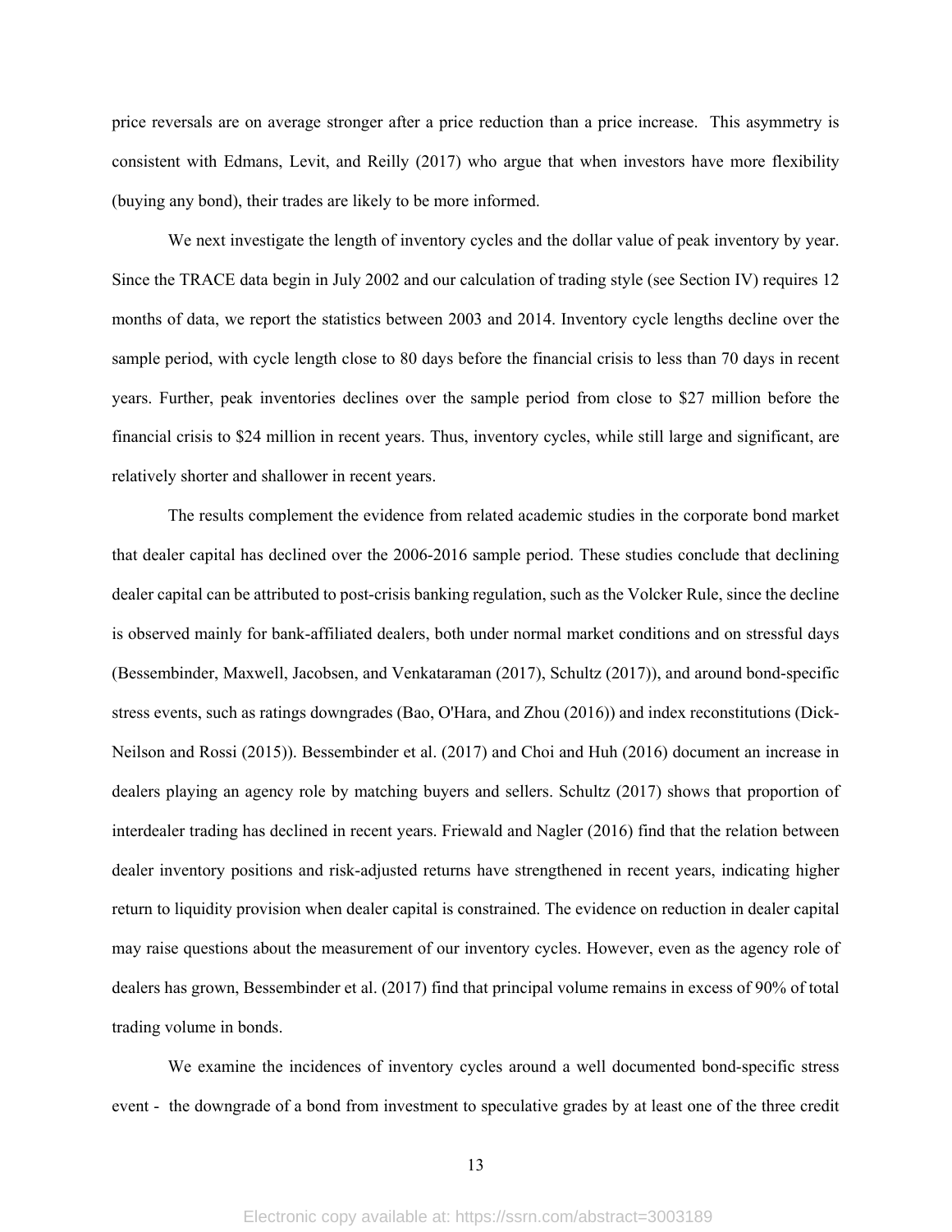price reversals are on average stronger after a price reduction than a price increase. This asymmetry is consistent with Edmans, Levit, and Reilly (2017) who argue that when investors have more flexibility (buying any bond), their trades are likely to be more informed.

We next investigate the length of inventory cycles and the dollar value of peak inventory by year. Since the TRACE data begin in July 2002 and our calculation of trading style (see Section IV) requires 12 months of data, we report the statistics between 2003 and 2014. Inventory cycle lengths decline over the sample period, with cycle length close to 80 days before the financial crisis to less than 70 days in recent years. Further, peak inventories declines over the sample period from close to \$27 million before the financial crisis to \$24 million in recent years. Thus, inventory cycles, while still large and significant, are relatively shorter and shallower in recent years.

The results complement the evidence from related academic studies in the corporate bond market that dealer capital has declined over the 2006-2016 sample period. These studies conclude that declining dealer capital can be attributed to post-crisis banking regulation, such as the Volcker Rule, since the decline is observed mainly for bank-affiliated dealers, both under normal market conditions and on stressful days (Bessembinder, Maxwell, Jacobsen, and Venkataraman (2017), Schultz (2017)), and around bond-specific stress events, such as ratings downgrades (Bao, O'Hara, and Zhou (2016)) and index reconstitutions (Dick-Neilson and Rossi (2015)). Bessembinder et al. (2017) and Choi and Huh (2016) document an increase in dealers playing an agency role by matching buyers and sellers. Schultz (2017) shows that proportion of interdealer trading has declined in recent years. Friewald and Nagler (2016) find that the relation between dealer inventory positions and risk-adjusted returns have strengthened in recent years, indicating higher return to liquidity provision when dealer capital is constrained. The evidence on reduction in dealer capital may raise questions about the measurement of our inventory cycles. However, even as the agency role of dealers has grown, Bessembinder et al. (2017) find that principal volume remains in excess of 90% of total trading volume in bonds.

We examine the incidences of inventory cycles around a well documented bond-specific stress event - the downgrade of a bond from investment to speculative grades by at least one of the three credit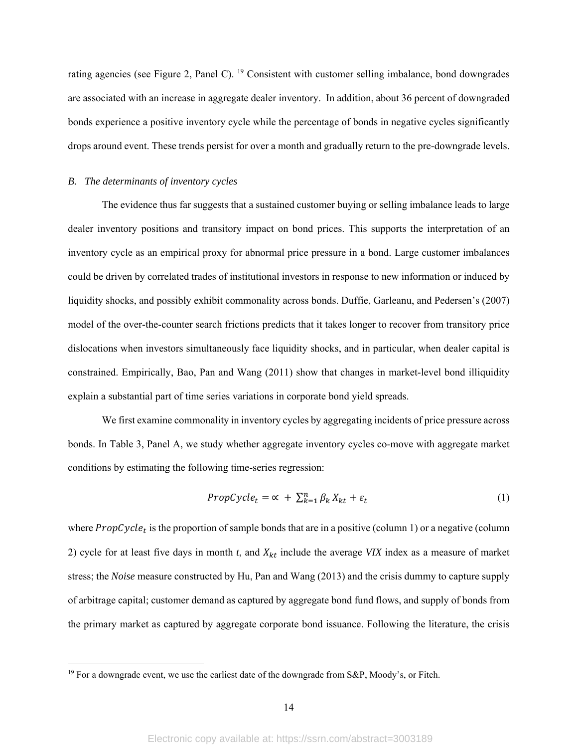rating agencies (see Figure 2, Panel C). [19] Consistent with customer selling imbalance, bond downgrades are associated with an increase in aggregate dealer inventory. In addition, about 36 percent of downgraded bonds experience a positive inventory cycle while the percentage of bonds in negative cycles significantly drops around event. These trends persist for over a month and gradually return to the pre-downgrade levels.

### *B. The determinants of inventory cycles*

The evidence thus far suggests that a sustained customer buying or selling imbalance leads to large dealer inventory positions and transitory impact on bond prices. This supports the interpretation of an inventory cycle as an empirical proxy for abnormal price pressure in a bond. Large customer imbalances could be driven by correlated trades of institutional investors in response to new information or induced by liquidity shocks, and possibly exhibit commonality across bonds. Duffie, Garleanu, and Pedersen's (2007) model of the over-the-counter search frictions predicts that it takes longer to recover from transitory price dislocations when investors simultaneously face liquidity shocks, and in particular, when dealer capital is constrained. Empirically, Bao, Pan and Wang (2011) show that changes in market-level bond illiquidity explain a substantial part of time series variations in corporate bond yield spreads.

We first examine commonality in inventory cycles by aggregating incidents of price pressure across bonds. In Table 3, Panel A, we study whether aggregate inventory cycles co-move with aggregate market conditions by estimating the following time-series regression:

$$PropCycle_t = \propto + \sum_{k=1}^{n} \beta_k X_{kt} + \varepsilon_t \tag{1}$$

where $PropCycle_t$ is the proportion of sample bonds that are in a positive (column 1) or a negative (column 2) cycle for at least five days in month *t*, and $X_{kt}$ include the average *VIX* index as a measure of market stress; the *Noise* measure constructed by Hu, Pan and Wang (2013) and the crisis dummy to capture supply of arbitrage capital; customer demand as captured by aggregate bond fund flows, and supply of bonds from the primary market as captured by aggregate corporate bond issuance. Following the literature, the crisis

[19] For a downgrade event, we use the earliest date of the downgrade from S&P, Moody's, or Fitch.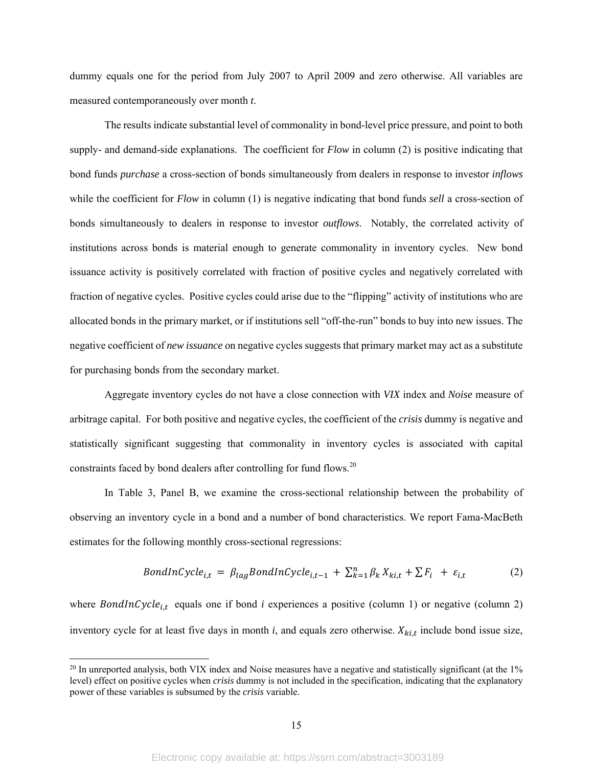dummy equals one for the period from July 2007 to April 2009 and zero otherwise. All variables are measured contemporaneously over month *t*.

The results indicate substantial level of commonality in bond-level price pressure, and point to both supply- and demand-side explanations. The coefficient for *Flow* in column (2) is positive indicating that bond funds *purchase* a cross-section of bonds simultaneously from dealers in response to investor *inflows* while the coefficient for *Flow* in column (1) is negative indicating that bond funds *sell* a cross-section of bonds simultaneously to dealers in response to investor *outflows*. Notably, the correlated activity of institutions across bonds is material enough to generate commonality in inventory cycles. New bond issuance activity is positively correlated with fraction of positive cycles and negatively correlated with fraction of negative cycles. Positive cycles could arise due to the "flipping" activity of institutions who are allocated bonds in the primary market, or if institutions sell "off-the-run" bonds to buy into new issues. The negative coefficient of *new issuance* on negative cycles suggests that primary market may act as a substitute for purchasing bonds from the secondary market.

Aggregate inventory cycles do not have a close connection with *VIX* index and *Noise* measure of arbitrage capital. For both positive and negative cycles, the coefficient of the *crisis* dummy is negative and statistically significant suggesting that commonality in inventory cycles is associated with capital constraints faced by bond dealers after controlling for fund flows.[20]

In Table 3, Panel B, we examine the cross-sectional relationship between the probability of observing an inventory cycle in a bond and a number of bond characteristics. We report Fama-MacBeth estimates for the following monthly cross-sectional regressions:

$$BondInCycle_{i,t} = \beta_{lag} BondInCycle_{i,t-1} + \sum_{k=1}^{n} \beta_k X_{ki,t} + \sum F_i + \varepsilon_{i,t} \tag{2}$$

where $BondInCycle_{i,t}$ equals one if bond *i* experiences a positive (column 1) or negative (column 2) inventory cycle for at least five days in month *i*, and equals zero otherwise. $X_{ki,t}$ include bond issue size,

[20] In unreported analysis, both VIX index and Noise measures have a negative and statistically significant (at the 1% level) effect on positive cycles when *crisis* dummy is not included in the specification, indicating that the explanatory power of these variables is subsumed by the *crisis* variable.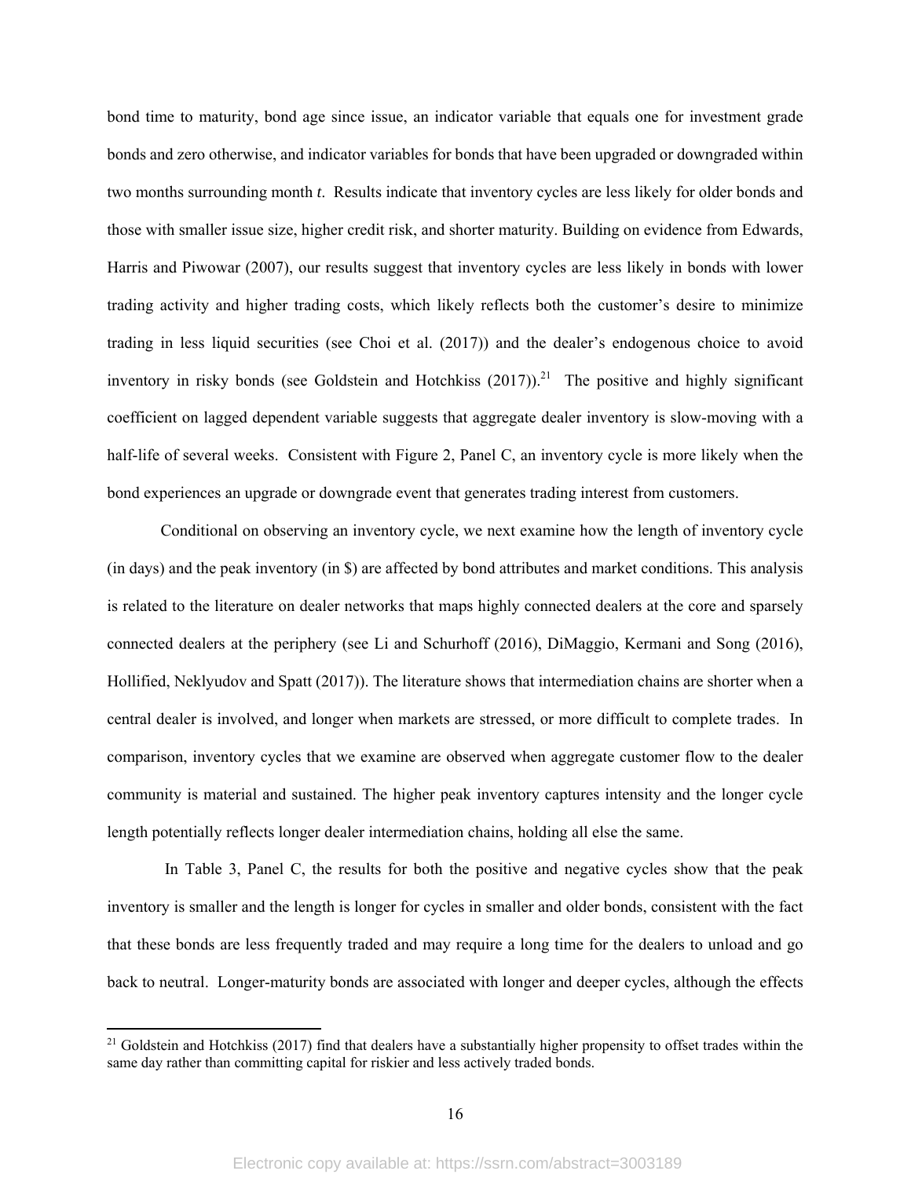bond time to maturity, bond age since issue, an indicator variable that equals one for investment grade bonds and zero otherwise, and indicator variables for bonds that have been upgraded or downgraded within two months surrounding month *t*. Results indicate that inventory cycles are less likely for older bonds and those with smaller issue size, higher credit risk, and shorter maturity. Building on evidence from Edwards, Harris and Piwowar (2007), our results suggest that inventory cycles are less likely in bonds with lower trading activity and higher trading costs, which likely reflects both the customer's desire to minimize trading in less liquid securities (see Choi et al. (2017)) and the dealer's endogenous choice to avoid inventory in risky bonds (see Goldstein and Hotchkiss (2017)).[21] The positive and highly significant coefficient on lagged dependent variable suggests that aggregate dealer inventory is slow-moving with a half-life of several weeks. Consistent with Figure 2, Panel C, an inventory cycle is more likely when the bond experiences an upgrade or downgrade event that generates trading interest from customers.

Conditional on observing an inventory cycle, we next examine how the length of inventory cycle (in days) and the peak inventory (in \$) are affected by bond attributes and market conditions. This analysis is related to the literature on dealer networks that maps highly connected dealers at the core and sparsely connected dealers at the periphery (see Li and Schurhoff (2016), DiMaggio, Kermani and Song (2016), Hollifed, Neklyudov and Spatt (2017)). The literature shows that intermediation chains are shorter when a central dealer is involved, and longer when markets are stressed, or more difficult to complete trades. In comparison, inventory cycles that we examine are observed when aggregate customer flow to the dealer community is material and sustained. The higher peak inventory captures intensity and the longer cycle length potentially reflects longer dealer intermediation chains, holding all else the same.

In Table 3, Panel C, the results for both the positive and negative cycles show that the peak inventory is smaller and the length is longer for cycles in smaller and older bonds, consistent with the fact that these bonds are less frequently traded and may require a long time for the dealers to unload and go back to neutral. Longer-maturity bonds are associated with longer and deeper cycles, although the effects

[21] Goldstein and Hotchkiss (2017) find that dealers have a substantially higher propensity to offset trades within the same day rather than committing capital for riskier and less actively traded bonds.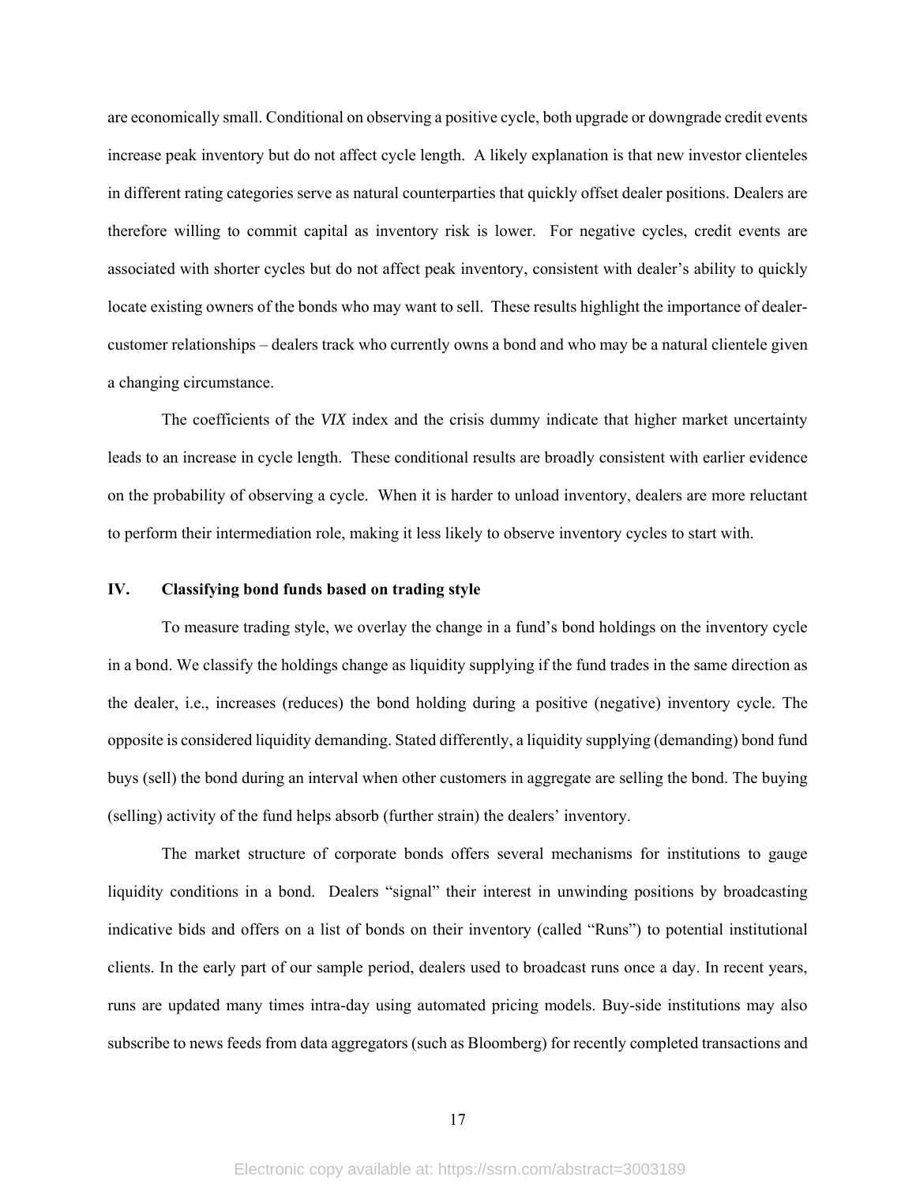are economically small. Conditional on observing a positive cycle, both upgrade or downgrade credit events increase peak inventory but do not affect cycle length. A likely explanation is that new investor clienteles in different rating categories serve as natural counterparties that quickly offset dealer positions. Dealers are therefore willing to commit capital as inventory risk is lower. For negative cycles, credit events are associated with shorter cycles but do not affect peak inventory, consistent with dealer's ability to quickly locate existing owners of the bonds who may want to sell. These results highlight the importance of dealer-customer relationships – dealers track who currently owns a bond and who may be a natural clientele given a changing circumstance.

The coefficients of the *VIX* index and the crisis dummy indicate that higher market uncertainty leads to an increase in cycle length. These conditional results are broadly consistent with earlier evidence on the probability of observing a cycle. When it is harder to unload inventory, dealers are more reluctant to perform their intermediation role, making it less likely to observe inventory cycles to start with.

## IV. Classifying bond funds based on trading style

To measure trading style, we overlay the change in a fund's bond holdings on the inventory cycle in a bond. We classify the holdings change as liquidity supplying if the fund trades in the same direction as the dealer, i.e., increases (reduces) the bond holding during a positive (negative) inventory cycle. The opposite is considered liquidity demanding. Stated differently, a liquidity supplying (demanding) bond fund buys (sell) the bond during an interval when other customers in aggregate are selling the bond. The buying (selling) activity of the fund helps absorb (further strain) the dealers' inventory.

The market structure of corporate bonds offers several mechanisms for institutions to gauge liquidity conditions in a bond. Dealers "signal" their interest in unwinding positions by broadcasting indicative bids and offers on a list of bonds on their inventory (called "Runs") to potential institutional clients. In the early part of our sample period, dealers used to broadcast runs once a day. In recent years, runs are updated many times intra-day using automated pricing models. Buy-side institutions may also subscribe to news feeds from data aggregators (such as Bloomberg) for recently completed transactions and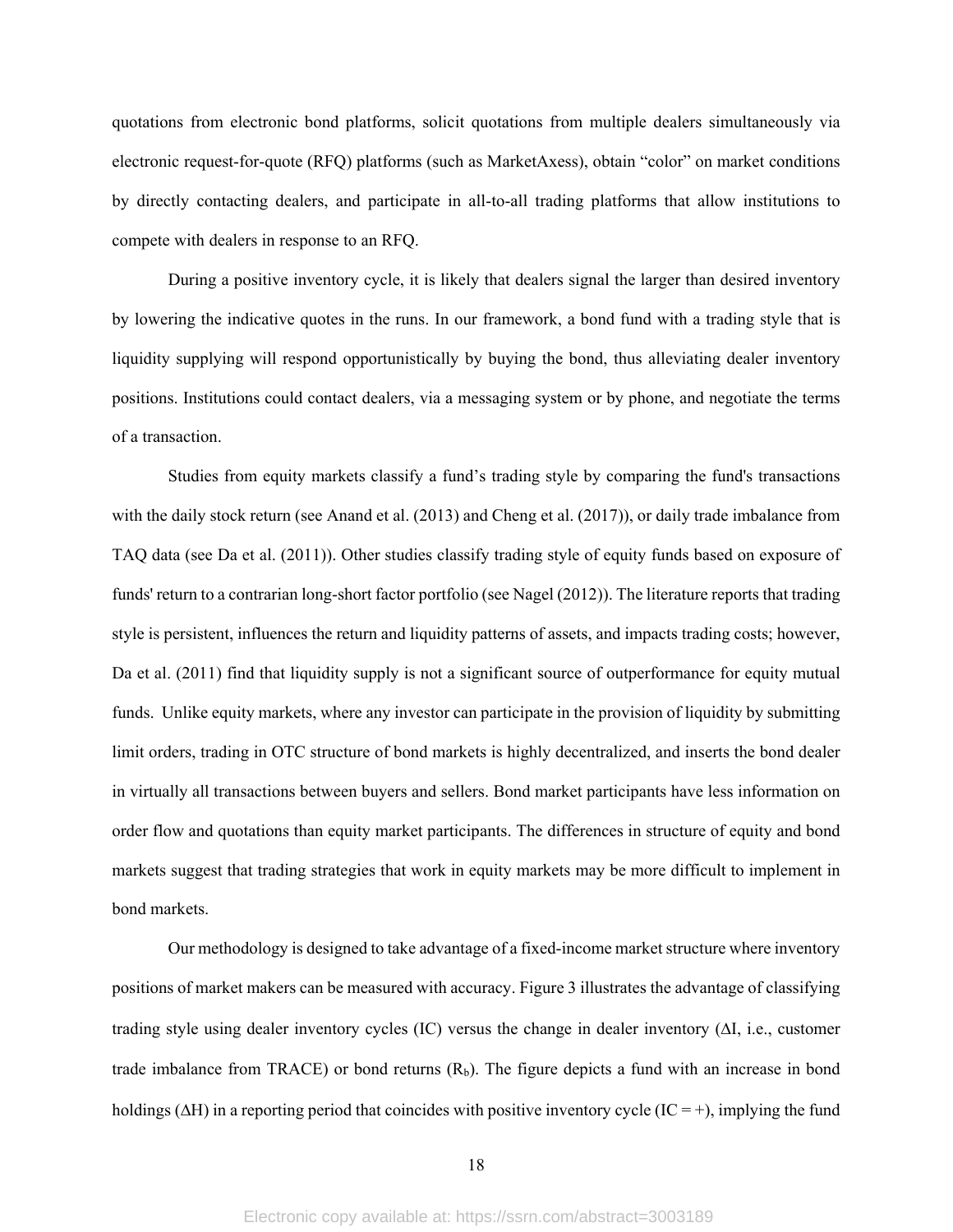quotations from electronic bond platforms, solicit quotations from multiple dealers simultaneously via electronic request-for-quote (RFQ) platforms (such as MarketAxess), obtain "color" on market conditions by directly contacting dealers, and participate in all-to-all trading platforms that allow institutions to compete with dealers in response to an RFQ.

During a positive inventory cycle, it is likely that dealers signal the larger than desired inventory by lowering the indicative quotes in the runs. In our framework, a bond fund with a trading style that is liquidity supplying will respond opportunistically by buying the bond, thus alleviating dealer inventory positions. Institutions could contact dealers, via a messaging system or by phone, and negotiate the terms of a transaction.

Studies from equity markets classify a fund's trading style by comparing the fund's transactions with the daily stock return (see Anand et al. (2013) and Cheng et al. (2017)), or daily trade imbalance from TAQ data (see Da et al. (2011)). Other studies classify trading style of equity funds based on exposure of funds' return to a contrarian long-short factor portfolio (see Nagel (2012)). The literature reports that trading style is persistent, influences the return and liquidity patterns of assets, and impacts trading costs; however, Da et al. (2011) find that liquidity supply is not a significant source of outperformance for equity mutual funds. Unlike equity markets, where any investor can participate in the provision of liquidity by submitting limit orders, trading in OTC structure of bond markets is highly decentralized, and inserts the bond dealer in virtually all transactions between buyers and sellers. Bond market participants have less information on order flow and quotations than equity market participants. The differences in structure of equity and bond markets suggest that trading strategies that work in equity markets may be more difficult to implement in bond markets.

Our methodology is designed to take advantage of a fixed-income market structure where inventory positions of market makers can be measured with accuracy. Figure 3 illustrates the advantage of classifying trading style using dealer inventory cycles (IC) versus the change in dealer inventory ($\Delta I$, i.e., customer trade imbalance from TRACE) or bond returns ($R_b$). The figure depicts a fund with an increase in bond holdings ($\Delta H$) in a reporting period that coincides with positive inventory cycle (IC = +), implying the fund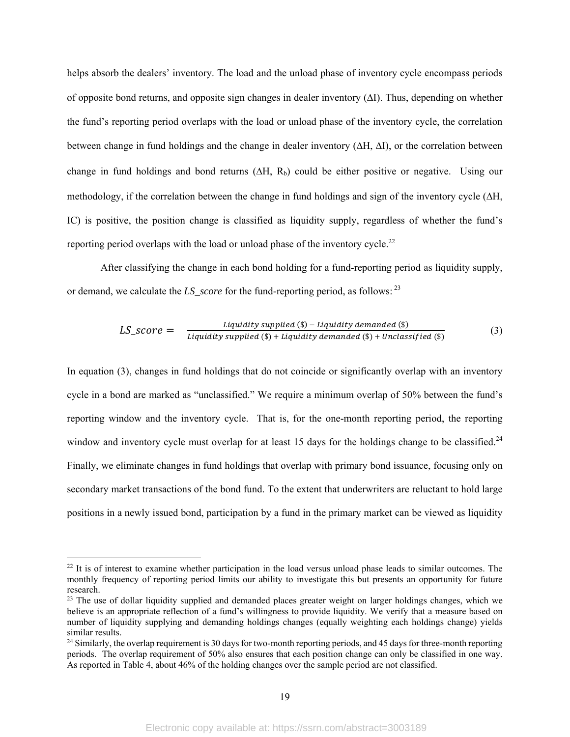helps absorb the dealers' inventory. The load and the unload phase of inventory cycle encompass periods of opposite bond returns, and opposite sign changes in dealer inventory ($\Delta I$). Thus, depending on whether the fund's reporting period overlaps with the load or unload phase of the inventory cycle, the correlation between change in fund holdings and the change in dealer inventory ($\Delta H$, $\Delta I$), or the correlation between change in fund holdings and bond returns ($\Delta H$, $R_b$) could be either positive or negative. Using our methodology, if the correlation between the change in fund holdings and sign of the inventory cycle ($\Delta H$, IC) is positive, the position change is classified as liquidity supply, regardless of whether the fund's reporting period overlaps with the load or unload phase of the inventory cycle.[22]

After classifying the change in each bond holding for a fund-reporting period as liquidity supply, or demand, we calculate the *LS_score* for the fund-reporting period, as follows: [23]

$$LS\_score = \frac{Liquidity\ supplied\ (\$) - Liquidity\ demanded\ (\$)}{Liquidity\ supplied\ (\$) + Liquidity\ demanded\ (\$) + Unclassified\ (\$)} \tag{3}$$

In equation (3), changes in fund holdings that do not coincide or significantly overlap with an inventory cycle in a bond are marked as "unclassified." We require a minimum overlap of 50% between the fund's reporting window and the inventory cycle. That is, for the one-month reporting period, the reporting window and inventory cycle must overlap for at least 15 days for the holdings change to be classified.[24] Finally, we eliminate changes in fund holdings that overlap with primary bond issuance, focusing only on secondary market transactions of the bond fund. To the extent that underwriters are reluctant to hold large positions in a newly issued bond, participation by a fund in the primary market can be viewed as liquidity

---

[22] It is of interest to examine whether participation in the load versus unload phase leads to similar outcomes. The monthly frequency of reporting period limits our ability to investigate this but presents an opportunity for future research.

[23] The use of dollar liquidity supplied and demanded places greater weight on larger holdings changes, which we believe is an appropriate reflection of a fund's willingness to provide liquidity. We verify that a measure based on number of liquidity supplying and demanding holdings changes (equally weighting each holdings change) yields similar results.

[24] Similarly, the overlap requirement is 30 days for two-month reporting periods, and 45 days for three-month reporting periods. The overlap requirement of 50% also ensures that each position change can only be classified in one way. As reported in Table 4, about 46% of the holding changes over the sample period are not classified.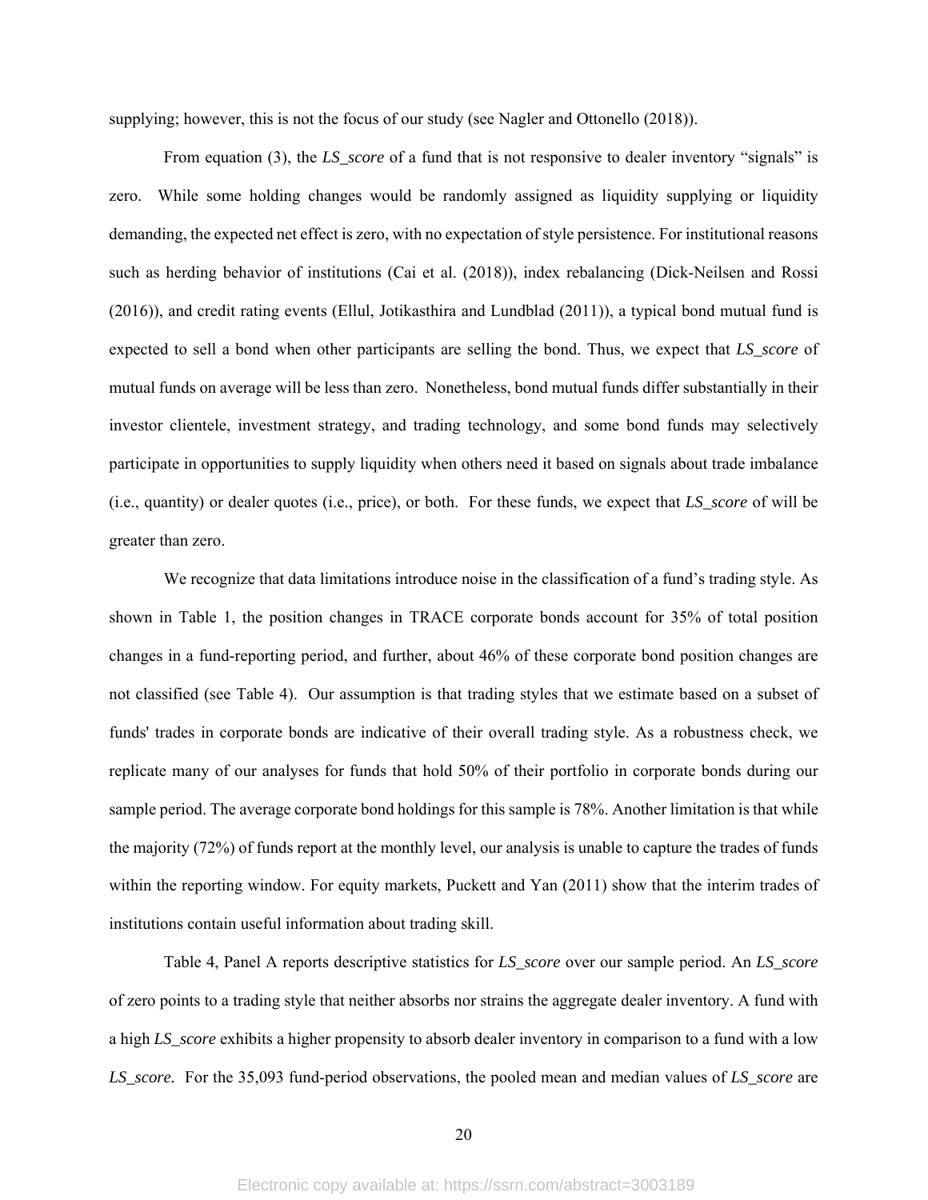supplying; however, this is not the focus of our study (see Nagler and Ottonello (2018)).

From equation (3), the *LS_score* of a fund that is not responsive to dealer inventory "signals" is zero. While some holding changes would be randomly assigned as liquidity supplying or liquidity demanding, the expected net effect is zero, with no expectation of style persistence. For institutional reasons such as herding behavior of institutions (Cai et al. (2018)), index rebalancing (Dick-Neilsen and Rossi (2016)), and credit rating events (Ellul, Jotikasthira and Lundblad (2011)), a typical bond mutual fund is expected to sell a bond when other participants are selling the bond. Thus, we expect that *LS_score* of mutual funds on average will be less than zero. Nonetheless, bond mutual funds differ substantially in their investor clientele, investment strategy, and trading technology, and some bond funds may selectively participate in opportunities to supply liquidity when others need it based on signals about trade imbalance (i.e., quantity) or dealer quotes (i.e., price), or both. For these funds, we expect that *LS_score* of will be greater than zero.

We recognize that data limitations introduce noise in the classification of a fund's trading style. As shown in Table 1, the position changes in TRACE corporate bonds account for 35% of total position changes in a fund-reporting period, and further, about 46% of these corporate bond position changes are not classified (see Table 4). Our assumption is that trading styles that we estimate based on a subset of funds' trades in corporate bonds are indicative of their overall trading style. As a robustness check, we replicate many of our analyses for funds that hold 50% of their portfolio in corporate bonds during our sample period. The average corporate bond holdings for this sample is 78%. Another limitation is that while the majority (72%) of funds report at the monthly level, our analysis is unable to capture the trades of funds within the reporting window. For equity markets, Puckett and Yan (2011) show that the interim trades of institutions contain useful information about trading skill.

Table 4, Panel A reports descriptive statistics for *LS_score* over our sample period. An *LS_score* of zero points to a trading style that neither absorbs nor strains the aggregate dealer inventory. A fund with a high *LS_score* exhibits a higher propensity to absorb dealer inventory in comparison to a fund with a low *LS_score.* For the 35,093 fund-period observations, the pooled mean and median values of *LS_score* are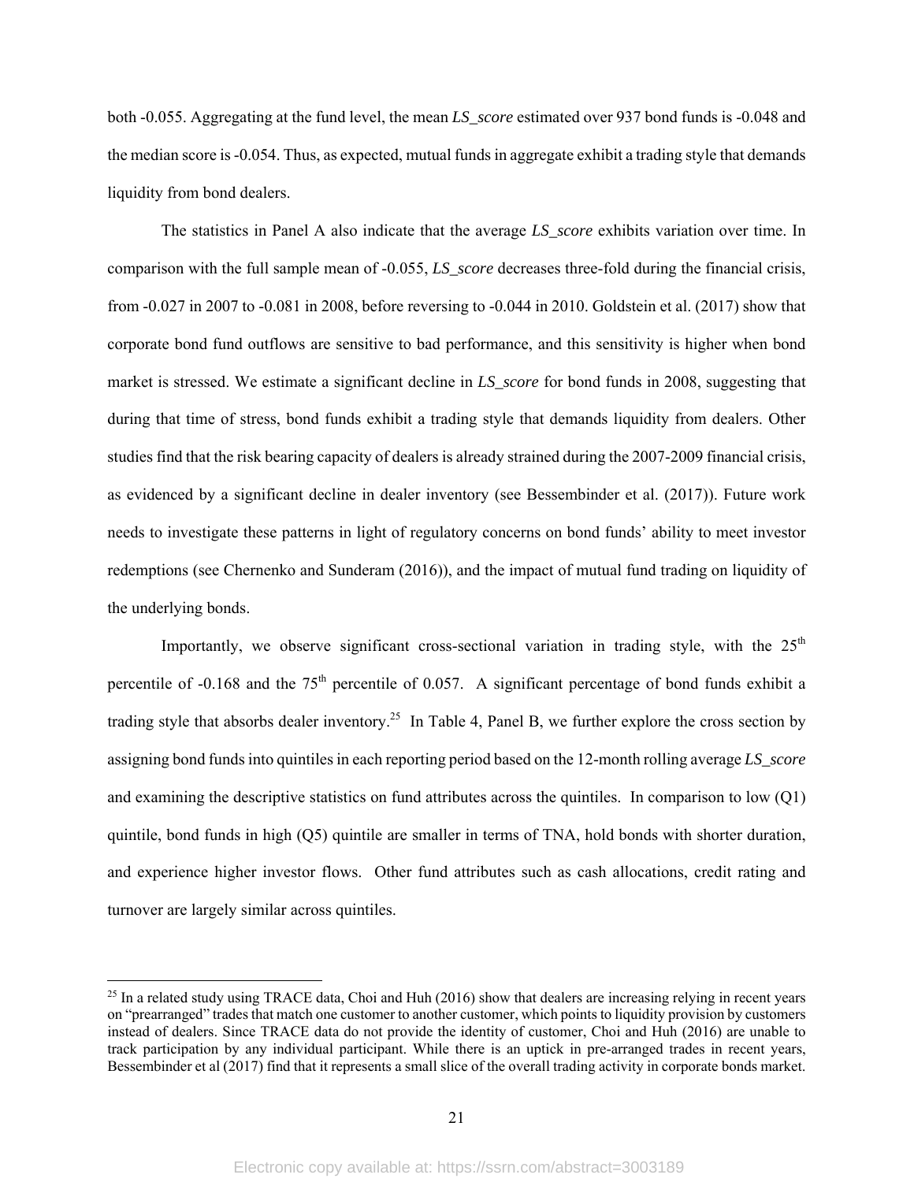both -0.055. Aggregating at the fund level, the mean *LS_score* estimated over 937 bond funds is -0.048 and the median score is -0.054. Thus, as expected, mutual funds in aggregate exhibit a trading style that demands liquidity from bond dealers.

The statistics in Panel A also indicate that the average *LS_score* exhibits variation over time. In comparison with the full sample mean of -0.055, *LS_score* decreases three-fold during the financial crisis, from -0.027 in 2007 to -0.081 in 2008, before reversing to -0.044 in 2010. Goldstein et al. (2017) show that corporate bond fund outflows are sensitive to bad performance, and this sensitivity is higher when bond market is stressed. We estimate a significant decline in *LS_score* for bond funds in 2008, suggesting that during that time of stress, bond funds exhibit a trading style that demands liquidity from dealers. Other studies find that the risk bearing capacity of dealers is already strained during the 2007-2009 financial crisis, as evidenced by a significant decline in dealer inventory (see Bessembinder et al. (2017)). Future work needs to investigate these patterns in light of regulatory concerns on bond funds' ability to meet investor redemptions (see Chernenko and Sunderam (2016)), and the impact of mutual fund trading on liquidity of the underlying bonds.

Importantly, we observe significant cross-sectional variation in trading style, with the 25th percentile of -0.168 and the 75th percentile of 0.057. A significant percentage of bond funds exhibit a trading style that absorbs dealer inventory.[25] In Table 4, Panel B, we further explore the cross section by assigning bond funds into quintiles in each reporting period based on the 12-month rolling average *LS_score* and examining the descriptive statistics on fund attributes across the quintiles. In comparison to low (Q1) quintile, bond funds in high (Q5) quintile are smaller in terms of TNA, hold bonds with shorter duration, and experience higher investor flows. Other fund attributes such as cash allocations, credit rating and turnover are largely similar across quintiles.

[25] In a related study using TRACE data, Choi and Huh (2016) show that dealers are increasing relying in recent years on "prearranged" trades that match one customer to another customer, which points to liquidity provision by customers instead of dealers. Since TRACE data do not provide the identity of customer, Choi and Huh (2016) are unable to track participation by any individual participant. While there is an uptick in pre-arranged trades in recent years, Bessembinder et al (2017) find that it represents a small slice of the overall trading activity in corporate bonds market.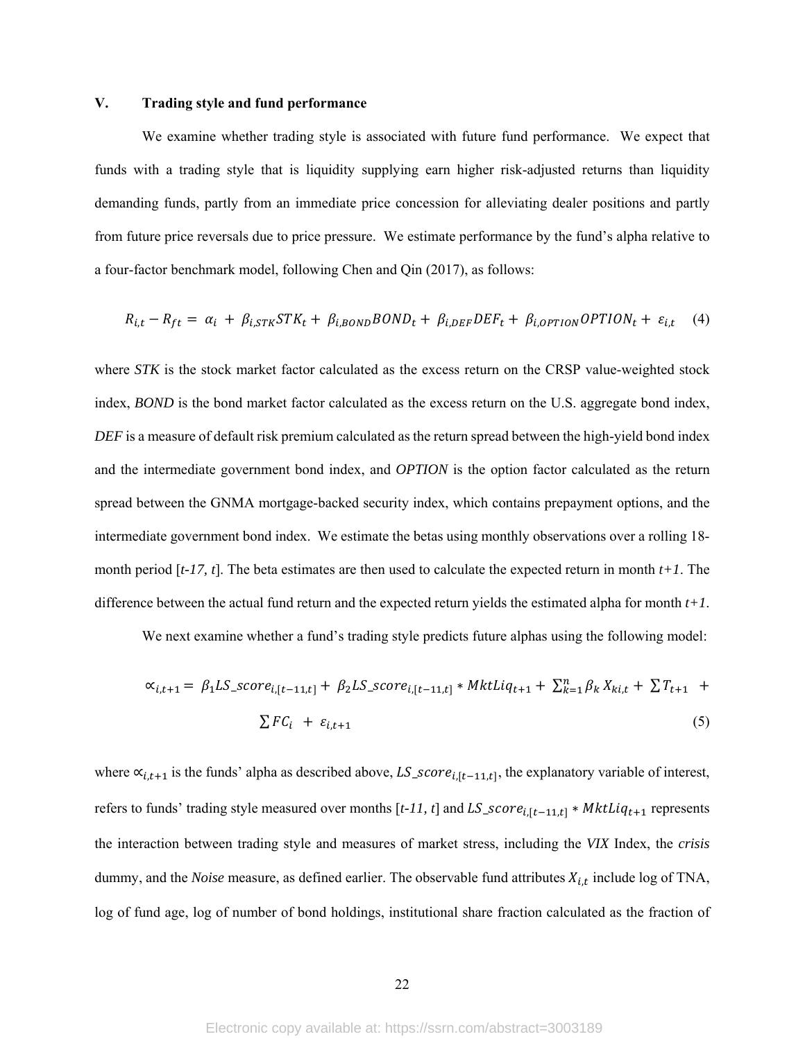## V. Trading style and fund performance

We examine whether trading style is associated with future fund performance. We expect that funds with a trading style that is liquidity supplying earn higher risk-adjusted returns than liquidity demanding funds, partly from an immediate price concession for alleviating dealer positions and partly from future price reversals due to price pressure. We estimate performance by the fund's alpha relative to a four-factor benchmark model, following Chen and Qin (2017), as follows:

$$R_{i,t} - R_{ft} = \alpha_i + \beta_{i,STK}STK_t + \beta_{i,BOND}BOND_t + \beta_{i,DEF}DEF_t + \beta_{i,OPTION}OPTION_t + \varepsilon_{i,t} \quad (4)$$

where *STK* is the stock market factor calculated as the excess return on the CRSP value-weighted stock index, *BOND* is the bond market factor calculated as the excess return on the U.S. aggregate bond index, *DEF* is a measure of default risk premium calculated as the return spread between the high-yield bond index and the intermediate government bond index, and *OPTION* is the option factor calculated as the return spread between the GNMA mortgage-backed security index, which contains prepayment options, and the intermediate government bond index. We estimate the betas using monthly observations over a rolling 18-month period [*t-17, t*]. The beta estimates are then used to calculate the expected return in month *t+1*. The difference between the actual fund return and the expected return yields the estimated alpha for month *t+1*.

We next examine whether a fund's trading style predicts future alphas using the following model:

$$\propto_{i,t+1} = \beta_1 LS\_score_{i,[t-11,t]} + \beta_2 LS\_score_{i,[t-11,t]} * MktLiq_{t+1} + \sum_{k=1}^{n}\beta_k X_{ki,t} + \sum T_{t+1} + \sum FC_i + \varepsilon_{i,t+1} \quad (5)$$

where $\propto_{i,t+1}$ is the funds' alpha as described above, $LS\_score_{i,[t-11,t]}$, the explanatory variable of interest, refers to funds' trading style measured over months [*t-11, t*] and $LS\_score_{i,[t-11,t]} * MktLiq_{t+1}$ represents the interaction between trading style and measures of market stress, including the *VIX* Index, the *crisis* dummy, and the *Noise* measure, as defined earlier. The observable fund attributes $X_{i,t}$ include log of TNA, log of fund age, log of number of bond holdings, institutional share fraction calculated as the fraction of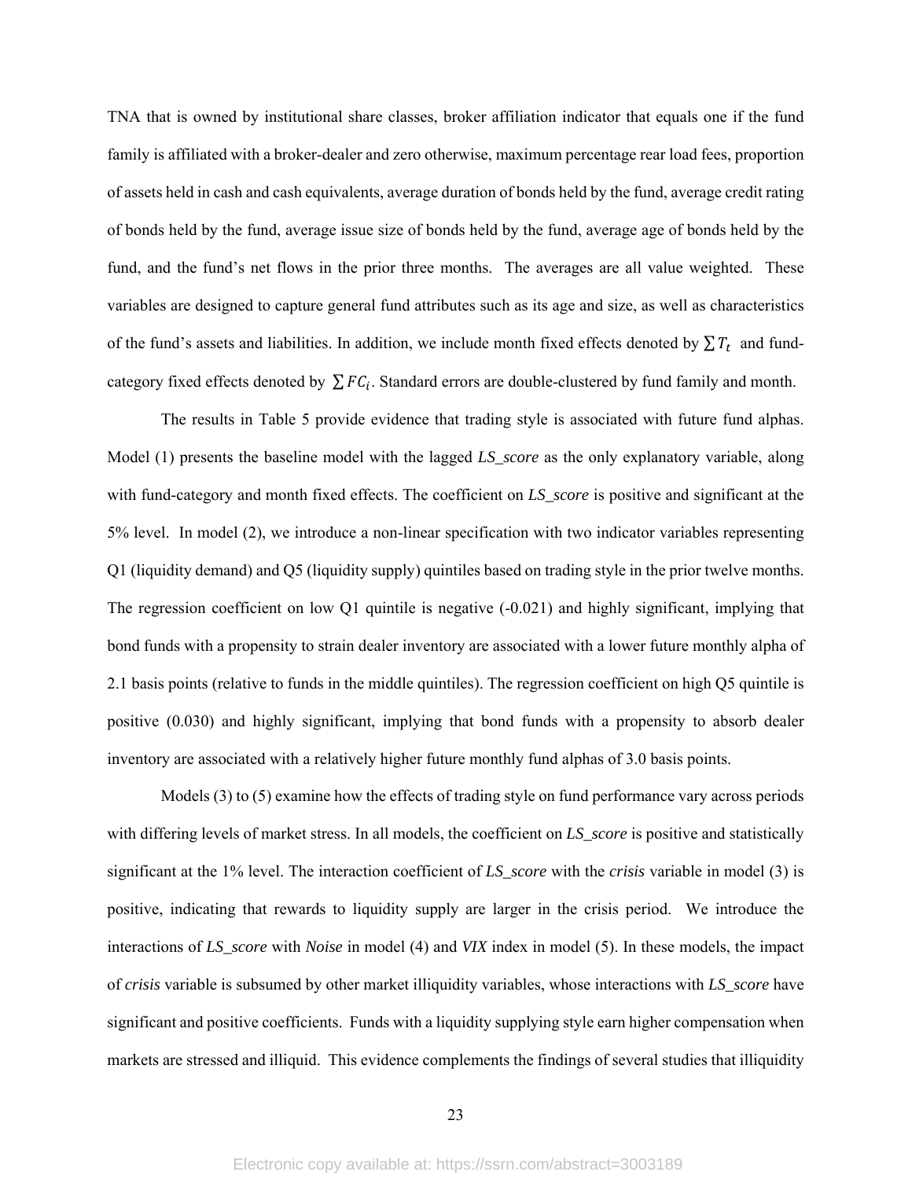TNA that is owned by institutional share classes, broker affiliation indicator that equals one if the fund family is affiliated with a broker-dealer and zero otherwise, maximum percentage rear load fees, proportion of assets held in cash and cash equivalents, average duration of bonds held by the fund, average credit rating of bonds held by the fund, average issue size of bonds held by the fund, average age of bonds held by the fund, and the fund's net flows in the prior three months. The averages are all value weighted. These variables are designed to capture general fund attributes such as its age and size, as well as characteristics of the fund's assets and liabilities. In addition, we include month fixed effects denoted by $\sum T_t$ and fund-category fixed effects denoted by $\sum FC_i$. Standard errors are double-clustered by fund family and month.

The results in Table 5 provide evidence that trading style is associated with future fund alphas. Model (1) presents the baseline model with the lagged *LS_score* as the only explanatory variable, along with fund-category and month fixed effects. The coefficient on *LS_score* is positive and significant at the 5% level. In model (2), we introduce a non-linear specification with two indicator variables representing Q1 (liquidity demand) and Q5 (liquidity supply) quintiles based on trading style in the prior twelve months. The regression coefficient on low Q1 quintile is negative (-0.021) and highly significant, implying that bond funds with a propensity to strain dealer inventory are associated with a lower future monthly alpha of 2.1 basis points (relative to funds in the middle quintiles). The regression coefficient on high Q5 quintile is positive (0.030) and highly significant, implying that bond funds with a propensity to absorb dealer inventory are associated with a relatively higher future monthly fund alphas of 3.0 basis points.

Models (3) to (5) examine how the effects of trading style on fund performance vary across periods with differing levels of market stress. In all models, the coefficient on *LS_score* is positive and statistically significant at the 1% level. The interaction coefficient of *LS_score* with the *crisis* variable in model (3) is positive, indicating that rewards to liquidity supply are larger in the crisis period. We introduce the interactions of *LS_score* with *Noise* in model (4) and *VIX* index in model (5). In these models, the impact of *crisis* variable is subsumed by other market illiquidity variables, whose interactions with *LS_score* have significant and positive coefficients. Funds with a liquidity supplying style earn higher compensation when markets are stressed and illiquid. This evidence complements the findings of several studies that illiquidity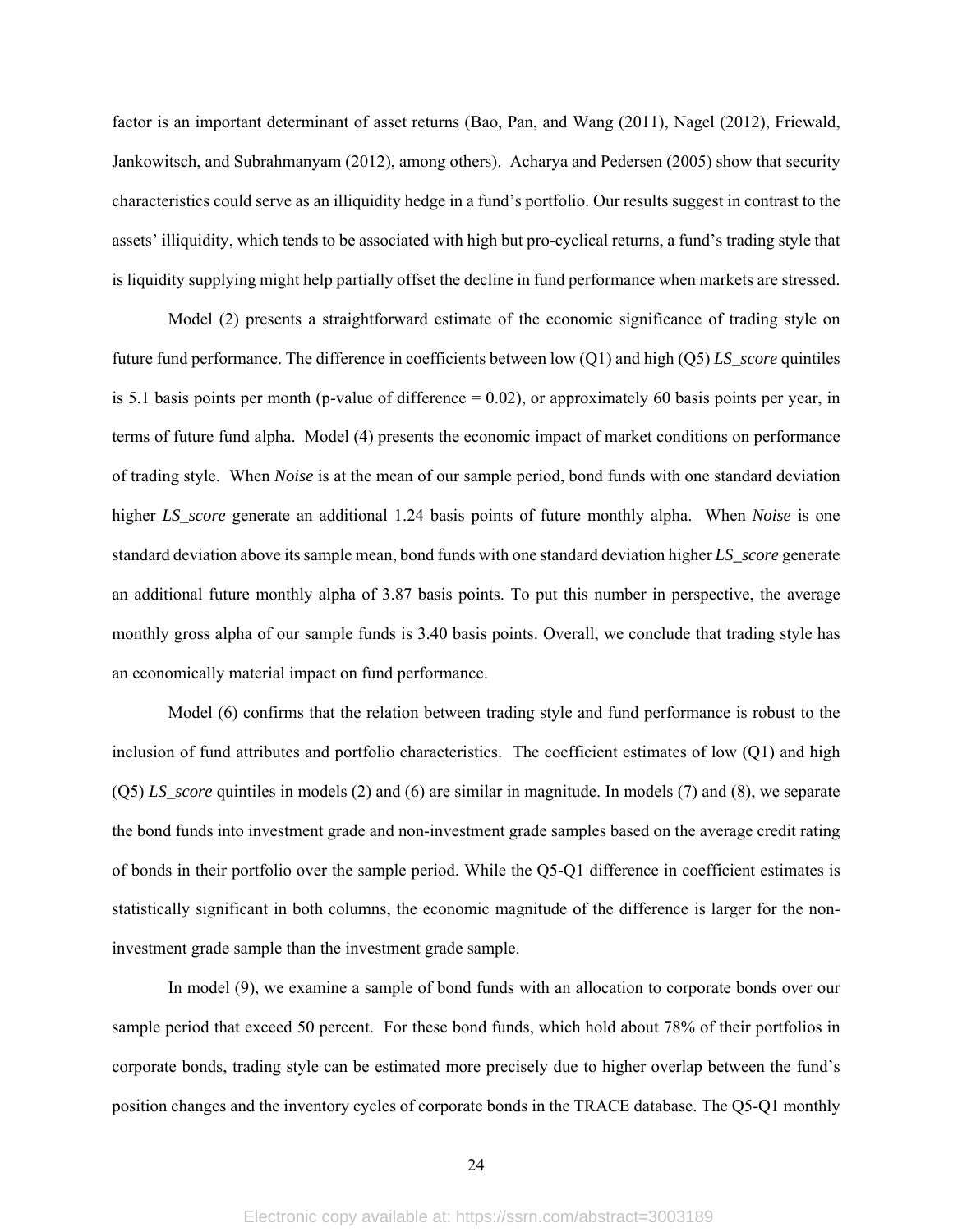factor is an important determinant of asset returns (Bao, Pan, and Wang (2011), Nagel (2012), Friewald, Jankowitsch, and Subrahmanyam (2012), among others). Acharya and Pedersen (2005) show that security characteristics could serve as an illiquidity hedge in a fund's portfolio. Our results suggest in contrast to the assets' illiquidity, which tends to be associated with high but pro-cyclical returns, a fund's trading style that is liquidity supplying might help partially offset the decline in fund performance when markets are stressed.

Model (2) presents a straightforward estimate of the economic significance of trading style on future fund performance. The difference in coefficients between low (Q1) and high (Q5) *LS_score* quintiles is 5.1 basis points per month (p-value of difference = 0.02), or approximately 60 basis points per year, in terms of future fund alpha. Model (4) presents the economic impact of market conditions on performance of trading style. When *Noise* is at the mean of our sample period, bond funds with one standard deviation higher *LS_score* generate an additional 1.24 basis points of future monthly alpha. When *Noise* is one standard deviation above its sample mean, bond funds with one standard deviation higher *LS_score* generate an additional future monthly alpha of 3.87 basis points. To put this number in perspective, the average monthly gross alpha of our sample funds is 3.40 basis points. Overall, we conclude that trading style has an economically material impact on fund performance.

Model (6) confirms that the relation between trading style and fund performance is robust to the inclusion of fund attributes and portfolio characteristics. The coefficient estimates of low (Q1) and high (Q5) *LS_score* quintiles in models (2) and (6) are similar in magnitude. In models (7) and (8), we separate the bond funds into investment grade and non-investment grade samples based on the average credit rating of bonds in their portfolio over the sample period. While the Q5-Q1 difference in coefficient estimates is statistically significant in both columns, the economic magnitude of the difference is larger for the non-investment grade sample than the investment grade sample.

In model (9), we examine a sample of bond funds with an allocation to corporate bonds over our sample period that exceed 50 percent. For these bond funds, which hold about 78% of their portfolios in corporate bonds, trading style can be estimated more precisely due to higher overlap between the fund's position changes and the inventory cycles of corporate bonds in the TRACE database. The Q5-Q1 monthly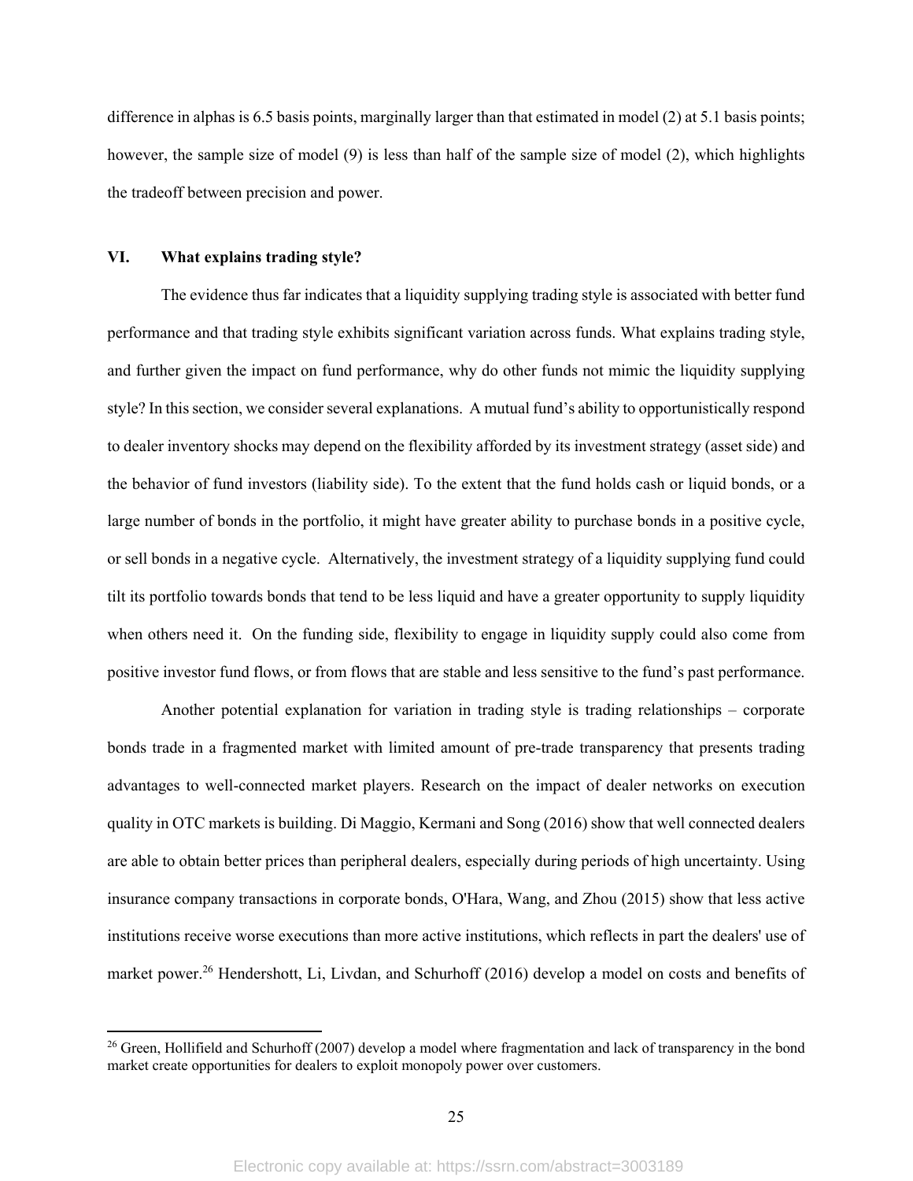difference in alphas is 6.5 basis points, marginally larger than that estimated in model (2) at 5.1 basis points; however, the sample size of model (9) is less than half of the sample size of model (2), which highlights the tradeoff between precision and power.

## VI. What explains trading style?

The evidence thus far indicates that a liquidity supplying trading style is associated with better fund performance and that trading style exhibits significant variation across funds. What explains trading style, and further given the impact on fund performance, why do other funds not mimic the liquidity supplying style? In this section, we consider several explanations. A mutual fund's ability to opportunistically respond to dealer inventory shocks may depend on the flexibility afforded by its investment strategy (asset side) and the behavior of fund investors (liability side). To the extent that the fund holds cash or liquid bonds, or a large number of bonds in the portfolio, it might have greater ability to purchase bonds in a positive cycle, or sell bonds in a negative cycle. Alternatively, the investment strategy of a liquidity supplying fund could tilt its portfolio towards bonds that tend to be less liquid and have a greater opportunity to supply liquidity when others need it. On the funding side, flexibility to engage in liquidity supply could also come from positive investor fund flows, or from flows that are stable and less sensitive to the fund's past performance.

Another potential explanation for variation in trading style is trading relationships – corporate bonds trade in a fragmented market with limited amount of pre-trade transparency that presents trading advantages to well-connected market players. Research on the impact of dealer networks on execution quality in OTC markets is building. Di Maggio, Kermani and Song (2016) show that well connected dealers are able to obtain better prices than peripheral dealers, especially during periods of high uncertainty. Using insurance company transactions in corporate bonds, O'Hara, Wang, and Zhou (2015) show that less active institutions receive worse executions than more active institutions, which reflects in part the dealers' use of market power.[26] Hendershott, Li, Livdan, and Schurhoff (2016) develop a model on costs and benefits of

[26] Green, Hollifield and Schurhoff (2007) develop a model where fragmentation and lack of transparency in the bond market create opportunities for dealers to exploit monopoly power over customers.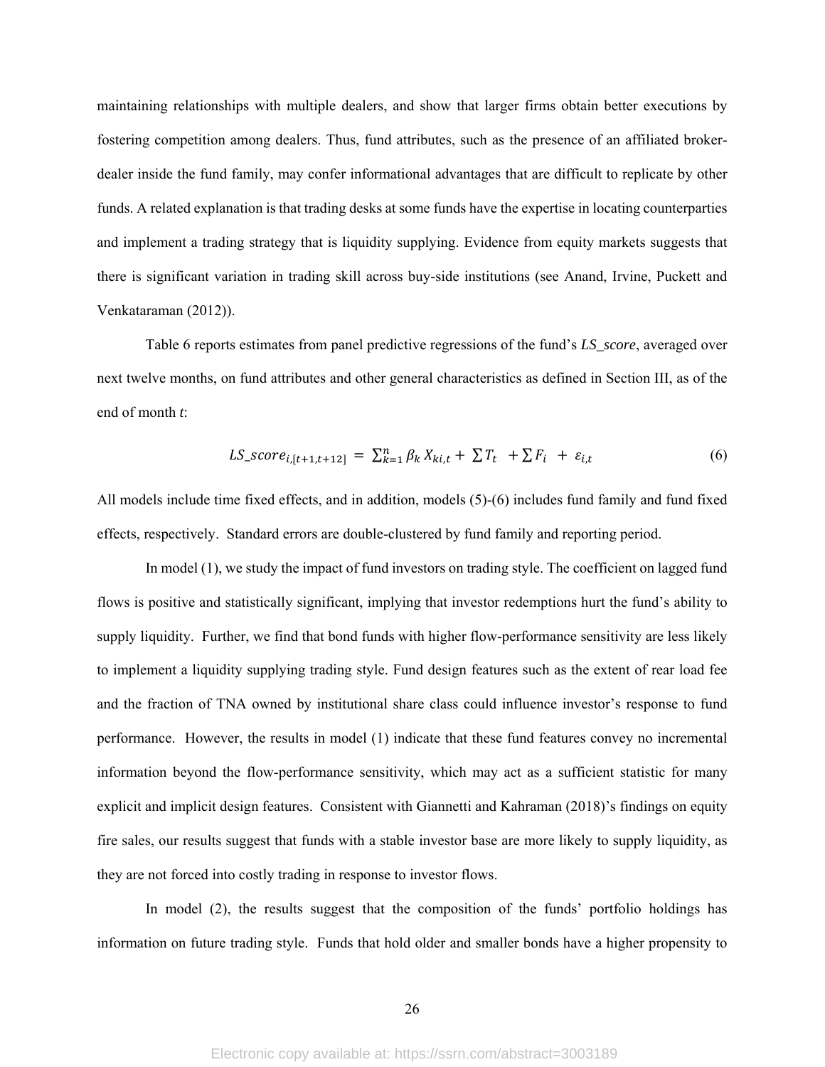maintaining relationships with multiple dealers, and show that larger firms obtain better executions by fostering competition among dealers. Thus, fund attributes, such as the presence of an affiliated broker-dealer inside the fund family, may confer informational advantages that are difficult to replicate by other funds. A related explanation is that trading desks at some funds have the expertise in locating counterparties and implement a trading strategy that is liquidity supplying. Evidence from equity markets suggests that there is significant variation in trading skill across buy-side institutions (see Anand, Irvine, Puckett and Venkataraman (2012)).

Table 6 reports estimates from panel predictive regressions of the fund's *LS_score*, averaged over next twelve months, on fund attributes and other general characteristics as defined in Section III, as of the end of month *t*:

$$LS\_score_{i,[t+1,t+12]} = \sum_{k=1}^{n} \beta_k X_{ki,t} + \sum T_t + \sum F_i + \varepsilon_{i,t} \tag{6}$$

All models include time fixed effects, and in addition, models (5)-(6) includes fund family and fund fixed effects, respectively. Standard errors are double-clustered by fund family and reporting period.

In model (1), we study the impact of fund investors on trading style. The coefficient on lagged fund flows is positive and statistically significant, implying that investor redemptions hurt the fund's ability to supply liquidity. Further, we find that bond funds with higher flow-performance sensitivity are less likely to implement a liquidity supplying trading style. Fund design features such as the extent of rear load fee and the fraction of TNA owned by institutional share class could influence investor's response to fund performance. However, the results in model (1) indicate that these fund features convey no incremental information beyond the flow-performance sensitivity, which may act as a sufficient statistic for many explicit and implicit design features. Consistent with Giannetti and Kahraman (2018)'s findings on equity fire sales, our results suggest that funds with a stable investor base are more likely to supply liquidity, as they are not forced into costly trading in response to investor flows.

In model (2), the results suggest that the composition of the funds' portfolio holdings has information on future trading style. Funds that hold older and smaller bonds have a higher propensity to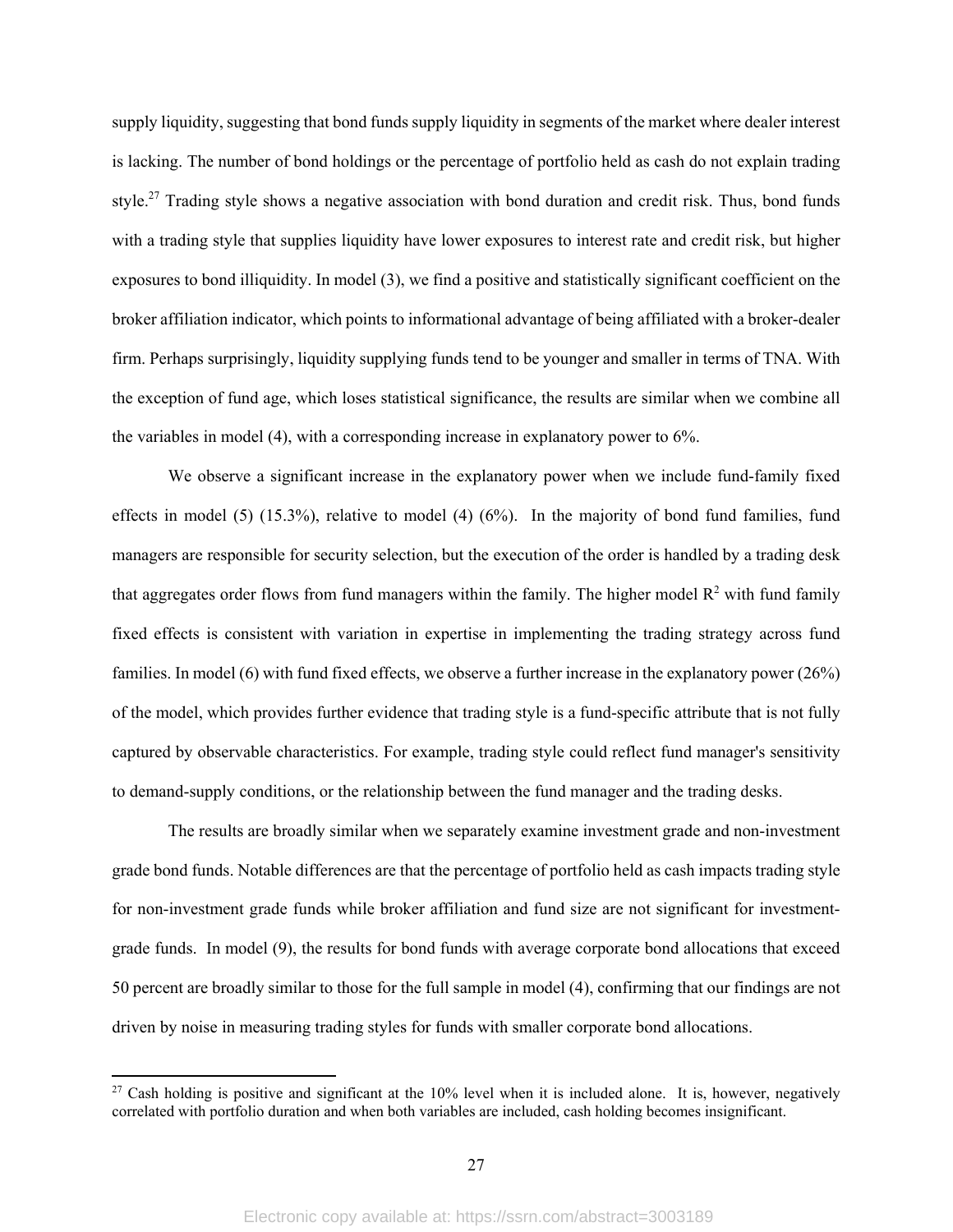supply liquidity, suggesting that bond funds supply liquidity in segments of the market where dealer interest is lacking. The number of bond holdings or the percentage of portfolio held as cash do not explain trading style.[27] Trading style shows a negative association with bond duration and credit risk. Thus, bond funds with a trading style that supplies liquidity have lower exposures to interest rate and credit risk, but higher exposures to bond illiquidity. In model (3), we find a positive and statistically significant coefficient on the broker affiliation indicator, which points to informational advantage of being affiliated with a broker-dealer firm. Perhaps surprisingly, liquidity supplying funds tend to be younger and smaller in terms of TNA. With the exception of fund age, which loses statistical significance, the results are similar when we combine all the variables in model (4), with a corresponding increase in explanatory power to 6%.

We observe a significant increase in the explanatory power when we include fund-family fixed effects in model (5) (15.3%), relative to model (4) (6%). In the majority of bond fund families, fund managers are responsible for security selection, but the execution of the order is handled by a trading desk that aggregates order flows from fund managers within the family. The higher model $R^2$ with fund family fixed effects is consistent with variation in expertise in implementing the trading strategy across fund families. In model (6) with fund fixed effects, we observe a further increase in the explanatory power (26%) of the model, which provides further evidence that trading style is a fund-specific attribute that is not fully captured by observable characteristics. For example, trading style could reflect fund manager's sensitivity to demand-supply conditions, or the relationship between the fund manager and the trading desks.

The results are broadly similar when we separately examine investment grade and non-investment grade bond funds. Notable differences are that the percentage of portfolio held as cash impacts trading style for non-investment grade funds while broker affiliation and fund size are not significant for investment-grade funds. In model (9), the results for bond funds with average corporate bond allocations that exceed 50 percent are broadly similar to those for the full sample in model (4), confirming that our findings are not driven by noise in measuring trading styles for funds with smaller corporate bond allocations.

[27] Cash holding is positive and significant at the 10% level when it is included alone. It is, however, negatively correlated with portfolio duration and when both variables are included, cash holding becomes insignificant.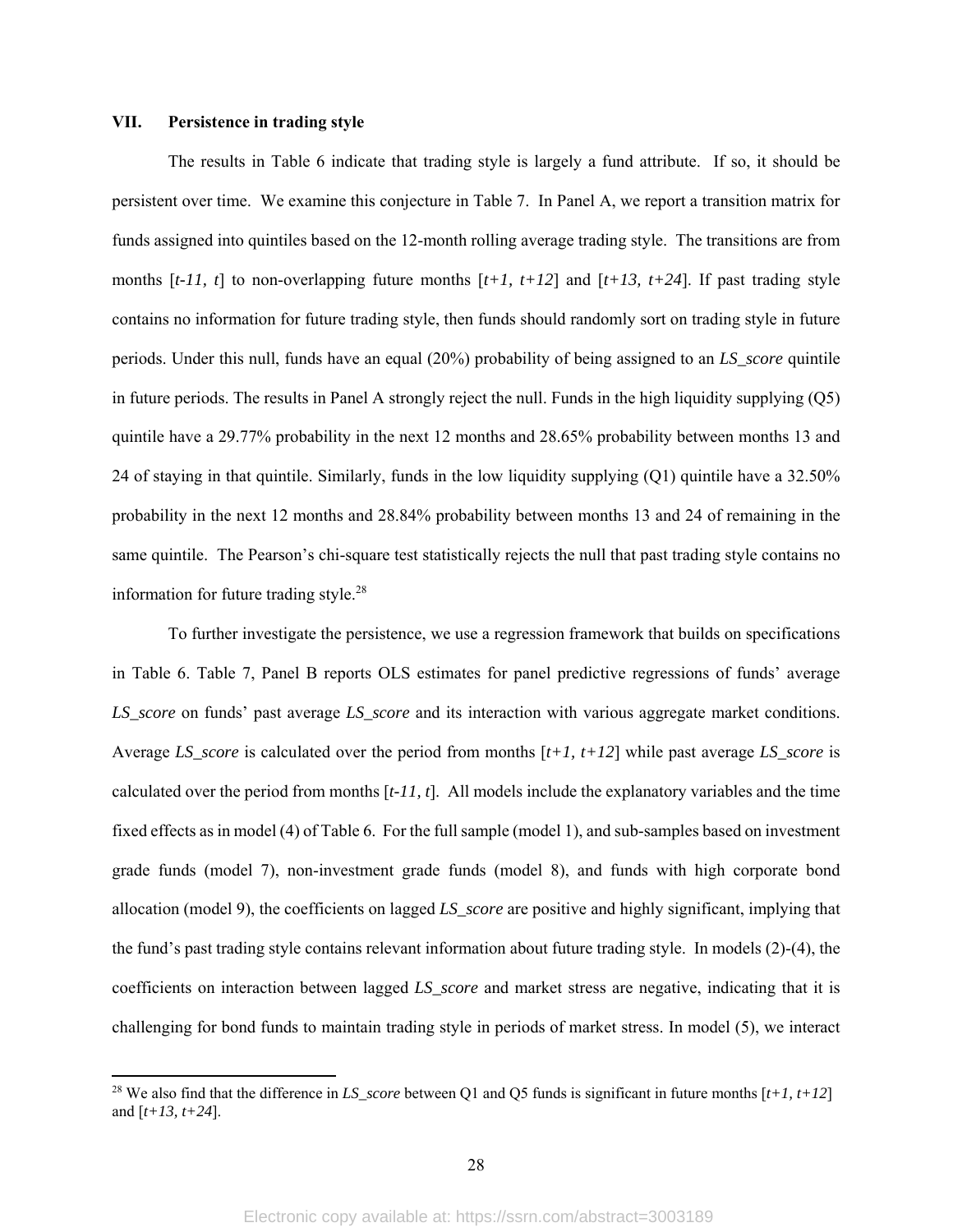## VII. Persistence in trading style

The results in Table 6 indicate that trading style is largely a fund attribute. If so, it should be persistent over time. We examine this conjecture in Table 7. In Panel A, we report a transition matrix for funds assigned into quintiles based on the 12-month rolling average trading style. The transitions are from months [*t-11, t*] to non-overlapping future months [*t+1, t+12*] and [*t+13, t+24*]. If past trading style contains no information for future trading style, then funds should randomly sort on trading style in future periods. Under this null, funds have an equal (20%) probability of being assigned to an *LS_score* quintile in future periods. The results in Panel A strongly reject the null. Funds in the high liquidity supplying (Q5) quintile have a 29.77% probability in the next 12 months and 28.65% probability between months 13 and 24 of staying in that quintile. Similarly, funds in the low liquidity supplying (Q1) quintile have a 32.50% probability in the next 12 months and 28.84% probability between months 13 and 24 of remaining in the same quintile. The Pearson's chi-square test statistically rejects the null that past trading style contains no information for future trading style.[28]

To further investigate the persistence, we use a regression framework that builds on specifications in Table 6. Table 7, Panel B reports OLS estimates for panel predictive regressions of funds' average *LS_score* on funds' past average *LS_score* and its interaction with various aggregate market conditions. Average *LS_score* is calculated over the period from months [*t+1, t+12*] while past average *LS_score* is calculated over the period from months [*t-11, t*]. All models include the explanatory variables and the time fixed effects as in model (4) of Table 6. For the full sample (model 1), and sub-samples based on investment grade funds (model 7), non-investment grade funds (model 8), and funds with high corporate bond allocation (model 9), the coefficients on lagged *LS_score* are positive and highly significant, implying that the fund's past trading style contains relevant information about future trading style. In models (2)-(4), the coefficients on interaction between lagged *LS_score* and market stress are negative, indicating that it is challenging for bond funds to maintain trading style in periods of market stress. In model (5), we interact

[28] We also find that the difference in *LS_score* between Q1 and Q5 funds is significant in future months [*t+1, t+12*] and [*t+13, t+24*].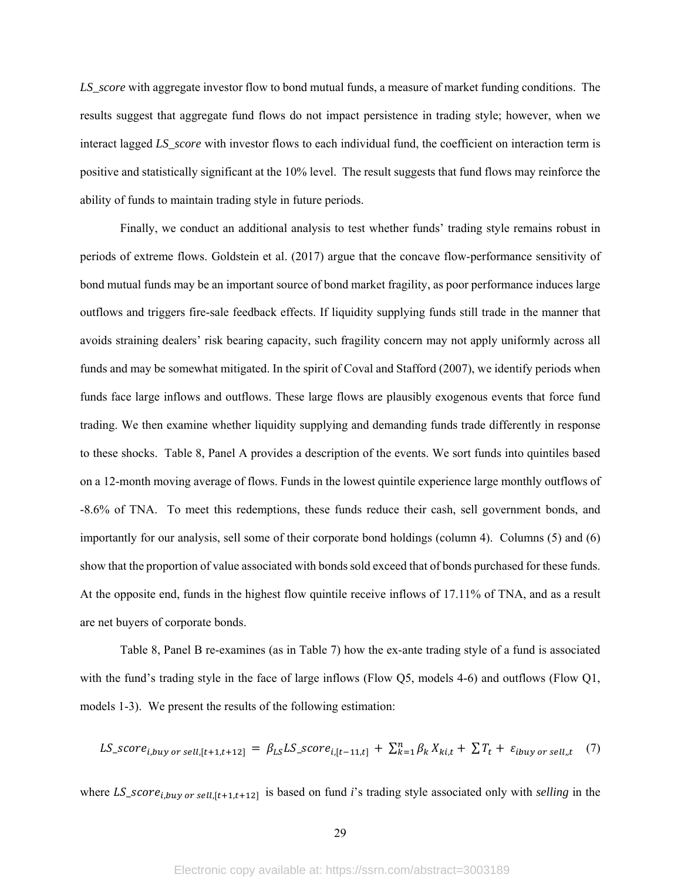*LS_score* with aggregate investor flow to bond mutual funds, a measure of market funding conditions. The results suggest that aggregate fund flows do not impact persistence in trading style; however, when we interact lagged *LS_score* with investor flows to each individual fund, the coefficient on interaction term is positive and statistically significant at the 10% level. The result suggests that fund flows may reinforce the ability of funds to maintain trading style in future periods.

Finally, we conduct an additional analysis to test whether funds' trading style remains robust in periods of extreme flows. Goldstein et al. (2017) argue that the concave flow-performance sensitivity of bond mutual funds may be an important source of bond market fragility, as poor performance induces large outflows and triggers fire-sale feedback effects. If liquidity supplying funds still trade in the manner that avoids straining dealers' risk bearing capacity, such fragility concern may not apply uniformly across all funds and may be somewhat mitigated. In the spirit of Coval and Stafford (2007), we identify periods when funds face large inflows and outflows. These large flows are plausibly exogenous events that force fund trading. We then examine whether liquidity supplying and demanding funds trade differently in response to these shocks. Table 8, Panel A provides a description of the events. We sort funds into quintiles based on a 12-month moving average of flows. Funds in the lowest quintile experience large monthly outflows of -8.6% of TNA. To meet this redemptions, these funds reduce their cash, sell government bonds, and importantly for our analysis, sell some of their corporate bond holdings (column 4). Columns (5) and (6) show that the proportion of value associated with bonds sold exceed that of bonds purchased for these funds. At the opposite end, funds in the highest flow quintile receive inflows of 17.11% of TNA, and as a result are net buyers of corporate bonds.

Table 8, Panel B re-examines (as in Table 7) how the ex-ante trading style of a fund is associated with the fund's trading style in the face of large inflows (Flow Q5, models 4-6) and outflows (Flow Q1, models 1-3). We present the results of the following estimation:

$$LS\_score_{i,buy\ or\ sell,[t+1,t+12]} = \beta_{LS} LS\_score_{i,[t-11,t]} + \sum_{k=1}^{n} \beta_k X_{ki,t} + \sum T_t + \varepsilon_{ibuy\ or\ sell,,t} \quad (7)$$

where $LS\_score_{i,buy\ or\ sell,[t+1,t+12]}$ is based on fund *i*'s trading style associated only with *selling* in the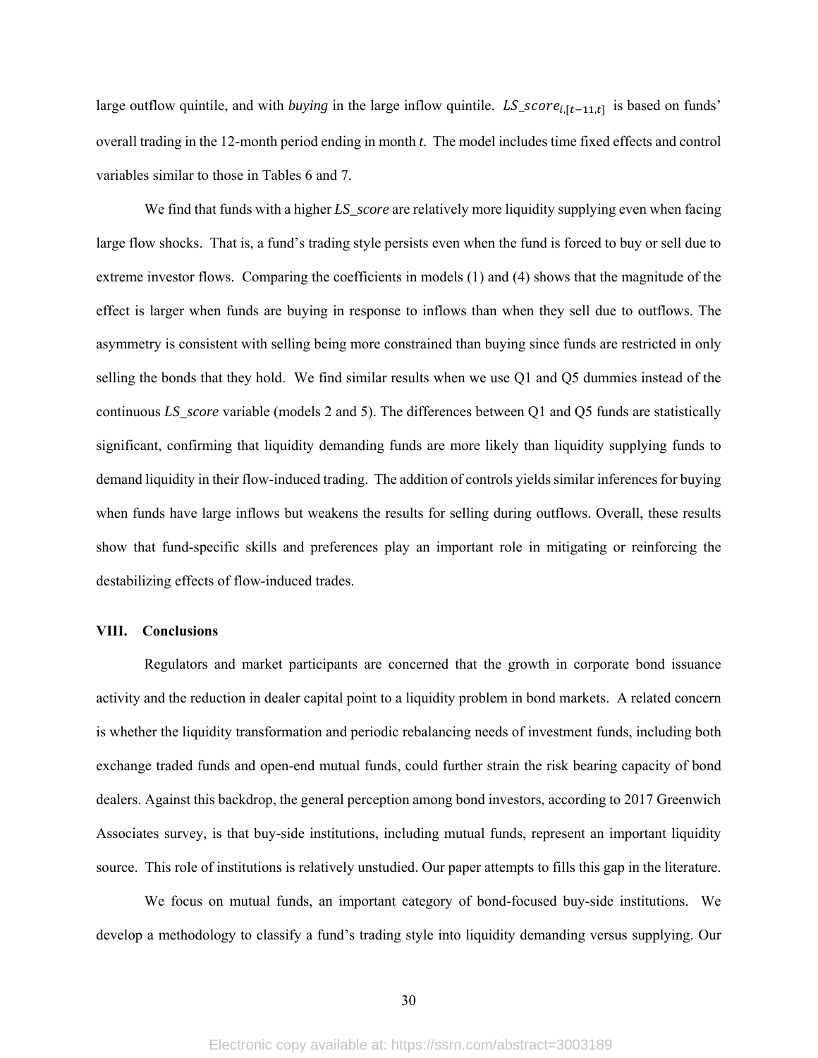large outflow quintile, and with *buying* in the large inflow quintile. $LS\_score_{i,[t-11,t]}$ is based on funds' overall trading in the 12-month period ending in month *t*. The model includes time fixed effects and control variables similar to those in Tables 6 and 7.

We find that funds with a higher *LS_score* are relatively more liquidity supplying even when facing large flow shocks. That is, a fund's trading style persists even when the fund is forced to buy or sell due to extreme investor flows. Comparing the coefficients in models (1) and (4) shows that the magnitude of the effect is larger when funds are buying in response to inflows than when they sell due to outflows. The asymmetry is consistent with selling being more constrained than buying since funds are restricted in only selling the bonds that they hold. We find similar results when we use Q1 and Q5 dummies instead of the continuous *LS_score* variable (models 2 and 5). The differences between Q1 and Q5 funds are statistically significant, confirming that liquidity demanding funds are more likely than liquidity supplying funds to demand liquidity in their flow-induced trading. The addition of controls yields similar inferences for buying when funds have large inflows but weakens the results for selling during outflows. Overall, these results show that fund-specific skills and preferences play an important role in mitigating or reinforcing the destabilizing effects of flow-induced trades.

## VIII. Conclusions

Regulators and market participants are concerned that the growth in corporate bond issuance activity and the reduction in dealer capital point to a liquidity problem in bond markets. A related concern is whether the liquidity transformation and periodic rebalancing needs of investment funds, including both exchange traded funds and open-end mutual funds, could further strain the risk bearing capacity of bond dealers. Against this backdrop, the general perception among bond investors, according to 2017 Greenwich Associates survey, is that buy-side institutions, including mutual funds, represent an important liquidity source. This role of institutions is relatively unstudied. Our paper attempts to fills this gap in the literature.

We focus on mutual funds, an important category of bond-focused buy-side institutions. We develop a methodology to classify a fund's trading style into liquidity demanding versus supplying. Our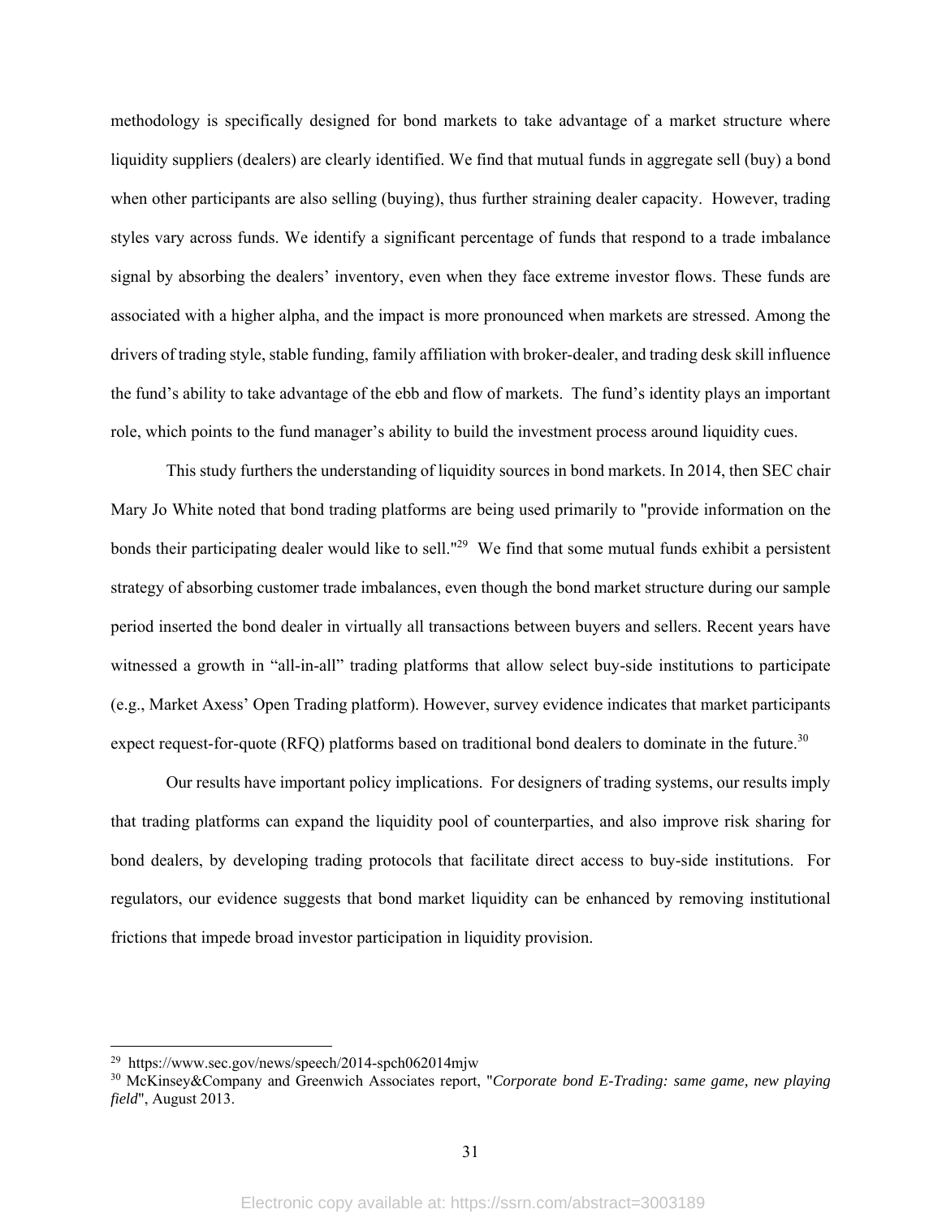methodology is specifically designed for bond markets to take advantage of a market structure where liquidity suppliers (dealers) are clearly identified. We find that mutual funds in aggregate sell (buy) a bond when other participants are also selling (buying), thus further straining dealer capacity. However, trading styles vary across funds. We identify a significant percentage of funds that respond to a trade imbalance signal by absorbing the dealers' inventory, even when they face extreme investor flows. These funds are associated with a higher alpha, and the impact is more pronounced when markets are stressed. Among the drivers of trading style, stable funding, family affiliation with broker-dealer, and trading desk skill influence the fund's ability to take advantage of the ebb and flow of markets. The fund's identity plays an important role, which points to the fund manager's ability to build the investment process around liquidity cues.

This study furthers the understanding of liquidity sources in bond markets. In 2014, then SEC chair Mary Jo White noted that bond trading platforms are being used primarily to "provide information on the bonds their participating dealer would like to sell."[29] We find that some mutual funds exhibit a persistent strategy of absorbing customer trade imbalances, even though the bond market structure during our sample period inserted the bond dealer in virtually all transactions between buyers and sellers. Recent years have witnessed a growth in "all-in-all" trading platforms that allow select buy-side institutions to participate (e.g., Market Axess' Open Trading platform). However, survey evidence indicates that market participants expect request-for-quote (RFQ) platforms based on traditional bond dealers to dominate in the future.[30]

Our results have important policy implications. For designers of trading systems, our results imply that trading platforms can expand the liquidity pool of counterparties, and also improve risk sharing for bond dealers, by developing trading protocols that facilitate direct access to buy-side institutions. For regulators, our evidence suggests that bond market liquidity can be enhanced by removing institutional frictions that impede broad investor participation in liquidity provision.

---

[29] https://www.sec.gov/news/speech/2014-spch062014mjw

[30] McKinsey&Company and Greenwich Associates report, "*Corporate bond E-Trading: same game, new playing field*", August 2013.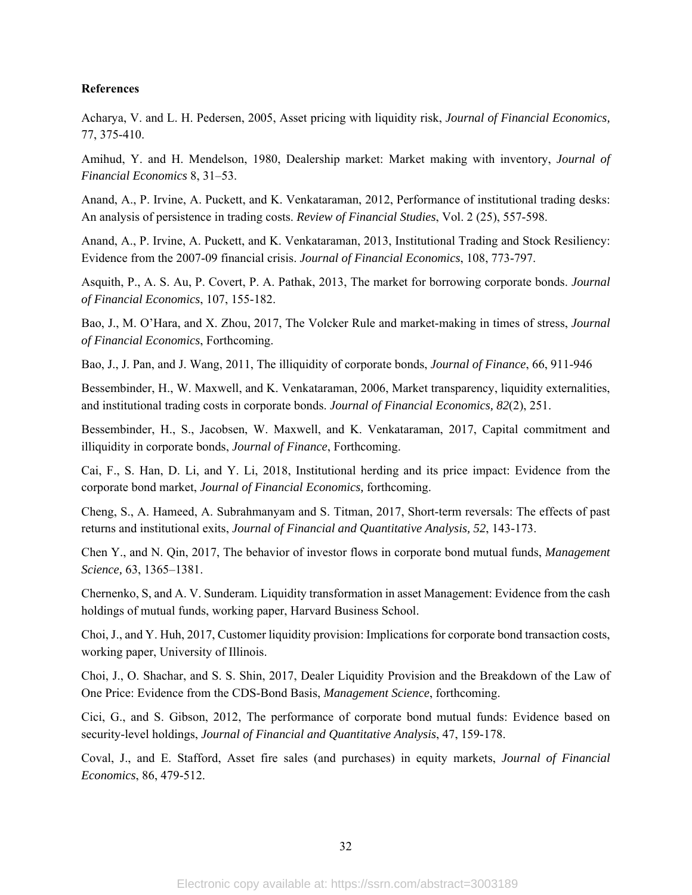**References**

Acharya, V. and L. H. Pedersen, 2005, Asset pricing with liquidity risk, *Journal of Financial Economics,* 77, 375-410.

Amihud, Y. and H. Mendelson, 1980, Dealership market: Market making with inventory, *Journal of Financial Economics* 8, 31–53.

Anand, A., P. Irvine, A. Puckett, and K. Venkataraman, 2012, Performance of institutional trading desks: An analysis of persistence in trading costs. *Review of Financial Studies*, Vol. 2 (25), 557-598.

Anand, A., P. Irvine, A. Puckett, and K. Venkataraman, 2013, Institutional Trading and Stock Resiliency: Evidence from the 2007-09 financial crisis. *Journal of Financial Economics*, 108, 773-797.

Asquith, P., A. S. Au, P. Covert, P. A. Pathak, 2013, The market for borrowing corporate bonds. *Journal of Financial Economics*, 107, 155-182.

Bao, J., M. O'Hara, and X. Zhou, 2017, The Volcker Rule and market-making in times of stress, *Journal of Financial Economics*, Forthcoming.

Bao, J., J. Pan, and J. Wang, 2011, The illiquidity of corporate bonds, *Journal of Finance*, 66, 911-946

Bessembinder, H., W. Maxwell, and K. Venkataraman, 2006, Market transparency, liquidity externalities, and institutional trading costs in corporate bonds. *Journal of Financial Economics, 82*(2), 251.

Bessembinder, H., S., Jacobsen, W. Maxwell, and K. Venkataraman, 2017, Capital commitment and illiquidity in corporate bonds, *Journal of Finance*, Forthcoming.

Cai, F., S. Han, D. Li, and Y. Li, 2018, Institutional herding and its price impact: Evidence from the corporate bond market, *Journal of Financial Economics,* forthcoming.

Cheng, S., A. Hameed, A. Subrahmanyam and S. Titman, 2017, Short-term reversals: The effects of past returns and institutional exits, *Journal of Financial and Quantitative Analysis, 52*, 143-173.

Chen Y., and N. Qin, 2017, The behavior of investor flows in corporate bond mutual funds, *Management Science,* 63, 1365–1381.

Chernenko, S, and A. V. Sunderam. Liquidity transformation in asset Management: Evidence from the cash holdings of mutual funds, working paper, Harvard Business School.

Choi, J., and Y. Huh, 2017, Customer liquidity provision: Implications for corporate bond transaction costs, working paper, University of Illinois.

Choi, J., O. Shachar, and S. S. Shin, 2017, Dealer Liquidity Provision and the Breakdown of the Law of One Price: Evidence from the CDS-Bond Basis, *Management Science*, forthcoming.

Cici, G., and S. Gibson, 2012, The performance of corporate bond mutual funds: Evidence based on security-level holdings, *Journal of Financial and Quantitative Analysis*, 47, 159-178.

Coval, J., and E. Stafford, Asset fire sales (and purchases) in equity markets, *Journal of Financial Economics*, 86, 479-512.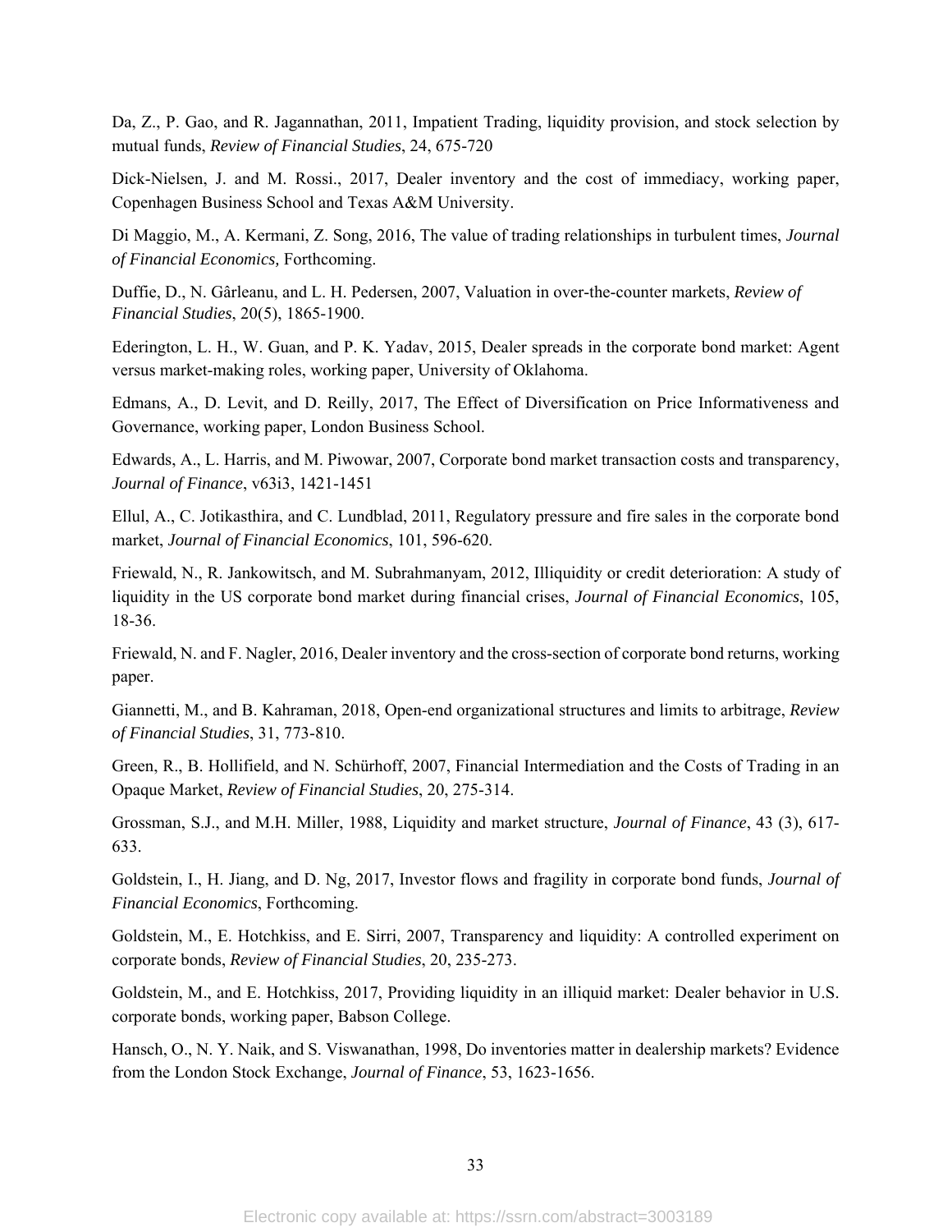Da, Z., P. Gao, and R. Jagannathan, 2011, Impatient Trading, liquidity provision, and stock selection by mutual funds, *Review of Financial Studies*, 24, 675-720

Dick-Nielsen, J. and M. Rossi., 2017, Dealer inventory and the cost of immediacy, working paper, Copenhagen Business School and Texas A&M University.

Di Maggio, M., A. Kermani, Z. Song, 2016, The value of trading relationships in turbulent times, *Journal of Financial Economics,* Forthcoming.

Duffie, D., N. Gârleanu, and L. H. Pedersen, 2007, Valuation in over-the-counter markets, *Review of Financial Studies*, 20(5), 1865-1900.

Ederington, L. H., W. Guan, and P. K. Yadav, 2015, Dealer spreads in the corporate bond market: Agent versus market-making roles, working paper, University of Oklahoma.

Edmans, A., D. Levit, and D. Reilly, 2017, The Effect of Diversification on Price Informativeness and Governance, working paper, London Business School.

Edwards, A., L. Harris, and M. Piwowar, 2007, Corporate bond market transaction costs and transparency, *Journal of Finance*, v63i3, 1421-1451

Ellul, A., C. Jotikasthira, and C. Lundblad, 2011, Regulatory pressure and fire sales in the corporate bond market, *Journal of Financial Economics*, 101, 596-620.

Friewald, N., R. Jankowitsch, and M. Subrahmanyam, 2012, Illiquidity or credit deterioration: A study of liquidity in the US corporate bond market during financial crises, *Journal of Financial Economics*, 105, 18-36.

Friewald, N. and F. Nagler, 2016, Dealer inventory and the cross-section of corporate bond returns, working paper.

Giannetti, M., and B. Kahraman, 2018, Open-end organizational structures and limits to arbitrage, *Review of Financial Studies*, 31, 773-810.

Green, R., B. Hollifield, and N. Schürhoff, 2007, Financial Intermediation and the Costs of Trading in an Opaque Market, *Review of Financial Studies*, 20, 275-314.

Grossman, S.J., and M.H. Miller, 1988, Liquidity and market structure, *Journal of Finance*, 43 (3), 617-633.

Goldstein, I., H. Jiang, and D. Ng, 2017, Investor flows and fragility in corporate bond funds, *Journal of Financial Economics*, Forthcoming.

Goldstein, M., E. Hotchkiss, and E. Sirri, 2007, Transparency and liquidity: A controlled experiment on corporate bonds, *Review of Financial Studies*, 20, 235-273.

Goldstein, M., and E. Hotchkiss, 2017, Providing liquidity in an illiquid market: Dealer behavior in U.S. corporate bonds, working paper, Babson College.

Hansch, O., N. Y. Naik, and S. Viswanathan, 1998, Do inventories matter in dealership markets? Evidence from the London Stock Exchange, *Journal of Finance*, 53, 1623-1656.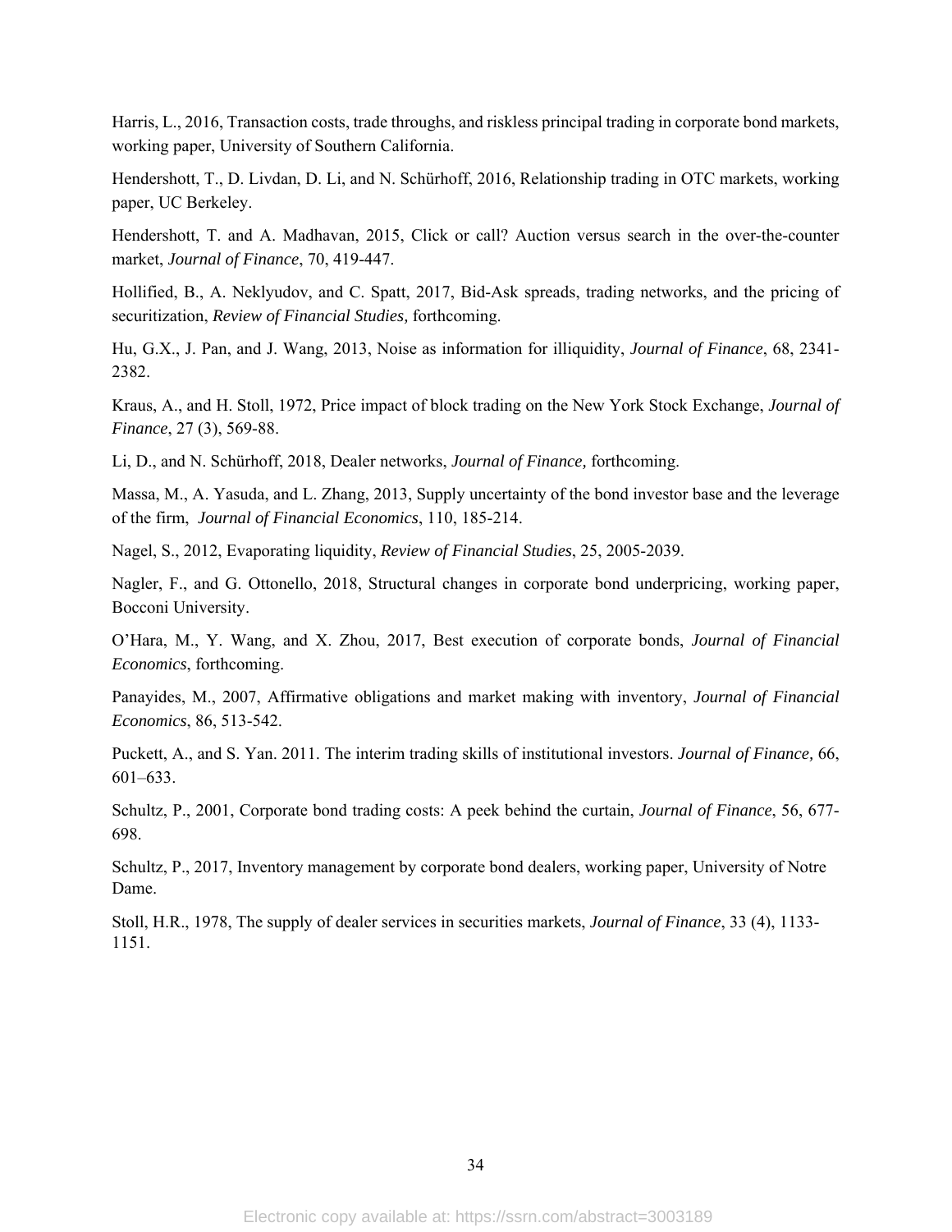Harris, L., 2016, Transaction costs, trade throughs, and riskless principal trading in corporate bond markets, working paper, University of Southern California.

Hendershott, T., D. Livdan, D. Li, and N. Schürhoff, 2016, Relationship trading in OTC markets, working paper, UC Berkeley.

Hendershott, T. and A. Madhavan, 2015, Click or call? Auction versus search in the over-the-counter market, *Journal of Finance*, 70, 419-447.

Hollified, B., A. Neklyudov, and C. Spatt, 2017, Bid-Ask spreads, trading networks, and the pricing of securitization, *Review of Financial Studies,* forthcoming.

Hu, G.X., J. Pan, and J. Wang, 2013, Noise as information for illiquidity, *Journal of Finance*, 68, 2341-2382.

Kraus, A., and H. Stoll, 1972, Price impact of block trading on the New York Stock Exchange, *Journal of Finance*, 27 (3), 569-88.

Li, D., and N. Schürhoff, 2018, Dealer networks, *Journal of Finance,* forthcoming.

Massa, M., A. Yasuda, and L. Zhang, 2013, Supply uncertainty of the bond investor base and the leverage of the firm, *Journal of Financial Economics*, 110, 185-214.

Nagel, S., 2012, Evaporating liquidity, *Review of Financial Studies*, 25, 2005-2039.

Nagler, F., and G. Ottonello, 2018, Structural changes in corporate bond underpricing, working paper, Bocconi University.

O'Hara, M., Y. Wang, and X. Zhou, 2017, Best execution of corporate bonds, *Journal of Financial Economics*, forthcoming.

Panayides, M., 2007, Affirmative obligations and market making with inventory, *Journal of Financial Economics*, 86, 513-542.

Puckett, A., and S. Yan. 2011. The interim trading skills of institutional investors. *Journal of Finance,* 66, 601–633.

Schultz, P., 2001, Corporate bond trading costs: A peek behind the curtain, *Journal of Finance*, 56, 677-698.

Schultz, P., 2017, Inventory management by corporate bond dealers, working paper, University of Notre Dame.

Stoll, H.R., 1978, The supply of dealer services in securities markets, *Journal of Finance*, 33 (4), 1133-1151.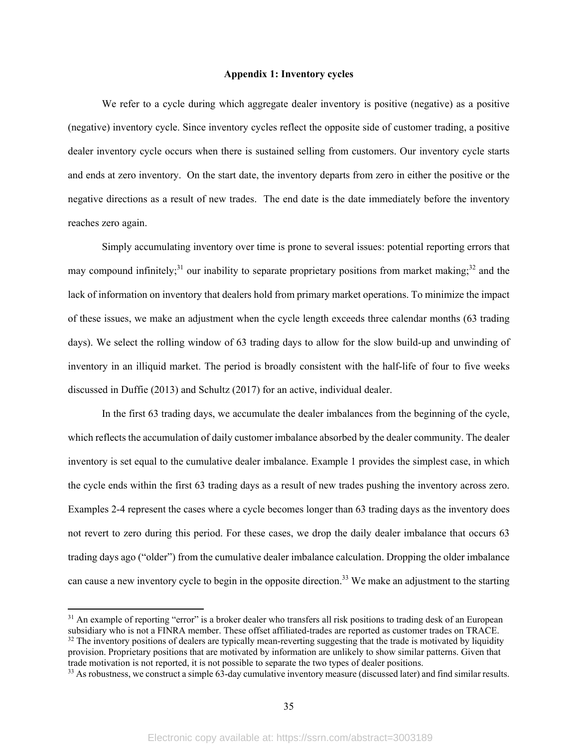## Appendix 1: Inventory cycles

We refer to a cycle during which aggregate dealer inventory is positive (negative) as a positive (negative) inventory cycle. Since inventory cycles reflect the opposite side of customer trading, a positive dealer inventory cycle occurs when there is sustained selling from customers. Our inventory cycle starts and ends at zero inventory. On the start date, the inventory departs from zero in either the positive or the negative directions as a result of new trades. The end date is the date immediately before the inventory reaches zero again.

Simply accumulating inventory over time is prone to several issues: potential reporting errors that may compound infinitely;[31] our inability to separate proprietary positions from market making;[32] and the lack of information on inventory that dealers hold from primary market operations. To minimize the impact of these issues, we make an adjustment when the cycle length exceeds three calendar months (63 trading days). We select the rolling window of 63 trading days to allow for the slow build-up and unwinding of inventory in an illiquid market. The period is broadly consistent with the half-life of four to five weeks discussed in Duffie (2013) and Schultz (2017) for an active, individual dealer.

In the first 63 trading days, we accumulate the dealer imbalances from the beginning of the cycle, which reflects the accumulation of daily customer imbalance absorbed by the dealer community. The dealer inventory is set equal to the cumulative dealer imbalance. Example 1 provides the simplest case, in which the cycle ends within the first 63 trading days as a result of new trades pushing the inventory across zero. Examples 2-4 represent the cases where a cycle becomes longer than 63 trading days as the inventory does not revert to zero during this period. For these cases, we drop the daily dealer imbalance that occurs 63 trading days ago ("older") from the cumulative dealer imbalance calculation. Dropping the older imbalance can cause a new inventory cycle to begin in the opposite direction.[33] We make an adjustment to the starting

---

[31] An example of reporting "error" is a broker dealer who transfers all risk positions to trading desk of an European subsidiary who is not a FINRA member. These offset affiliated-trades are reported as customer trades on TRACE.

[32] The inventory positions of dealers are typically mean-reverting suggesting that the trade is motivated by liquidity provision. Proprietary positions that are motivated by information are unlikely to show similar patterns. Given that trade motivation is not reported, it is not possible to separate the two types of dealer positions.

[33] As robustness, we construct a simple 63-day cumulative inventory measure (discussed later) and find similar results.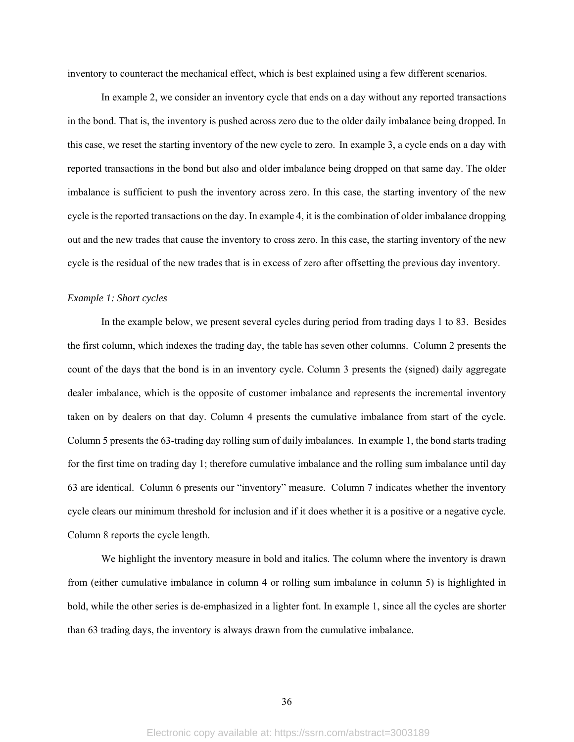inventory to counteract the mechanical effect, which is best explained using a few different scenarios.

In example 2, we consider an inventory cycle that ends on a day without any reported transactions in the bond. That is, the inventory is pushed across zero due to the older daily imbalance being dropped. In this case, we reset the starting inventory of the new cycle to zero. In example 3, a cycle ends on a day with reported transactions in the bond but also and older imbalance being dropped on that same day. The older imbalance is sufficient to push the inventory across zero. In this case, the starting inventory of the new cycle is the reported transactions on the day. In example 4, it is the combination of older imbalance dropping out and the new trades that cause the inventory to cross zero. In this case, the starting inventory of the new cycle is the residual of the new trades that is in excess of zero after offsetting the previous day inventory.

*Example 1: Short cycles*

In the example below, we present several cycles during period from trading days 1 to 83. Besides the first column, which indexes the trading day, the table has seven other columns. Column 2 presents the count of the days that the bond is in an inventory cycle. Column 3 presents the (signed) daily aggregate dealer imbalance, which is the opposite of customer imbalance and represents the incremental inventory taken on by dealers on that day. Column 4 presents the cumulative imbalance from start of the cycle. Column 5 presents the 63-trading day rolling sum of daily imbalances. In example 1, the bond starts trading for the first time on trading day 1; therefore cumulative imbalance and the rolling sum imbalance until day 63 are identical. Column 6 presents our "inventory" measure. Column 7 indicates whether the inventory cycle clears our minimum threshold for inclusion and if it does whether it is a positive or a negative cycle. Column 8 reports the cycle length.

We highlight the inventory measure in bold and italics. The column where the inventory is drawn from (either cumulative imbalance in column 4 or rolling sum imbalance in column 5) is highlighted in bold, while the other series is de-emphasized in a lighter font. In example 1, since all the cycles are shorter than 63 trading days, the inventory is always drawn from the cumulative imbalance.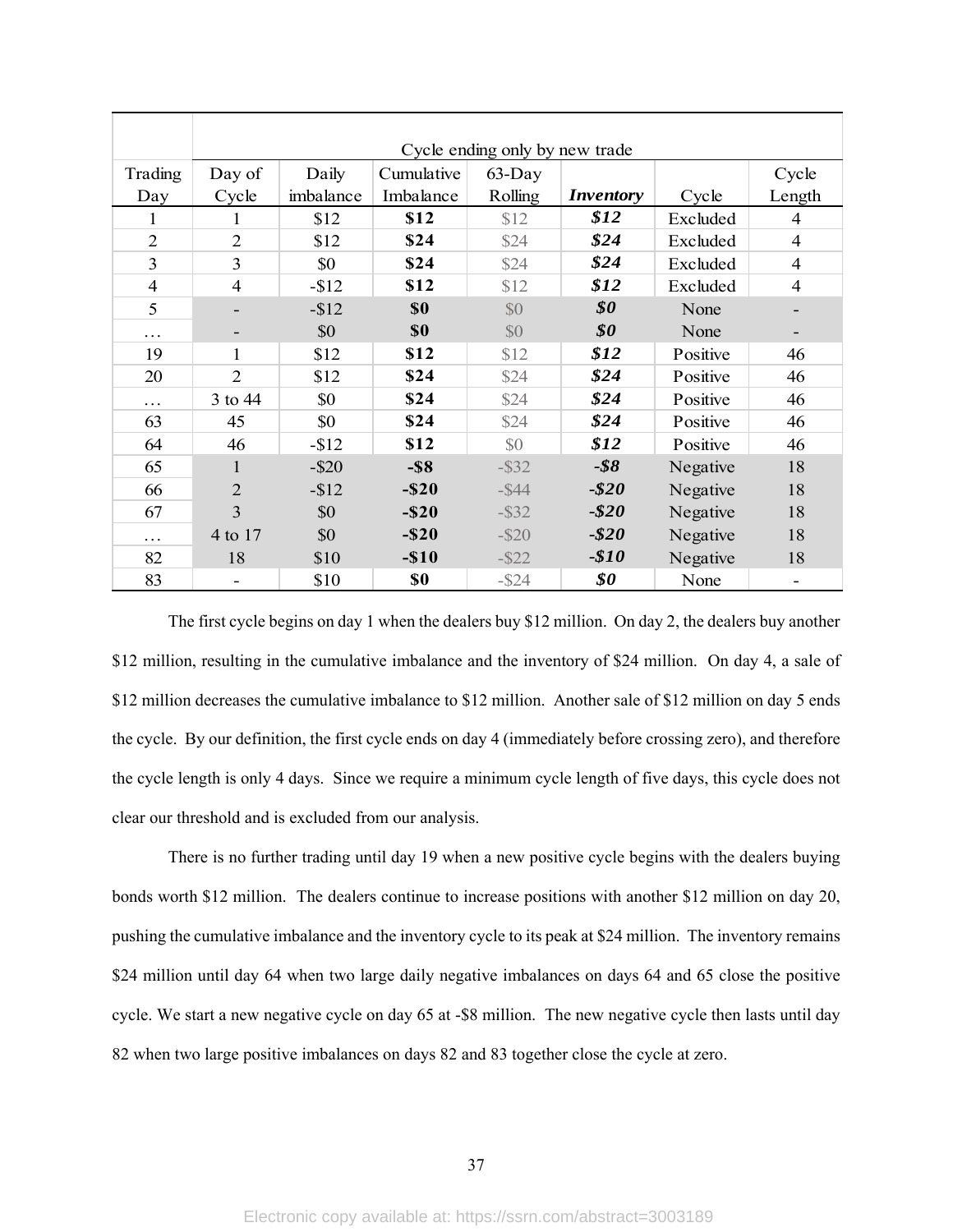| Trading Day | Cycle ending only by new trade | | | | | | |
|---|---|---|---|---|---|---|---|
| | Day of Cycle | Daily imbalance | Cumulative Imbalance | 63-Day Rolling | ***Inventory*** | Cycle | Cycle Length |
| 1 | 1 | $12 | **$12** | $12 | ***$12*** | Excluded | 4 |
| 2 | 2 | $12 | **$24** | $24 | ***$24*** | Excluded | 4 |
| 3 | 3 | $0 | **$24** | $24 | ***$24*** | Excluded | 4 |
| 4 | 4 | -$12 | **$12** | $12 | ***$12*** | Excluded | 4 |
| 5 | - | -$12 | **$0** | $0 | ***$0*** | None | - |
| … | - | $0 | **$0** | $0 | ***$0*** | None | - |
| 19 | 1 | $12 | **$12** | $12 | ***$12*** | Positive | 46 |
| 20 | 2 | $12 | **$24** | $24 | ***$24*** | Positive | 46 |
| … | 3 to 44 | $0 | **$24** | $24 | ***$24*** | Positive | 46 |
| 63 | 45 | $0 | **$24** | $24 | ***$24*** | Positive | 46 |
| 64 | 46 | -$12 | **$12** | $0 | ***$12*** | Positive | 46 |
| 65 | 1 | -$20 | **-$8** | -$32 | ***-$8*** | Negative | 18 |
| 66 | 2 | -$12 | **-$20** | -$44 | ***-$20*** | Negative | 18 |
| 67 | 3 | $0 | **-$20** | -$32 | ***-$20*** | Negative | 18 |
| … | 4 to 17 | $0 | **-$20** | -$20 | ***-$20*** | Negative | 18 |
| 82 | 18 | $10 | **-$10** | -$22 | ***-$10*** | Negative | 18 |
| 83 | - | $10 | **$0** | -$24 | ***$0*** | None | - |

The first cycle begins on day 1 when the dealers buy $12 million. On day 2, the dealers buy another $12 million, resulting in the cumulative imbalance and the inventory of $24 million. On day 4, a sale of $12 million decreases the cumulative imbalance to $12 million. Another sale of $12 million on day 5 ends the cycle. By our definition, the first cycle ends on day 4 (immediately before crossing zero), and therefore the cycle length is only 4 days. Since we require a minimum cycle length of five days, this cycle does not clear our threshold and is excluded from our analysis.

There is no further trading until day 19 when a new positive cycle begins with the dealers buying bonds worth $12 million. The dealers continue to increase positions with another $12 million on day 20, pushing the cumulative imbalance and the inventory cycle to its peak at $24 million. The inventory remains $24 million until day 64 when two large daily negative imbalances on days 64 and 65 close the positive cycle. We start a new negative cycle on day 65 at -$8 million. The new negative cycle then lasts until day 82 when two large positive imbalances on days 82 and 83 together close the cycle at zero.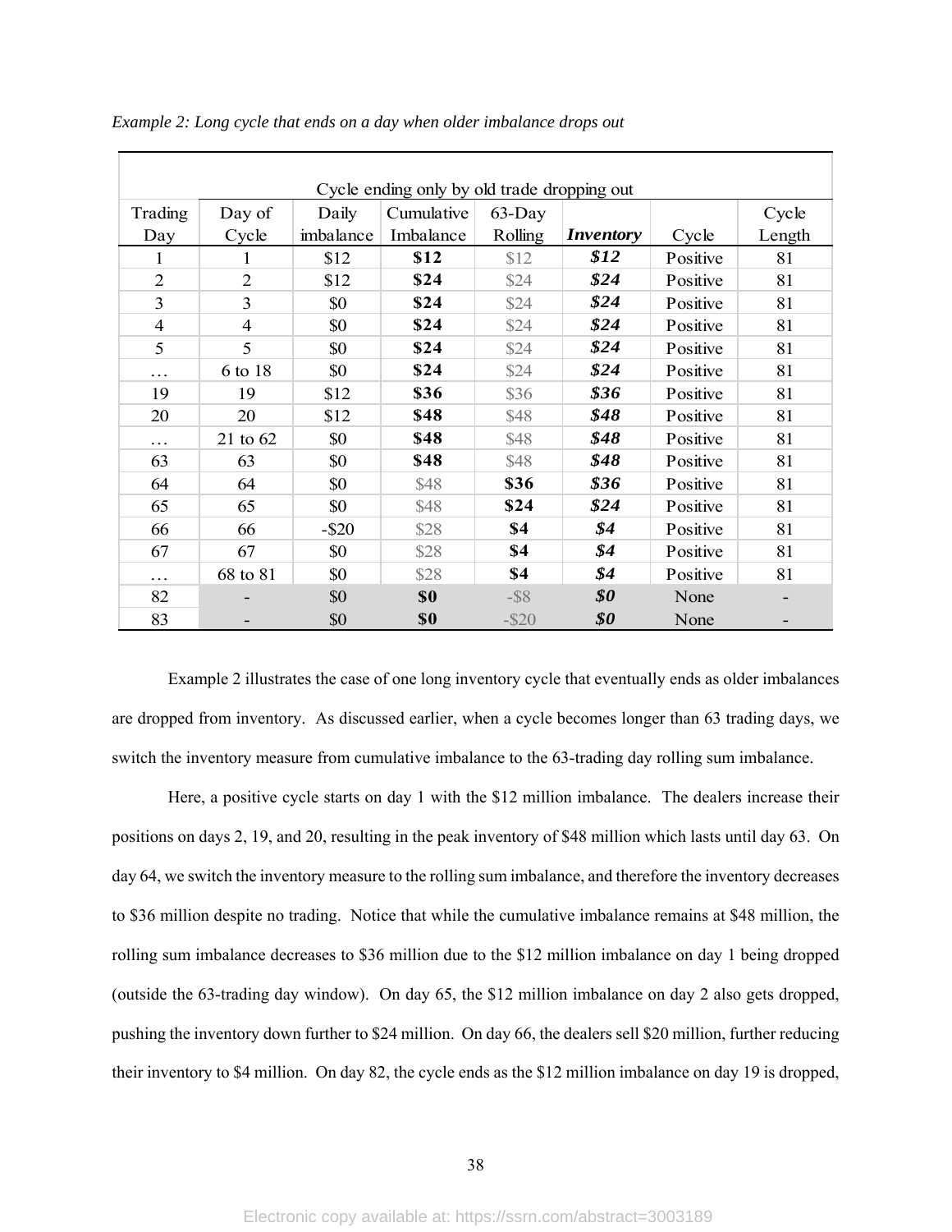*Example 2: Long cycle that ends on a day when older imbalance drops out*

| Cycle ending only by old trade dropping out | | | | | | | |
|---|---|---|---|---|---|---|---|
| Trading Day | Day of Cycle | Daily imbalance | Cumulative Imbalance | 63-Day Rolling | ***Inventory*** | Cycle | Cycle Length |
| 1 | 1 | $12 | **$12** | $12 | ***$12*** | Positive | 81 |
| 2 | 2 | $12 | **$24** | $24 | ***$24*** | Positive | 81 |
| 3 | 3 | $0 | **$24** | $24 | ***$24*** | Positive | 81 |
| 4 | 4 | $0 | **$24** | $24 | ***$24*** | Positive | 81 |
| 5 | 5 | $0 | **$24** | $24 | ***$24*** | Positive | 81 |
| … | 6 to 18 | $0 | **$24** | $24 | ***$24*** | Positive | 81 |
| 19 | 19 | $12 | **$36** | $36 | ***$36*** | Positive | 81 |
| 20 | 20 | $12 | **$48** | $48 | ***$48*** | Positive | 81 |
| … | 21 to 62 | $0 | **$48** | $48 | ***$48*** | Positive | 81 |
| 63 | 63 | $0 | **$48** | $48 | ***$48*** | Positive | 81 |
| 64 | 64 | $0 | $48 | **$36** | ***$36*** | Positive | 81 |
| 65 | 65 | $0 | $48 | **$24** | ***$24*** | Positive | 81 |
| 66 | 66 | -$20 | $28 | **$4** | ***$4*** | Positive | 81 |
| 67 | 67 | $0 | $28 | **$4** | ***$4*** | Positive | 81 |
| … | 68 to 81 | $0 | $28 | **$4** | ***$4*** | Positive | 81 |
| 82 | - | $0 | **$0** | -$8 | ***$0*** | None | - |
| 83 | - | $0 | **$0** | -$20 | ***$0*** | None | - |

Example 2 illustrates the case of one long inventory cycle that eventually ends as older imbalances are dropped from inventory. As discussed earlier, when a cycle becomes longer than 63 trading days, we switch the inventory measure from cumulative imbalance to the 63-trading day rolling sum imbalance.

Here, a positive cycle starts on day 1 with the $12 million imbalance. The dealers increase their positions on days 2, 19, and 20, resulting in the peak inventory of $48 million which lasts until day 63. On day 64, we switch the inventory measure to the rolling sum imbalance, and therefore the inventory decreases to $36 million despite no trading. Notice that while the cumulative imbalance remains at $48 million, the rolling sum imbalance decreases to $36 million due to the $12 million imbalance on day 1 being dropped (outside the 63-trading day window). On day 65, the $12 million imbalance on day 2 also gets dropped, pushing the inventory down further to $24 million. On day 66, the dealers sell $20 million, further reducing their inventory to $4 million. On day 82, the cycle ends as the $12 million imbalance on day 19 is dropped,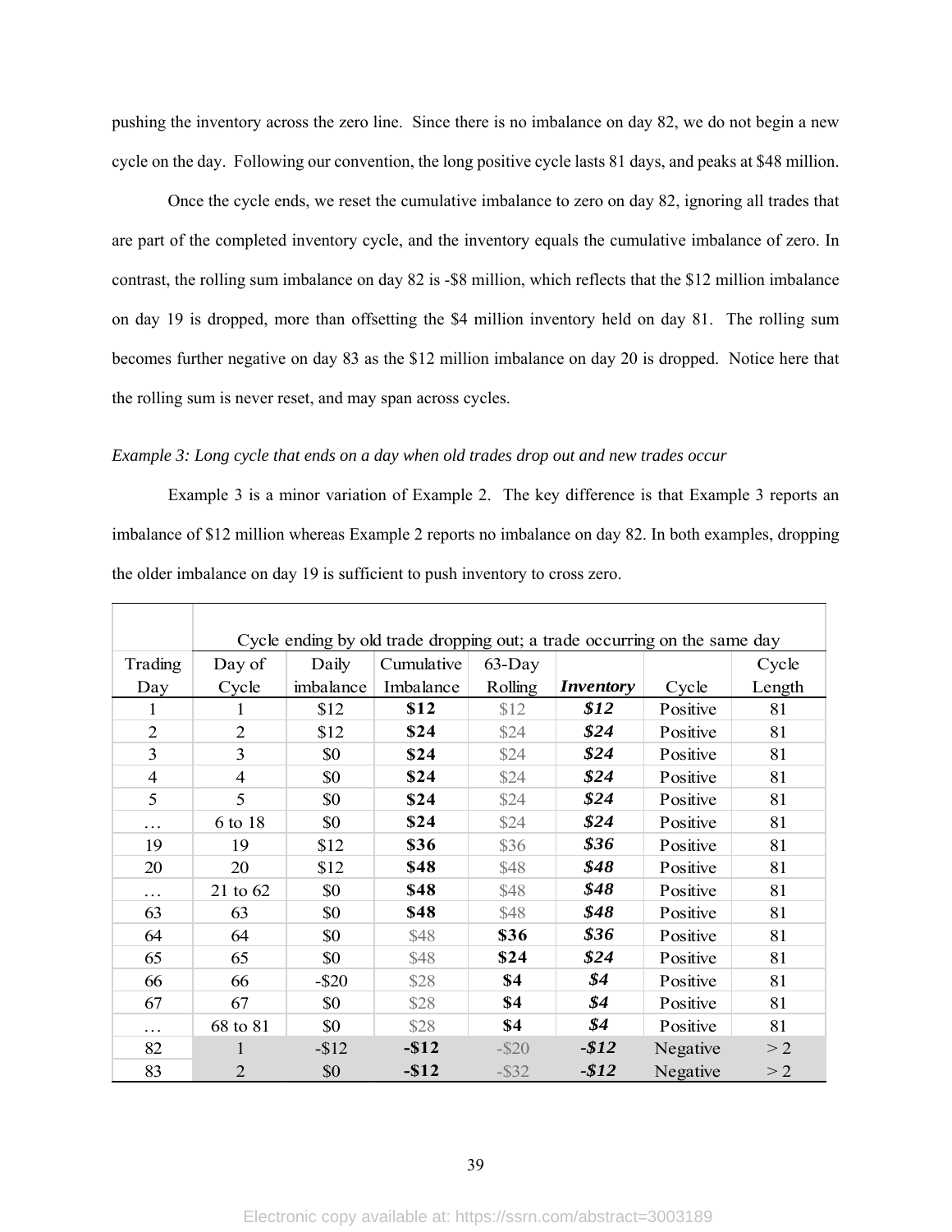pushing the inventory across the zero line. Since there is no imbalance on day 82, we do not begin a new cycle on the day. Following our convention, the long positive cycle lasts 81 days, and peaks at $48 million.

Once the cycle ends, we reset the cumulative imbalance to zero on day 82, ignoring all trades that are part of the completed inventory cycle, and the inventory equals the cumulative imbalance of zero. In contrast, the rolling sum imbalance on day 82 is -$8 million, which reflects that the $12 million imbalance on day 19 is dropped, more than offsetting the $4 million inventory held on day 81. The rolling sum becomes further negative on day 83 as the $12 million imbalance on day 20 is dropped. Notice here that the rolling sum is never reset, and may span across cycles.

*Example 3: Long cycle that ends on a day when old trades drop out and new trades occur*

Example 3 is a minor variation of Example 2. The key difference is that Example 3 reports an imbalance of $12 million whereas Example 2 reports no imbalance on day 82. In both examples, dropping the older imbalance on day 19 is sufficient to push inventory to cross zero.

| | Cycle ending by old trade dropping out; a trade occurring on the same day | | | | | | |
|---|---|---|---|---|---|---|---|
| Trading Day | Day of Cycle | Daily imbalance | Cumulative Imbalance | 63-Day Rolling | ***Inventory*** | Cycle | Cycle Length |
| 1 | 1 | $12 | **$12** | $12 | ***$12*** | Positive | 81 |
| 2 | 2 | $12 | **$24** | $24 | ***$24*** | Positive | 81 |
| 3 | 3 | $0 | **$24** | $24 | ***$24*** | Positive | 81 |
| 4 | 4 | $0 | **$24** | $24 | ***$24*** | Positive | 81 |
| 5 | 5 | $0 | **$24** | $24 | ***$24*** | Positive | 81 |
| … | 6 to 18 | $0 | **$24** | $24 | ***$24*** | Positive | 81 |
| 19 | 19 | $12 | **$36** | $36 | ***$36*** | Positive | 81 |
| 20 | 20 | $12 | **$48** | $48 | ***$48*** | Positive | 81 |
| … | 21 to 62 | $0 | **$48** | $48 | ***$48*** | Positive | 81 |
| 63 | 63 | $0 | **$48** | $48 | ***$48*** | Positive | 81 |
| 64 | 64 | $0 | $48 | **$36** | ***$36*** | Positive | 81 |
| 65 | 65 | $0 | $48 | **$24** | ***$24*** | Positive | 81 |
| 66 | 66 | -$20 | $28 | **$4** | ***$4*** | Positive | 81 |
| 67 | 67 | $0 | $28 | **$4** | ***$4*** | Positive | 81 |
| … | 68 to 81 | $0 | $28 | **$4** | ***$4*** | Positive | 81 |
| 82 | 1 | -$12 | **-$12** | -$20 | ***-$12*** | Negative | > 2 |
| 83 | 2 | $0 | **-$12** | -$32 | ***-$12*** | Negative | > 2 |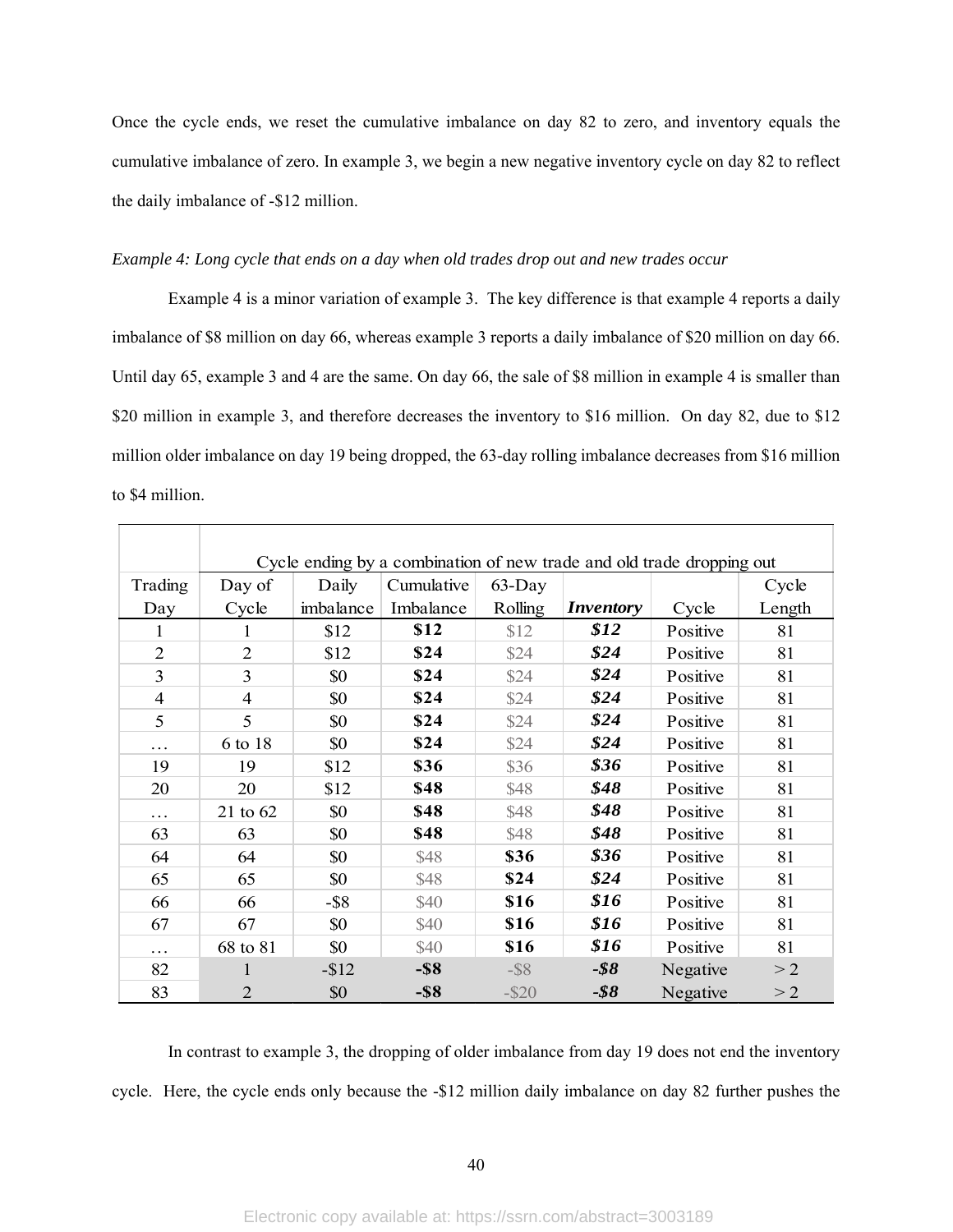Once the cycle ends, we reset the cumulative imbalance on day 82 to zero, and inventory equals the cumulative imbalance of zero. In example 3, we begin a new negative inventory cycle on day 82 to reflect the daily imbalance of -$12 million.

*Example 4: Long cycle that ends on a day when old trades drop out and new trades occur*

Example 4 is a minor variation of example 3. The key difference is that example 4 reports a daily imbalance of $8 million on day 66, whereas example 3 reports a daily imbalance of $20 million on day 66. Until day 65, example 3 and 4 are the same. On day 66, the sale of $8 million in example 4 is smaller than $20 million in example 3, and therefore decreases the inventory to $16 million. On day 82, due to $12 million older imbalance on day 19 being dropped, the 63-day rolling imbalance decreases from $16 million to $4 million.

| | Cycle ending by a combination of new trade and old trade dropping out | | | | | | |
|---|---|---|---|---|---|---|---|
| Trading Day | Day of Cycle | Daily imbalance | Cumulative Imbalance | 63-Day Rolling | ***Inventory*** | Cycle | Cycle Length |
| 1 | 1 | $12 | **$12** | $12 | ***$12*** | Positive | 81 |
| 2 | 2 | $12 | **$24** | $24 | ***$24*** | Positive | 81 |
| 3 | 3 | $0 | **$24** | $24 | ***$24*** | Positive | 81 |
| 4 | 4 | $0 | **$24** | $24 | ***$24*** | Positive | 81 |
| 5 | 5 | $0 | **$24** | $24 | ***$24*** | Positive | 81 |
| … | 6 to 18 | $0 | **$24** | $24 | ***$24*** | Positive | 81 |
| 19 | 19 | $12 | **$36** | $36 | ***$36*** | Positive | 81 |
| 20 | 20 | $12 | **$48** | $48 | ***$48*** | Positive | 81 |
| … | 21 to 62 | $0 | **$48** | $48 | ***$48*** | Positive | 81 |
| 63 | 63 | $0 | **$48** | $48 | ***$48*** | Positive | 81 |
| 64 | 64 | $0 | $48 | **$36** | ***$36*** | Positive | 81 |
| 65 | 65 | $0 | $48 | **$24** | ***$24*** | Positive | 81 |
| 66 | 66 | -$8 | $40 | **$16** | ***$16*** | Positive | 81 |
| 67 | 67 | $0 | $40 | **$16** | ***$16*** | Positive | 81 |
| … | 68 to 81 | $0 | $40 | **$16** | ***$16*** | Positive | 81 |
| 82 | 1 | -$12 | **-$8** | -$8 | ***-$8*** | Negative | > 2 |
| 83 | 2 | $0 | **-$8** | -$20 | ***-$8*** | Negative | > 2 |

In contrast to example 3, the dropping of older imbalance from day 19 does not end the inventory cycle. Here, the cycle ends only because the -$12 million daily imbalance on day 82 further pushes the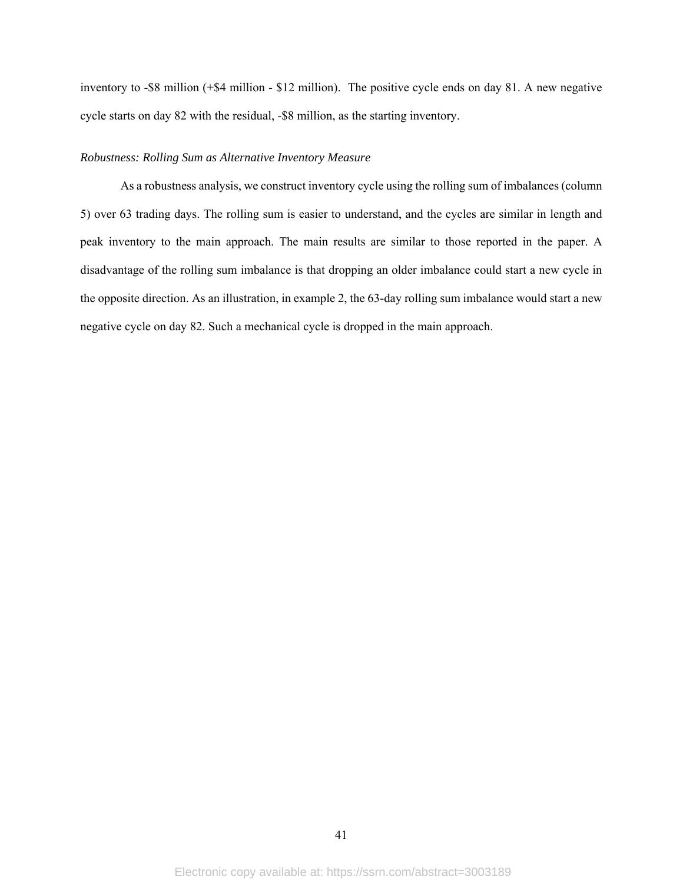inventory to -$8 million (+$4 million - $12 million). The positive cycle ends on day 81. A new negative cycle starts on day 82 with the residual, -$8 million, as the starting inventory.

*Robustness: Rolling Sum as Alternative Inventory Measure*

As a robustness analysis, we construct inventory cycle using the rolling sum of imbalances (column 5) over 63 trading days. The rolling sum is easier to understand, and the cycles are similar in length and peak inventory to the main approach. The main results are similar to those reported in the paper. A disadvantage of the rolling sum imbalance is that dropping an older imbalance could start a new cycle in the opposite direction. As an illustration, in example 2, the 63-day rolling sum imbalance would start a new negative cycle on day 82. Such a mechanical cycle is dropped in the main approach.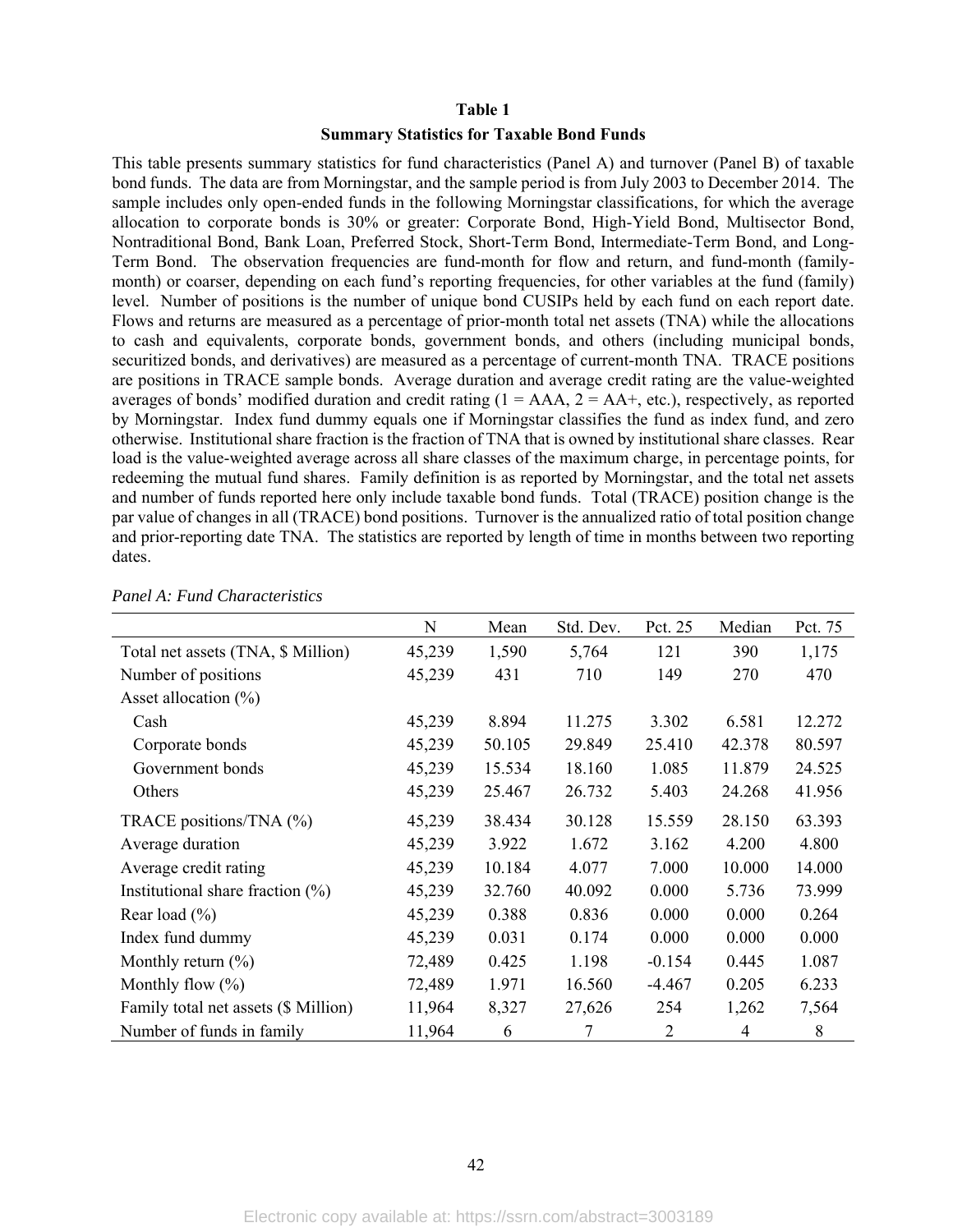**Table 1**

**Summary Statistics for Taxable Bond Funds**

This table presents summary statistics for fund characteristics (Panel A) and turnover (Panel B) of taxable bond funds. The data are from Morningstar, and the sample period is from July 2003 to December 2014. The sample includes only open-ended funds in the following Morningstar classifications, for which the average allocation to corporate bonds is 30% or greater: Corporate Bond, High-Yield Bond, Multisector Bond, Nontraditional Bond, Bank Loan, Preferred Stock, Short-Term Bond, Intermediate-Term Bond, and Long-Term Bond. The observation frequencies are fund-month for flow and return, and fund-month (family-month) or coarser, depending on each fund's reporting frequencies, for other variables at the fund (family) level. Number of positions is the number of unique bond CUSIPs held by each fund on each report date. Flows and returns are measured as a percentage of prior-month total net assets (TNA) while the allocations to cash and equivalents, corporate bonds, government bonds, and others (including municipal bonds, securitized bonds, and derivatives) are measured as a percentage of current-month TNA. TRACE positions are positions in TRACE sample bonds. Average duration and average credit rating are the value-weighted averages of bonds' modified duration and credit rating (1 = AAA, 2 = AA+, etc.), respectively, as reported by Morningstar. Index fund dummy equals one if Morningstar classifies the fund as index fund, and zero otherwise. Institutional share fraction is the fraction of TNA that is owned by institutional share classes. Rear load is the value-weighted average across all share classes of the maximum charge, in percentage points, for redeeming the mutual fund shares. Family definition is as reported by Morningstar, and the total net assets and number of funds reported here only include taxable bond funds. Total (TRACE) position change is the par value of changes in all (TRACE) bond positions. Turnover is the annualized ratio of total position change and prior-reporting date TNA. The statistics are reported by length of time in months between two reporting dates.

*Panel A: Fund Characteristics*

| | N | Mean | Std. Dev. | Pct. 25 | Median | Pct. 75 |
|---|---|---|---|---|---|---|
| Total net assets (TNA, $ Million) | 45,239 | 1,590 | 5,764 | 121 | 390 | 1,175 |
| Number of positions | 45,239 | 431 | 710 | 149 | 270 | 470 |
| Asset allocation (%) | | | | | | |
| Cash | 45,239 | 8.894 | 11.275 | 3.302 | 6.581 | 12.272 |
| Corporate bonds | 45,239 | 50.105 | 29.849 | 25.410 | 42.378 | 80.597 |
| Government bonds | 45,239 | 15.534 | 18.160 | 1.085 | 11.879 | 24.525 |
| Others | 45,239 | 25.467 | 26.732 | 5.403 | 24.268 | 41.956 |
| TRACE positions/TNA (%) | 45,239 | 38.434 | 30.128 | 15.559 | 28.150 | 63.393 |
| Average duration | 45,239 | 3.922 | 1.672 | 3.162 | 4.200 | 4.800 |
| Average credit rating | 45,239 | 10.184 | 4.077 | 7.000 | 10.000 | 14.000 |
| Institutional share fraction (%) | 45,239 | 32.760 | 40.092 | 0.000 | 5.736 | 73.999 |
| Rear load (%) | 45,239 | 0.388 | 0.836 | 0.000 | 0.000 | 0.264 |
| Index fund dummy | 45,239 | 0.031 | 0.174 | 0.000 | 0.000 | 0.000 |
| Monthly return (%) | 72,489 | 0.425 | 1.198 | -0.154 | 0.445 | 1.087 |
| Monthly flow (%) | 72,489 | 1.971 | 16.560 | -4.467 | 0.205 | 6.233 |
| Family total net assets ($ Million) | 11,964 | 8,327 | 27,626 | 254 | 1,262 | 7,564 |
| Number of funds in family | 11,964 | 6 | 7 | 2 | 4 | 8 |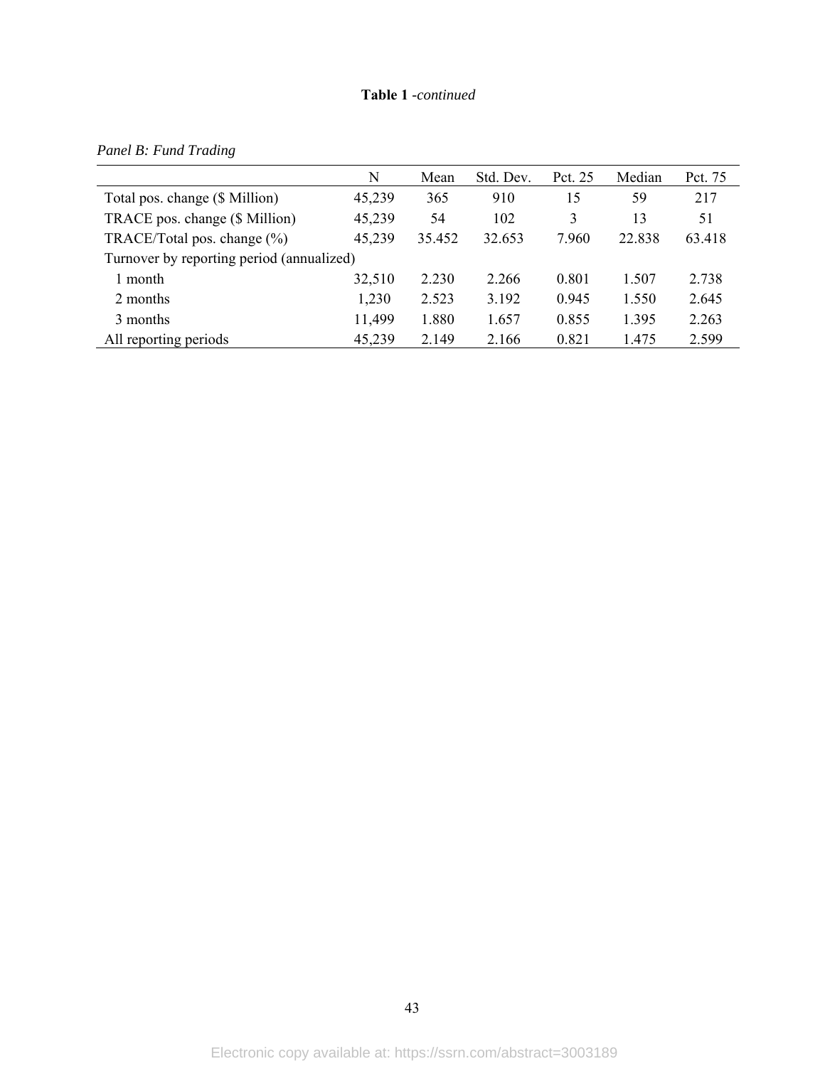**Table 1** -*continued*

*Panel B: Fund Trading*

| | N | Mean | Std. Dev. | Pct. 25 | Median | Pct. 75 |
|---|---|---|---|---|---|---|
| Total pos. change ($ Million) | 45,239 | 365 | 910 | 15 | 59 | 217 |
| TRACE pos. change ($ Million) | 45,239 | 54 | 102 | 3 | 13 | 51 |
| TRACE/Total pos. change (%) | 45,239 | 35.452 | 32.653 | 7.960 | 22.838 | 63.418 |
| Turnover by reporting period (annualized) | | | | | | |
| 1 month | 32,510 | 2.230 | 2.266 | 0.801 | 1.507 | 2.738 |
| 2 months | 1,230 | 2.523 | 3.192 | 0.945 | 1.550 | 2.645 |
| 3 months | 11,499 | 1.880 | 1.657 | 0.855 | 1.395 | 2.263 |
| All reporting periods | 45,239 | 2.149 | 2.166 | 0.821 | 1.475 | 2.599 |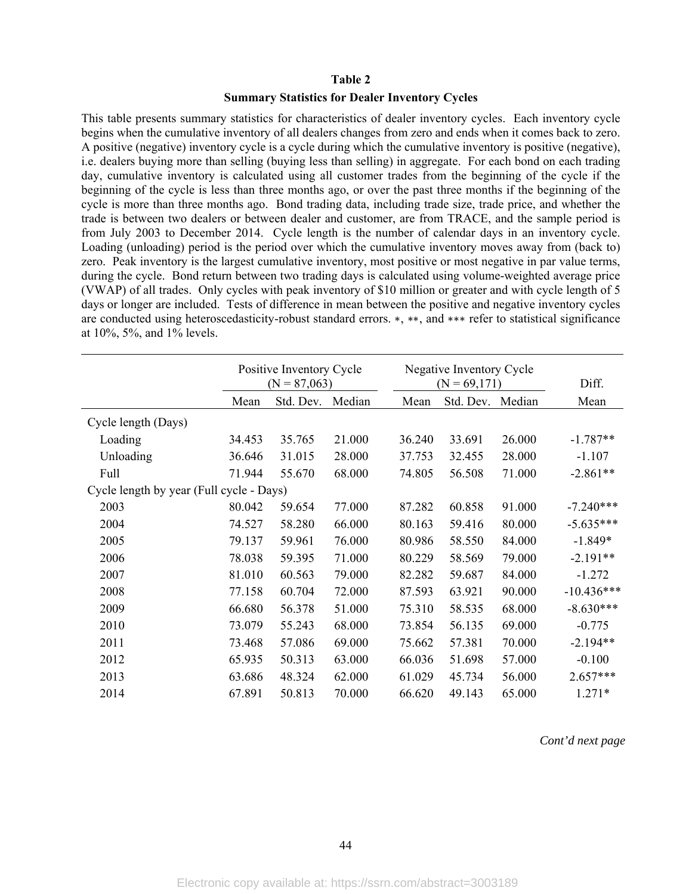**Table 2**

**Summary Statistics for Dealer Inventory Cycles**

This table presents summary statistics for characteristics of dealer inventory cycles. Each inventory cycle begins when the cumulative inventory of all dealers changes from zero and ends when it comes back to zero. A positive (negative) inventory cycle is a cycle during which the cumulative inventory is positive (negative), i.e. dealers buying more than selling (buying less than selling) in aggregate. For each bond on each trading day, cumulative inventory is calculated using all customer trades from the beginning of the cycle if the beginning of the cycle is less than three months ago, or over the past three months if the beginning of the cycle is more than three months ago. Bond trading data, including trade size, trade price, and whether the trade is between two dealers or between dealer and customer, are from TRACE, and the sample period is from July 2003 to December 2014. Cycle length is the number of calendar days in an inventory cycle. Loading (unloading) period is the period over which the cumulative inventory moves away from (back to) zero. Peak inventory is the largest cumulative inventory, most positive or most negative in par value terms, during the cycle. Bond return between two trading days is calculated using volume-weighted average price (VWAP) of all trades. Only cycles with peak inventory of \$10 million or greater and with cycle length of 5 days or longer are included. Tests of difference in mean between the positive and negative inventory cycles are conducted using heteroscedasticity-robust standard errors. $*$, $**$, and $***$ refer to statistical significance at 10%, 5%, and 1% levels.

| | Positive Inventory Cycle (N = 87,063) | | | Negative Inventory Cycle (N = 69,171) | | | Diff. |
|---|---|---|---|---|---|---|---|
| | Mean | Std. Dev. | Median | Mean | Std. Dev. | Median | Mean |
| Cycle length (Days) | | | | | | | |
| Loading | 34.453 | 35.765 | 21.000 | 36.240 | 33.691 | 26.000 | -1.787** |
| Unloading | 36.646 | 31.015 | 28.000 | 37.753 | 32.455 | 28.000 | -1.107 |
| Full | 71.944 | 55.670 | 68.000 | 74.805 | 56.508 | 71.000 | -2.861** |
| Cycle length by year (Full cycle - Days) | | | | | | | |
| 2003 | 80.042 | 59.654 | 77.000 | 87.282 | 60.858 | 91.000 | -7.240*** |
| 2004 | 74.527 | 58.280 | 66.000 | 80.163 | 59.416 | 80.000 | -5.635*** |
| 2005 | 79.137 | 59.961 | 76.000 | 80.986 | 58.550 | 84.000 | -1.849* |
| 2006 | 78.038 | 59.395 | 71.000 | 80.229 | 58.569 | 79.000 | -2.191** |
| 2007 | 81.010 | 60.563 | 79.000 | 82.282 | 59.687 | 84.000 | -1.272 |
| 2008 | 77.158 | 60.704 | 72.000 | 87.593 | 63.921 | 90.000 | -10.436*** |
| 2009 | 66.680 | 56.378 | 51.000 | 75.310 | 58.535 | 68.000 | -8.630*** |
| 2010 | 73.079 | 55.243 | 68.000 | 73.854 | 56.135 | 69.000 | -0.775 |
| 2011 | 73.468 | 57.086 | 69.000 | 75.662 | 57.381 | 70.000 | -2.194** |
| 2012 | 65.935 | 50.313 | 63.000 | 66.036 | 51.698 | 57.000 | -0.100 |
| 2013 | 63.686 | 48.324 | 62.000 | 61.029 | 45.734 | 56.000 | 2.657*** |
| 2014 | 67.891 | 50.813 | 70.000 | 66.620 | 49.143 | 65.000 | 1.271* |

*Cont'd next page*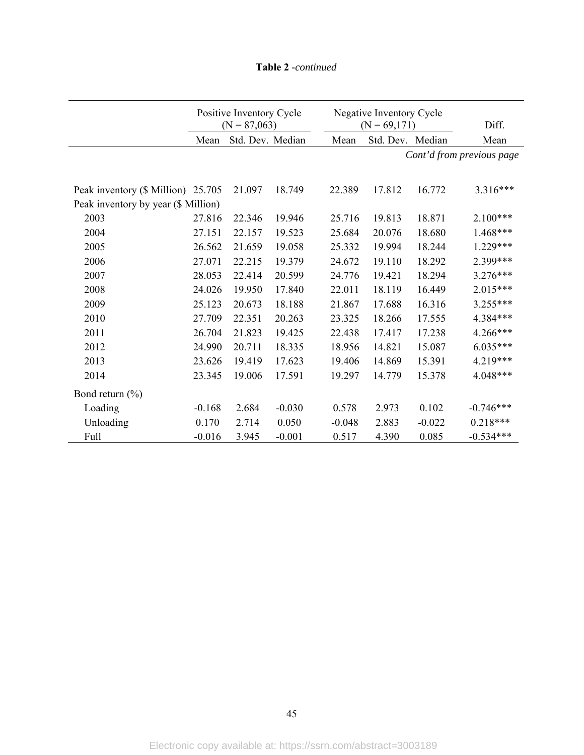**Table 2** *-continued*

| | Positive Inventory Cycle (N = 87,063) | | | Negative Inventory Cycle (N = 69,171) | | | Diff. |
|---|---|---|---|---|---|---|---|
| | Mean | Std. Dev. | Median | Mean | Std. Dev. | Median | Mean |
| | | | | | | | *Cont'd from previous page* |
| Peak inventory ($ Million) | 25.705 | 21.097 | 18.749 | 22.389 | 17.812 | 16.772 | 3.316*** |
| Peak inventory by year ($ Million) | | | | | | | |
| 2003 | 27.816 | 22.346 | 19.946 | 25.716 | 19.813 | 18.871 | 2.100*** |
| 2004 | 27.151 | 22.157 | 19.523 | 25.684 | 20.076 | 18.680 | 1.468*** |
| 2005 | 26.562 | 21.659 | 19.058 | 25.332 | 19.994 | 18.244 | 1.229*** |
| 2006 | 27.071 | 22.215 | 19.379 | 24.672 | 19.110 | 18.292 | 2.399*** |
| 2007 | 28.053 | 22.414 | 20.599 | 24.776 | 19.421 | 18.294 | 3.276*** |
| 2008 | 24.026 | 19.950 | 17.840 | 22.011 | 18.119 | 16.449 | 2.015*** |
| 2009 | 25.123 | 20.673 | 18.188 | 21.867 | 17.688 | 16.316 | 3.255*** |
| 2010 | 27.709 | 22.351 | 20.263 | 23.325 | 18.266 | 17.555 | 4.384*** |
| 2011 | 26.704 | 21.823 | 19.425 | 22.438 | 17.417 | 17.238 | 4.266*** |
| 2012 | 24.990 | 20.711 | 18.335 | 18.956 | 14.821 | 15.087 | 6.035*** |
| 2013 | 23.626 | 19.419 | 17.623 | 19.406 | 14.869 | 15.391 | 4.219*** |
| 2014 | 23.345 | 19.006 | 17.591 | 19.297 | 14.779 | 15.378 | 4.048*** |
| Bond return (%) | | | | | | | |
| Loading | -0.168 | 2.684 | -0.030 | 0.578 | 2.973 | 0.102 | -0.746*** |
| Unloading | 0.170 | 2.714 | 0.050 | -0.048 | 2.883 | -0.022 | 0.218*** |
| Full | -0.016 | 3.945 | -0.001 | 0.517 | 4.390 | 0.085 | -0.534*** |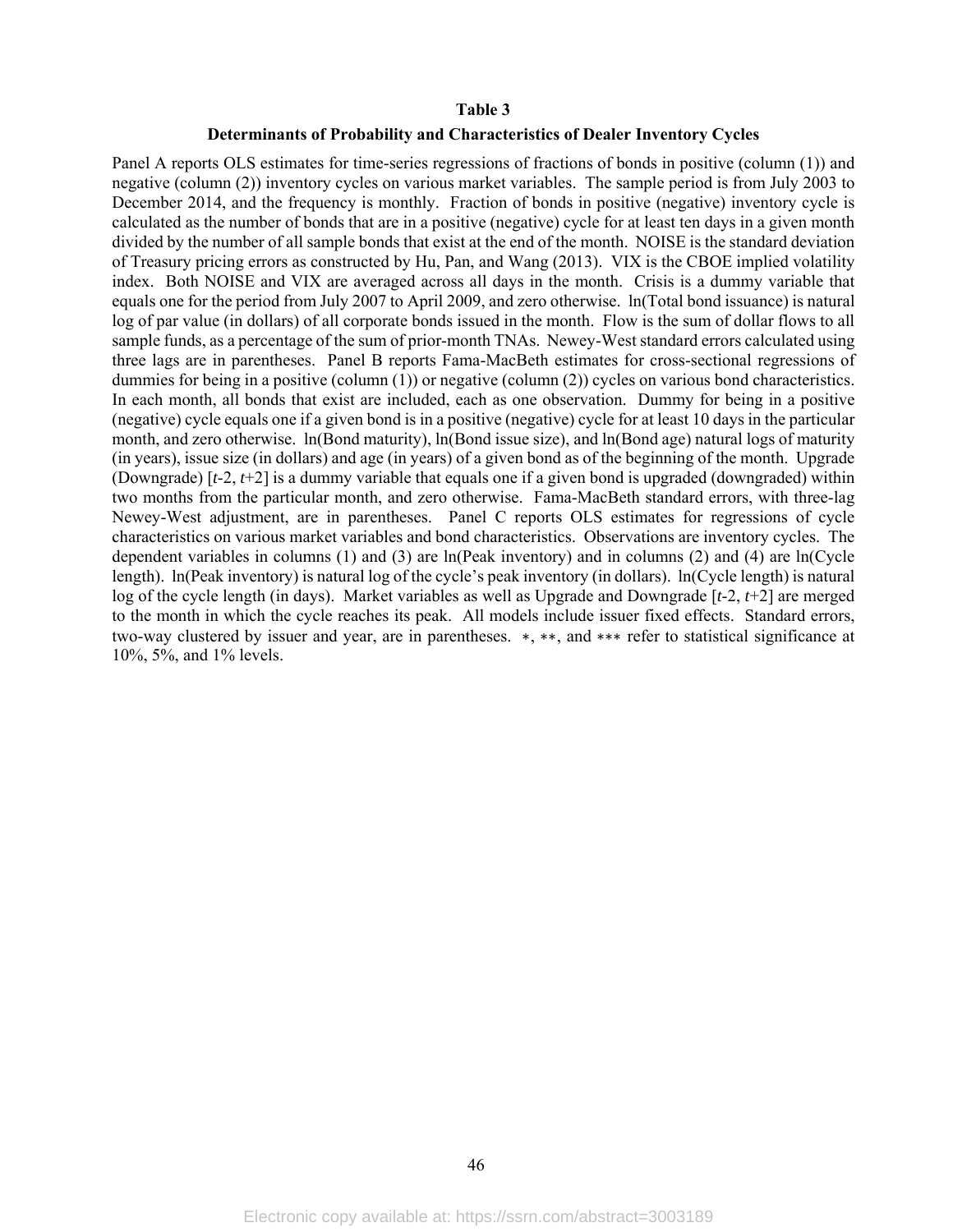## Table 3

### Determinants of Probability and Characteristics of Dealer Inventory Cycles

Panel A reports OLS estimates for time-series regressions of fractions of bonds in positive (column (1)) and negative (column (2)) inventory cycles on various market variables. The sample period is from July 2003 to December 2014, and the frequency is monthly. Fraction of bonds in positive (negative) inventory cycle is calculated as the number of bonds that are in a positive (negative) cycle for at least ten days in a given month divided by the number of all sample bonds that exist at the end of the month. NOISE is the standard deviation of Treasury pricing errors as constructed by Hu, Pan, and Wang (2013). VIX is the CBOE implied volatility index. Both NOISE and VIX are averaged across all days in the month. Crisis is a dummy variable that equals one for the period from July 2007 to April 2009, and zero otherwise. ln(Total bond issuance) is natural log of par value (in dollars) of all corporate bonds issued in the month. Flow is the sum of dollar flows to all sample funds, as a percentage of the sum of prior-month TNAs. Newey-West standard errors calculated using three lags are in parentheses. Panel B reports Fama-MacBeth estimates for cross-sectional regressions of dummies for being in a positive (column (1)) or negative (column (2)) cycles on various bond characteristics. In each month, all bonds that exist are included, each as one observation. Dummy for being in a positive (negative) cycle equals one if a given bond is in a positive (negative) cycle for at least 10 days in the particular month, and zero otherwise. ln(Bond maturity), ln(Bond issue size), and ln(Bond age) natural logs of maturity (in years), issue size (in dollars) and age (in years) of a given bond as of the beginning of the month. Upgrade (Downgrade) [*t*-2, *t*+2] is a dummy variable that equals one if a given bond is upgraded (downgraded) within two months from the particular month, and zero otherwise. Fama-MacBeth standard errors, with three-lag Newey-West adjustment, are in parentheses. Panel C reports OLS estimates for regressions of cycle characteristics on various market variables and bond characteristics. Observations are inventory cycles. The dependent variables in columns (1) and (3) are ln(Peak inventory) and in columns (2) and (4) are ln(Cycle length). ln(Peak inventory) is natural log of the cycle's peak inventory (in dollars). ln(Cycle length) is natural log of the cycle length (in days). Market variables as well as Upgrade and Downgrade [*t*-2, *t*+2] are merged to the month in which the cycle reaches its peak. All models include issuer fixed effects. Standard errors, two-way clustered by issuer and year, are in parentheses. ∗, ∗∗, and ∗∗∗ refer to statistical significance at 10%, 5%, and 1% levels.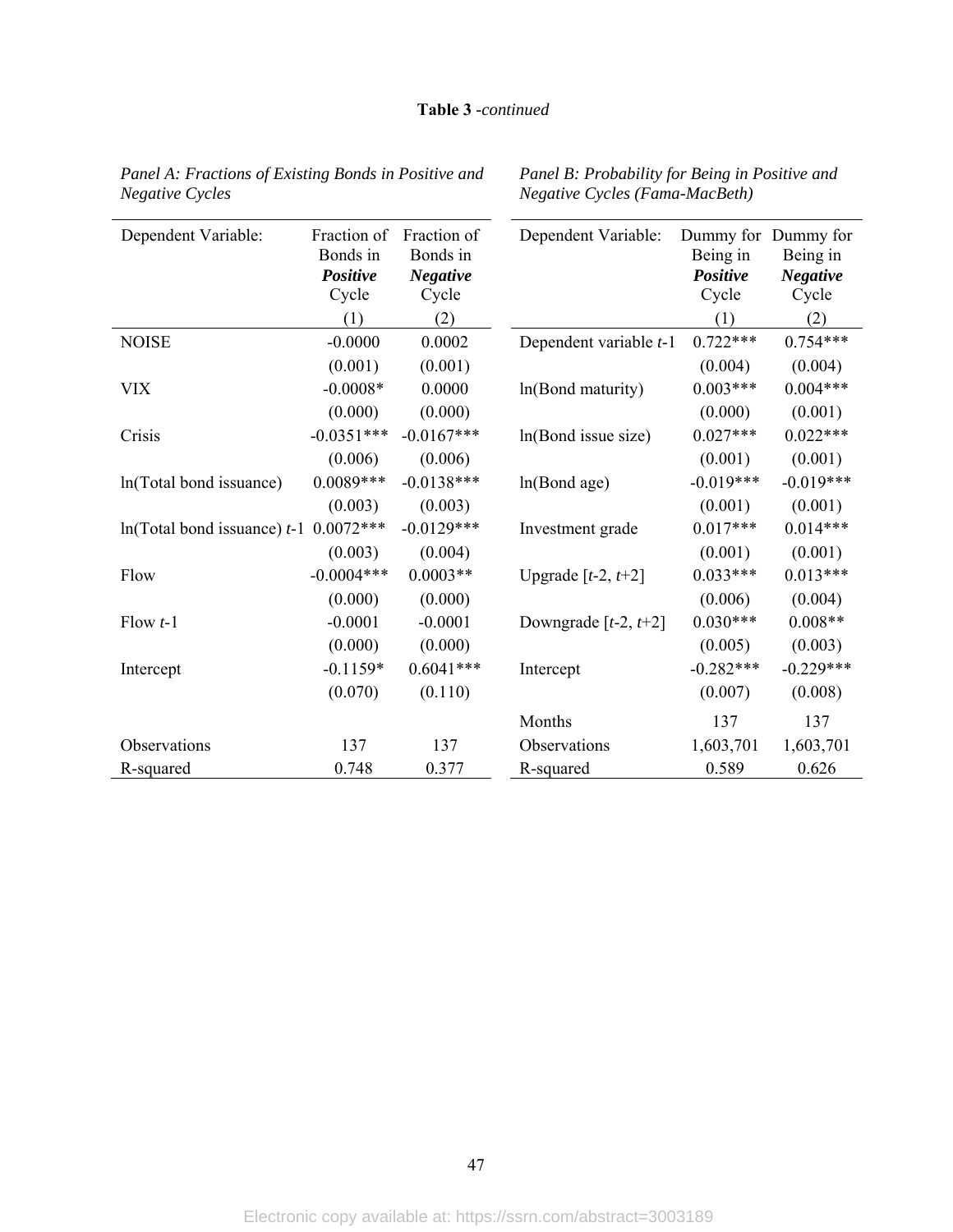**Table 3** *-continued*

*Panel A: Fractions of Existing Bonds in Positive and Negative Cycles*

| Dependent Variable: | Fraction of Bonds in ***Positive*** Cycle | Fraction of Bonds in ***Negative*** Cycle |
|---|---|---|
| | (1) | (2) |
| NOISE | -0.0000 | 0.0002 |
| | (0.001) | (0.001) |
| VIX | -0.0008* | 0.0000 |
| | (0.000) | (0.000) |
| Crisis | -0.0351*** | -0.0167*** |
| | (0.006) | (0.006) |
| ln(Total bond issuance) | 0.0089*** | -0.0138*** |
| | (0.003) | (0.003) |
| ln(Total bond issuance) *t*-1 | 0.0072*** | -0.0129*** |
| | (0.003) | (0.004) |
| Flow | -0.0004*** | 0.0003** |
| | (0.000) | (0.000) |
| Flow *t*-1 | -0.0001 | -0.0001 |
| | (0.000) | (0.000) |
| Intercept | -0.1159* | 0.6041*** |
| | (0.070) | (0.110) |
| Observations | 137 | 137 |
| R-squared | 0.748 | 0.377 |

*Panel B: Probability for Being in Positive and Negative Cycles (Fama-MacBeth)*

| Dependent Variable: | Dummy for Being in ***Positive*** Cycle | Dummy for Being in ***Negative*** Cycle |
|---|---|---|
| | (1) | (2) |
| Dependent variable *t*-1 | 0.722*** | 0.754*** |
| | (0.004) | (0.004) |
| ln(Bond maturity) | 0.003*** | 0.004*** |
| | (0.000) | (0.001) |
| ln(Bond issue size) | 0.027*** | 0.022*** |
| | (0.001) | (0.001) |
| ln(Bond age) | -0.019*** | -0.019*** |
| | (0.001) | (0.001) |
| Investment grade | 0.017*** | 0.014*** |
| | (0.001) | (0.001) |
| Upgrade [*t*-2, *t*+2] | 0.033*** | 0.013*** |
| | (0.006) | (0.004) |
| Downgrade [*t*-2, *t*+2] | 0.030*** | 0.008** |
| | (0.005) | (0.003) |
| Intercept | -0.282*** | -0.229*** |
| | (0.007) | (0.008) |
| Months | 137 | 137 |
| Observations | 1,603,701 | 1,603,701 |
| R-squared | 0.589 | 0.626 |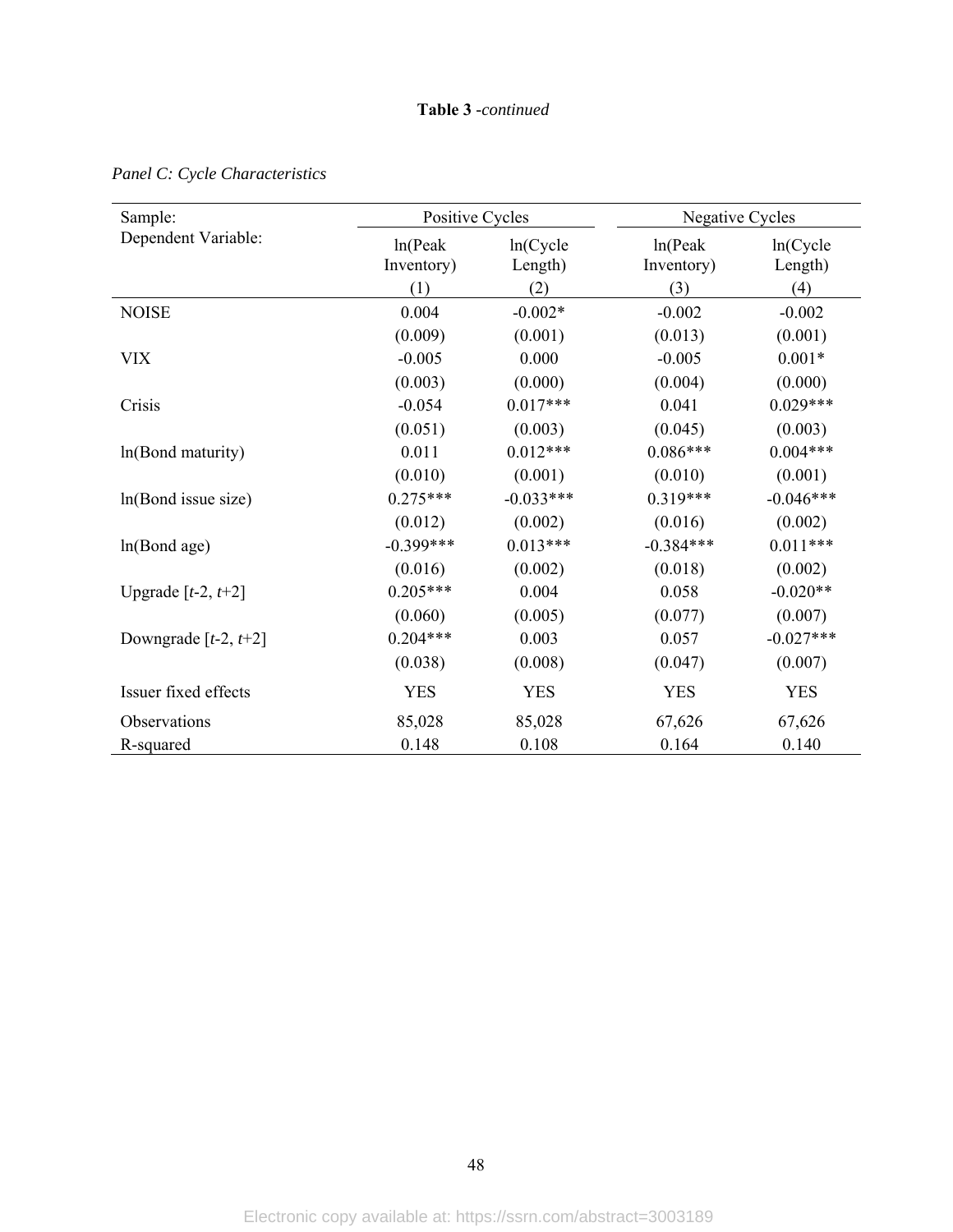**Table 3** *-continued*

*Panel C: Cycle Characteristics*

| Sample: | Positive Cycles | | Negative Cycles | |
|---|---|---|---|---|
| Dependent Variable: | ln(Peak Inventory) | ln(Cycle Length) | ln(Peak Inventory) | ln(Cycle Length) |
| | (1) | (2) | (3) | (4) |
| NOISE | 0.004 | -0.002* | -0.002 | -0.002 |
| | (0.009) | (0.001) | (0.013) | (0.001) |
| VIX | -0.005 | 0.000 | -0.005 | 0.001* |
| | (0.003) | (0.000) | (0.004) | (0.000) |
| Crisis | -0.054 | 0.017*** | 0.041 | 0.029*** |
| | (0.051) | (0.003) | (0.045) | (0.003) |
| ln(Bond maturity) | 0.011 | 0.012*** | 0.086*** | 0.004*** |
| | (0.010) | (0.001) | (0.010) | (0.001) |
| ln(Bond issue size) | 0.275*** | -0.033*** | 0.319*** | -0.046*** |
| | (0.012) | (0.002) | (0.016) | (0.002) |
| ln(Bond age) | -0.399*** | 0.013*** | -0.384*** | 0.011*** |
| | (0.016) | (0.002) | (0.018) | (0.002) |
| Upgrade [*t*-2, *t*+2] | 0.205*** | 0.004 | 0.058 | -0.020** |
| | (0.060) | (0.005) | (0.077) | (0.007) |
| Downgrade [*t*-2, *t*+2] | 0.204*** | 0.003 | 0.057 | -0.027*** |
| | (0.038) | (0.008) | (0.047) | (0.007) |
| Issuer fixed effects | YES | YES | YES | YES |
| Observations | 85,028 | 85,028 | 67,626 | 67,626 |
| R-squared | 0.148 | 0.108 | 0.164 | 0.140 |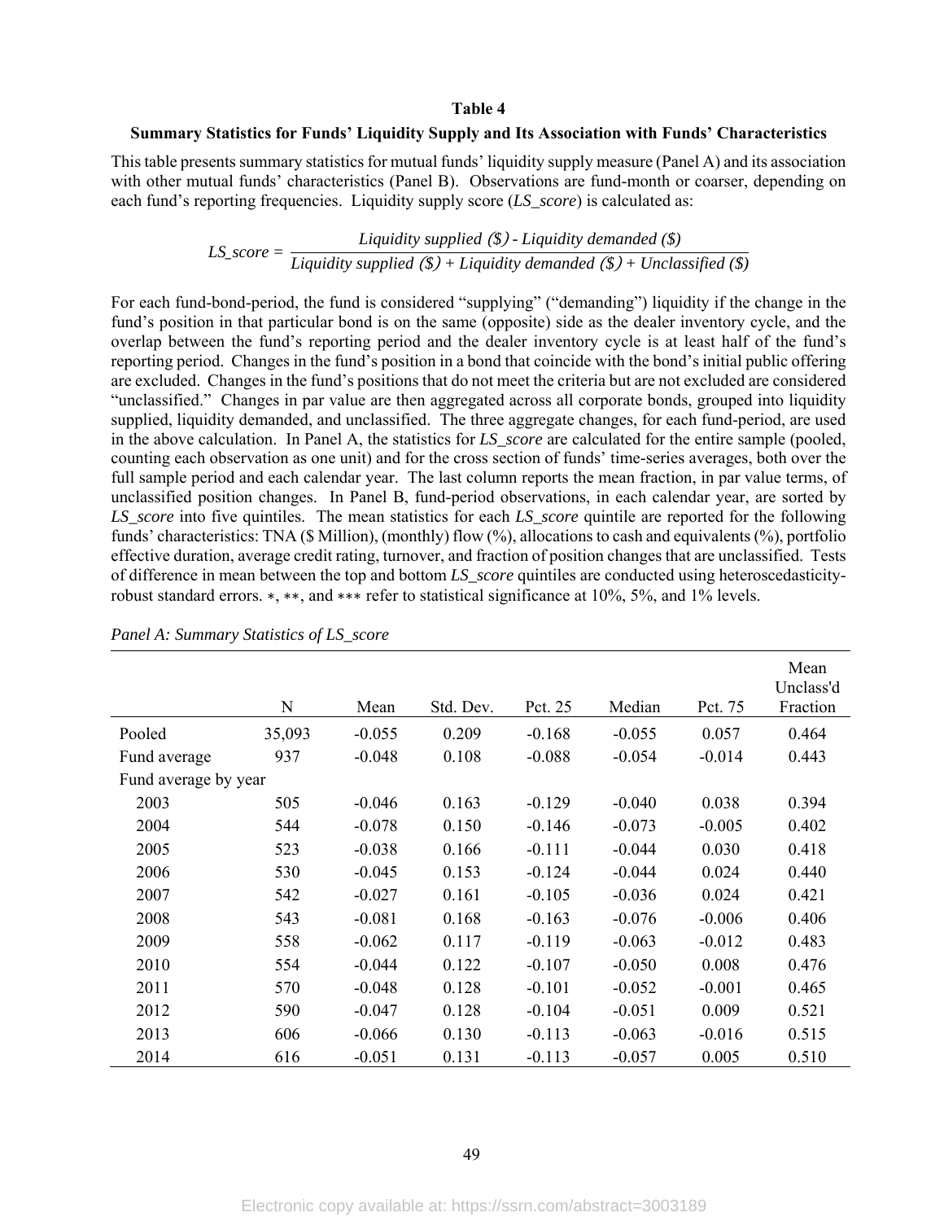**Table 4**

**Summary Statistics for Funds' Liquidity Supply and Its Association with Funds' Characteristics**

This table presents summary statistics for mutual funds' liquidity supply measure (Panel A) and its association with other mutual funds' characteristics (Panel B). Observations are fund-month or coarser, depending on each fund's reporting frequencies. Liquidity supply score (*LS_score*) is calculated as:

$$LS\_score = \frac{Liquidity\ supplied\ (\$) - Liquidity\ demanded\ (\$)}{Liquidity\ supplied\ (\$) + Liquidity\ demanded\ (\$) + Unclassified\ (\$)}$$

For each fund-bond-period, the fund is considered "supplying" ("demanding") liquidity if the change in the fund's position in that particular bond is on the same (opposite) side as the dealer inventory cycle, and the overlap between the fund's reporting period and the dealer inventory cycle is at least half of the fund's reporting period. Changes in the fund's position in a bond that coincide with the bond's initial public offering are excluded. Changes in the fund's positions that do not meet the criteria but are not excluded are considered "unclassified." Changes in par value are then aggregated across all corporate bonds, grouped into liquidity supplied, liquidity demanded, and unclassified. The three aggregate changes, for each fund-period, are used in the above calculation. In Panel A, the statistics for *LS_score* are calculated for the entire sample (pooled, counting each observation as one unit) and for the cross section of funds' time-series averages, both over the full sample period and each calendar year. The last column reports the mean fraction, in par value terms, of unclassified position changes. In Panel B, fund-period observations, in each calendar year, are sorted by *LS_score* into five quintiles. The mean statistics for each *LS_score* quintile are reported for the following funds' characteristics: TNA ($ Million), (monthly) flow (%), allocations to cash and equivalents (%), portfolio effective duration, average credit rating, turnover, and fraction of position changes that are unclassified. Tests of difference in mean between the top and bottom *LS_score* quintiles are conducted using heteroscedasticity-robust standard errors. ∗, ∗∗, and ∗∗∗ refer to statistical significance at 10%, 5%, and 1% levels.

*Panel A: Summary Statistics of LS_score*

| | N | Mean | Std. Dev. | Pct. 25 | Median | Pct. 75 | Mean Unclass'd Fraction |
|---|---|---|---|---|---|---|---|
| Pooled | 35,093 | -0.055 | 0.209 | -0.168 | -0.055 | 0.057 | 0.464 |
| Fund average | 937 | -0.048 | 0.108 | -0.088 | -0.054 | -0.014 | 0.443 |
| Fund average by year | | | | | | | |
| 2003 | 505 | -0.046 | 0.163 | -0.129 | -0.040 | 0.038 | 0.394 |
| 2004 | 544 | -0.078 | 0.150 | -0.146 | -0.073 | -0.005 | 0.402 |
| 2005 | 523 | -0.038 | 0.166 | -0.111 | -0.044 | 0.030 | 0.418 |
| 2006 | 530 | -0.045 | 0.153 | -0.124 | -0.044 | 0.024 | 0.440 |
| 2007 | 542 | -0.027 | 0.161 | -0.105 | -0.036 | 0.024 | 0.421 |
| 2008 | 543 | -0.081 | 0.168 | -0.163 | -0.076 | -0.006 | 0.406 |
| 2009 | 558 | -0.062 | 0.117 | -0.119 | -0.063 | -0.012 | 0.483 |
| 2010 | 554 | -0.044 | 0.122 | -0.107 | -0.050 | 0.008 | 0.476 |
| 2011 | 570 | -0.048 | 0.128 | -0.101 | -0.052 | -0.001 | 0.465 |
| 2012 | 590 | -0.047 | 0.128 | -0.104 | -0.051 | 0.009 | 0.521 |
| 2013 | 606 | -0.066 | 0.130 | -0.113 | -0.063 | -0.016 | 0.515 |
| 2014 | 616 | -0.051 | 0.131 | -0.113 | -0.057 | 0.005 | 0.510 |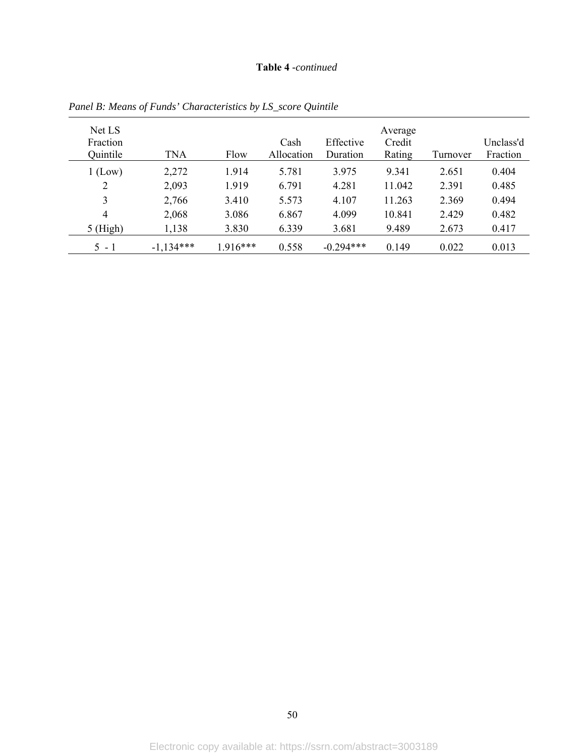**Table 4** *-continued*

*Panel B: Means of Funds' Characteristics by LS_score Quintile*

| Net LS Fraction Quintile | TNA | Flow | Cash Allocation | Effective Duration | Average Credit Rating | Turnover | Unclass'd Fraction |
|---|---|---|---|---|---|---|---|
| 1 (Low) | 2,272 | 1.914 | 5.781 | 3.975 | 9.341 | 2.651 | 0.404 |
| 2 | 2,093 | 1.919 | 6.791 | 4.281 | 11.042 | 2.391 | 0.485 |
| 3 | 2,766 | 3.410 | 5.573 | 4.107 | 11.263 | 2.369 | 0.494 |
| 4 | 2,068 | 3.086 | 6.867 | 4.099 | 10.841 | 2.429 | 0.482 |
| 5 (High) | 1,138 | 3.830 | 6.339 | 3.681 | 9.489 | 2.673 | 0.417 |
| 5 - 1 | -1,134*** | 1.916*** | 0.558 | -0.294*** | 0.149 | 0.022 | 0.013 |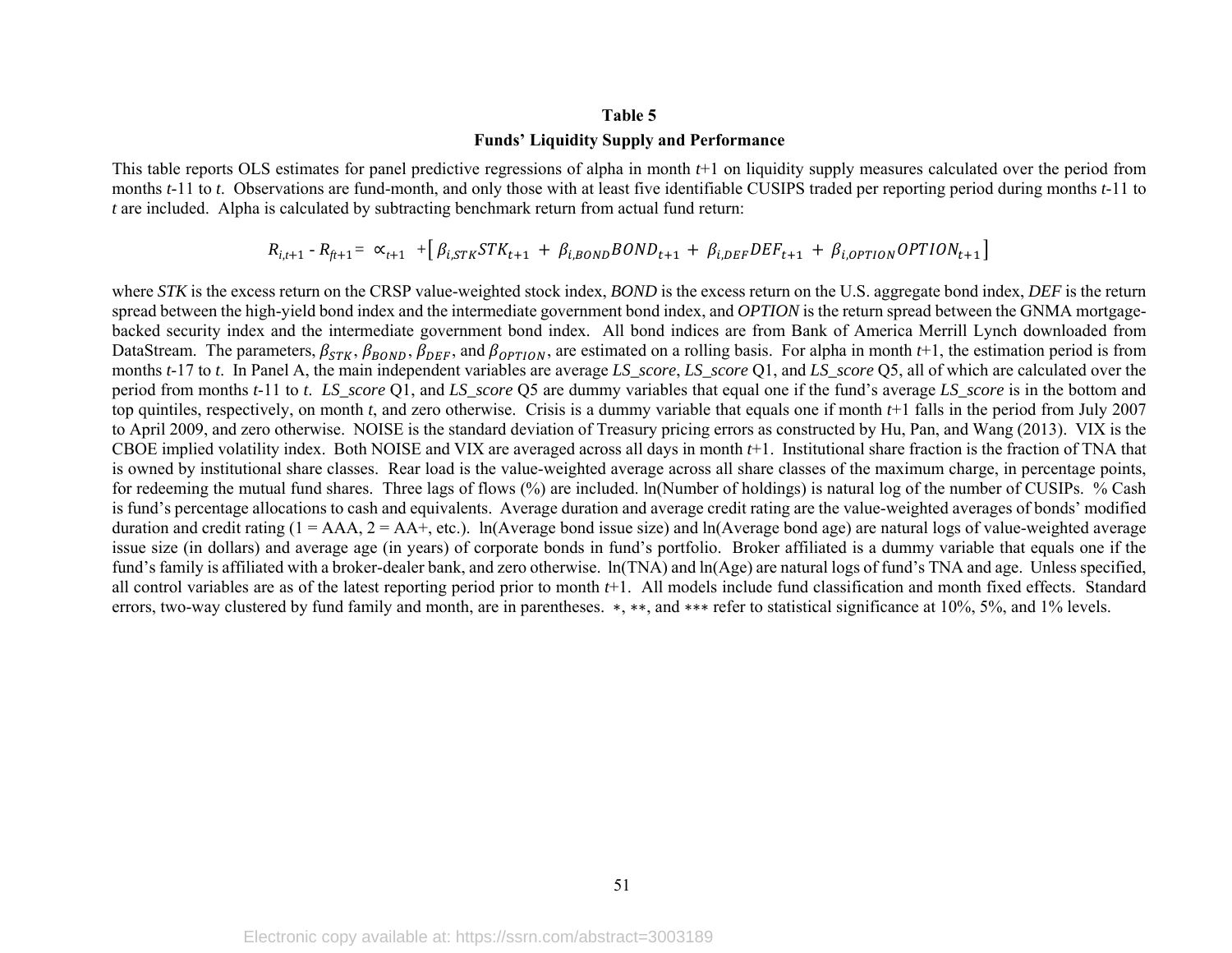**Table 5**

**Funds' Liquidity Supply and Performance**

This table reports OLS estimates for panel predictive regressions of alpha in month *t*+1 on liquidity supply measures calculated over the period from months *t*-11 to *t*. Observations are fund-month, and only those with at least five identifiable CUSIPS traded per reporting period during months *t*-11 to *t* are included. Alpha is calculated by subtracting benchmark return from actual fund return:

$$R_{i,t+1} - R_{ft+1} = \propto_{t+1} + \left[ \beta_{i,STK} STK_{t+1} + \beta_{i,BOND} BOND_{t+1} + \beta_{i,DEF} DEF_{t+1} + \beta_{i,OPTION} OPTION_{t+1} \right]$$

where *STK* is the excess return on the CRSP value-weighted stock index, *BOND* is the excess return on the U.S. aggregate bond index, *DEF* is the return spread between the high-yield bond index and the intermediate government bond index, and *OPTION* is the return spread between the GNMA mortgage-backed security index and the intermediate government bond index. All bond indices are from Bank of America Merrill Lynch downloaded from DataStream. The parameters, $\beta_{STK}$, $\beta_{BOND}$, $\beta_{DEF}$, and $\beta_{OPTION}$, are estimated on a rolling basis. For alpha in month *t*+1, the estimation period is from months *t*-17 to *t*. In Panel A, the main independent variables are average *LS_score*, *LS_score* Q1, and *LS_score* Q5, all of which are calculated over the period from months *t*-11 to *t*. *LS_score* Q1, and *LS_score* Q5 are dummy variables that equal one if the fund's average *LS_score* is in the bottom and top quintiles, respectively, on month *t*, and zero otherwise. Crisis is a dummy variable that equals one if month *t*+1 falls in the period from July 2007 to April 2009, and zero otherwise. NOISE is the standard deviation of Treasury pricing errors as constructed by Hu, Pan, and Wang (2013). VIX is the CBOE implied volatility index. Both NOISE and VIX are averaged across all days in month *t*+1. Institutional share fraction is the fraction of TNA that is owned by institutional share classes. Rear load is the value-weighted average across all share classes of the maximum charge, in percentage points, for redeeming the mutual fund shares. Three lags of flows (%) are included. ln(Number of holdings) is natural log of the number of CUSIPs. % Cash is fund's percentage allocations to cash and equivalents. Average duration and average credit rating are the value-weighted averages of bonds' modified duration and credit rating (1 = AAA, 2 = AA+, etc.). ln(Average bond issue size) and ln(Average bond age) are natural logs of value-weighted average issue size (in dollars) and average age (in years) of corporate bonds in fund's portfolio. Broker affiliated is a dummy variable that equals one if the fund's family is affiliated with a broker-dealer bank, and zero otherwise. ln(TNA) and ln(Age) are natural logs of fund's TNA and age. Unless specified, all control variables are as of the latest reporting period prior to month *t*+1. All models include fund classification and month fixed effects. Standard errors, two-way clustered by fund family and month, are in parentheses. *, **, and *** refer to statistical significance at 10%, 5%, and 1% levels.

Electronic copy available at: https://ssrn.com/abstract=3003189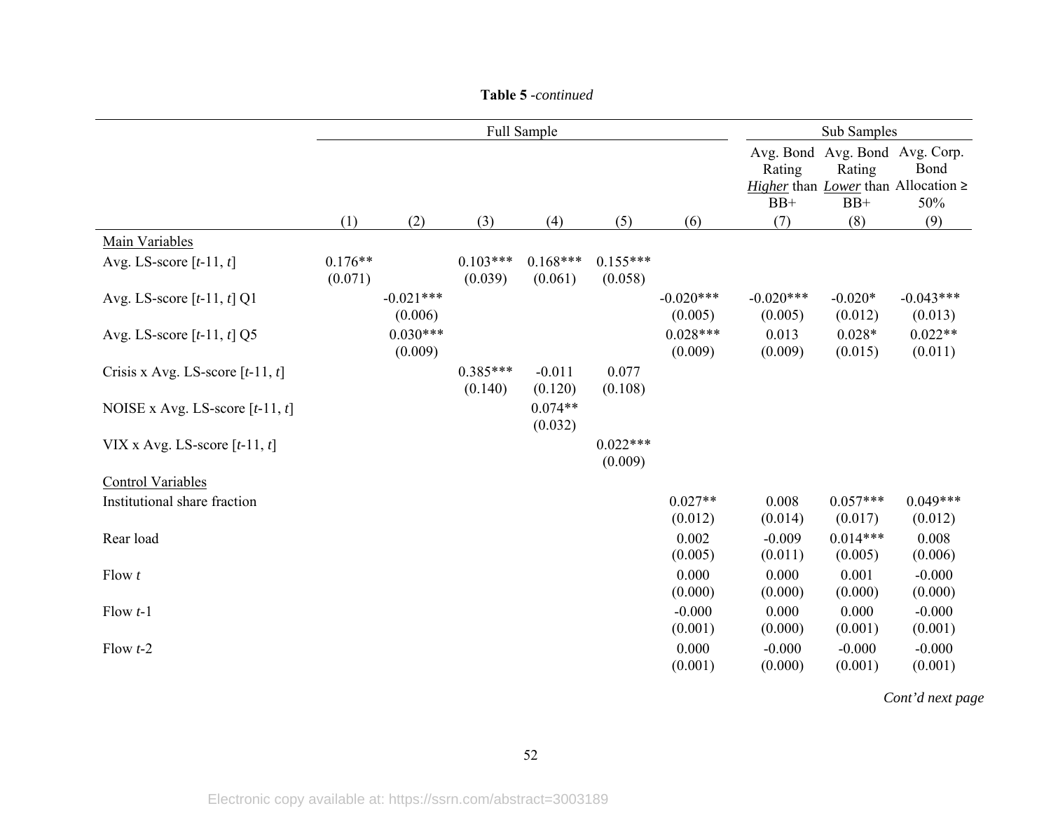**Table 5** *-continued*

| | Full Sample | | | | | | Sub Samples | | |
|---|---|---|---|---|---|---|---|---|---|
| | | | | | | | Avg. Bond Rating *Higher* than BB+ | Avg. Bond Rating *Lower* than BB+ | Avg. Corp. Bond Allocation ≥ 50% |
| | (1) | (2) | (3) | (4) | (5) | (6) | (7) | (8) | (9) |
| Main Variables | | | | | | | | | |
| Avg. LS-score [*t*-11, *t*] | 0.176** (0.071) | | 0.103*** (0.039) | 0.168*** (0.061) | 0.155*** (0.058) | | | | |
| Avg. LS-score [*t*-11, *t*] Q1 | | -0.021*** (0.006) | | | | -0.020*** (0.005) | -0.020*** (0.005) | -0.020* (0.012) | -0.043*** (0.013) |
| Avg. LS-score [*t*-11, *t*] Q5 | | 0.030*** (0.009) | | | | 0.028*** (0.009) | 0.013 (0.009) | 0.028* (0.015) | 0.022** (0.011) |
| Crisis x Avg. LS-score [*t*-11, *t*] | | | 0.385*** (0.140) | -0.011 (0.120) | 0.077 (0.108) | | | | |
| NOISE x Avg. LS-score [*t*-11, *t*] | | | | 0.074** (0.032) | | | | | |
| VIX x Avg. LS-score [*t*-11, *t*] | | | | | 0.022*** (0.009) | | | | |
| Control Variables | | | | | | | | | |
| Institutional share fraction | | | | | | 0.027** (0.012) | 0.008 (0.014) | 0.057*** (0.017) | 0.049*** (0.012) |
| Rear load | | | | | | 0.002 (0.005) | -0.009 (0.011) | 0.014*** (0.005) | 0.008 (0.006) |
| Flow *t* | | | | | | 0.000 (0.000) | 0.000 (0.000) | 0.001 (0.000) | -0.000 (0.000) |
| Flow *t*-1 | | | | | | -0.000 (0.001) | 0.000 (0.000) | 0.000 (0.001) | -0.000 (0.001) |
| Flow *t*-2 | | | | | | 0.000 (0.001) | -0.000 (0.000) | -0.000 (0.001) | -0.000 (0.001) |

*Cont'd next page*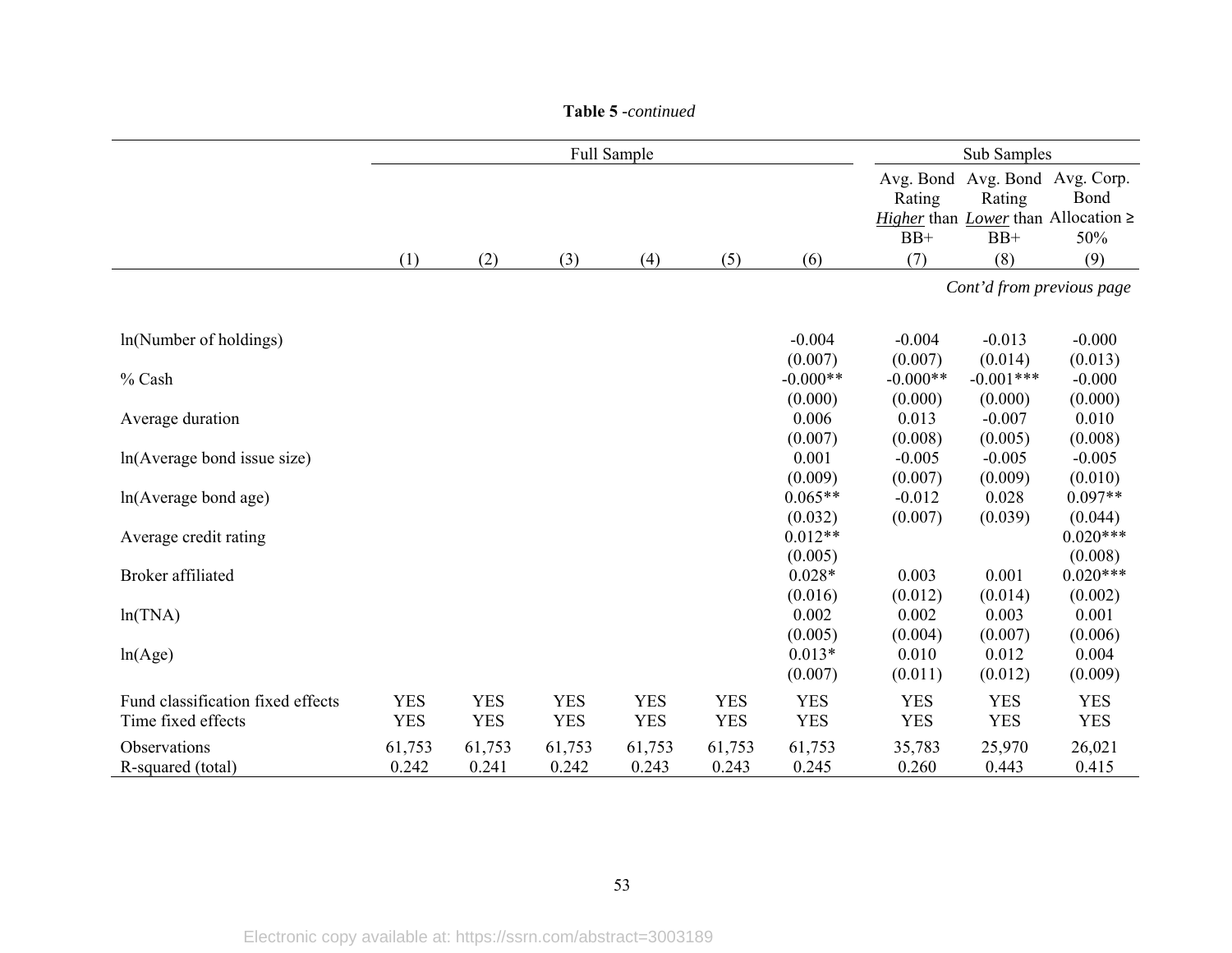**Table 5** -*continued*

| | Full Sample | | | | | | Sub Samples | | |
|---|---|---|---|---|---|---|---|---|---|
| | | | | | | | Avg. Bond Rating *Higher* than BB+ | Avg. Bond Rating *Lower* than BB+ | Avg. Corp. Bond Allocation ≥ 50% |
| | (1) | (2) | (3) | (4) | (5) | (6) | (7) | (8) | (9) |
| | | | | | | | | | *Cont'd from previous page* |
| ln(Number of holdings) | | | | | | -0.004 | -0.004 | -0.013 | -0.000 |
| | | | | | | (0.007) | (0.007) | (0.014) | (0.013) |
| % Cash | | | | | | -0.000** | -0.000** | -0.001*** | -0.000 |
| | | | | | | (0.000) | (0.000) | (0.000) | (0.000) |
| Average duration | | | | | | 0.006 | 0.013 | -0.007 | 0.010 |
| | | | | | | (0.007) | (0.008) | (0.005) | (0.008) |
| ln(Average bond issue size) | | | | | | 0.001 | -0.005 | -0.005 | -0.005 |
| | | | | | | (0.009) | (0.007) | (0.009) | (0.010) |
| ln(Average bond age) | | | | | | 0.065** | -0.012 | 0.028 | 0.097** |
| | | | | | | (0.032) | (0.007) | (0.039) | (0.044) |
| Average credit rating | | | | | | 0.012** | | | 0.020*** |
| | | | | | | (0.005) | | | (0.008) |
| Broker affiliated | | | | | | 0.028* | 0.003 | 0.001 | 0.020*** |
| | | | | | | (0.016) | (0.012) | (0.014) | (0.002) |
| ln(TNA) | | | | | | 0.002 | 0.002 | 0.003 | 0.001 |
| | | | | | | (0.005) | (0.004) | (0.007) | (0.006) |
| ln(Age) | | | | | | 0.013* | 0.010 | 0.012 | 0.004 |
| | | | | | | (0.007) | (0.011) | (0.012) | (0.009) |
| Fund classification fixed effects | YES | YES | YES | YES | YES | YES | YES | YES | YES |
| Time fixed effects | YES | YES | YES | YES | YES | YES | YES | YES | YES |
| Observations | 61,753 | 61,753 | 61,753 | 61,753 | 61,753 | 61,753 | 35,783 | 25,970 | 26,021 |
| R-squared (total) | 0.242 | 0.241 | 0.242 | 0.243 | 0.243 | 0.245 | 0.260 | 0.443 | 0.415 |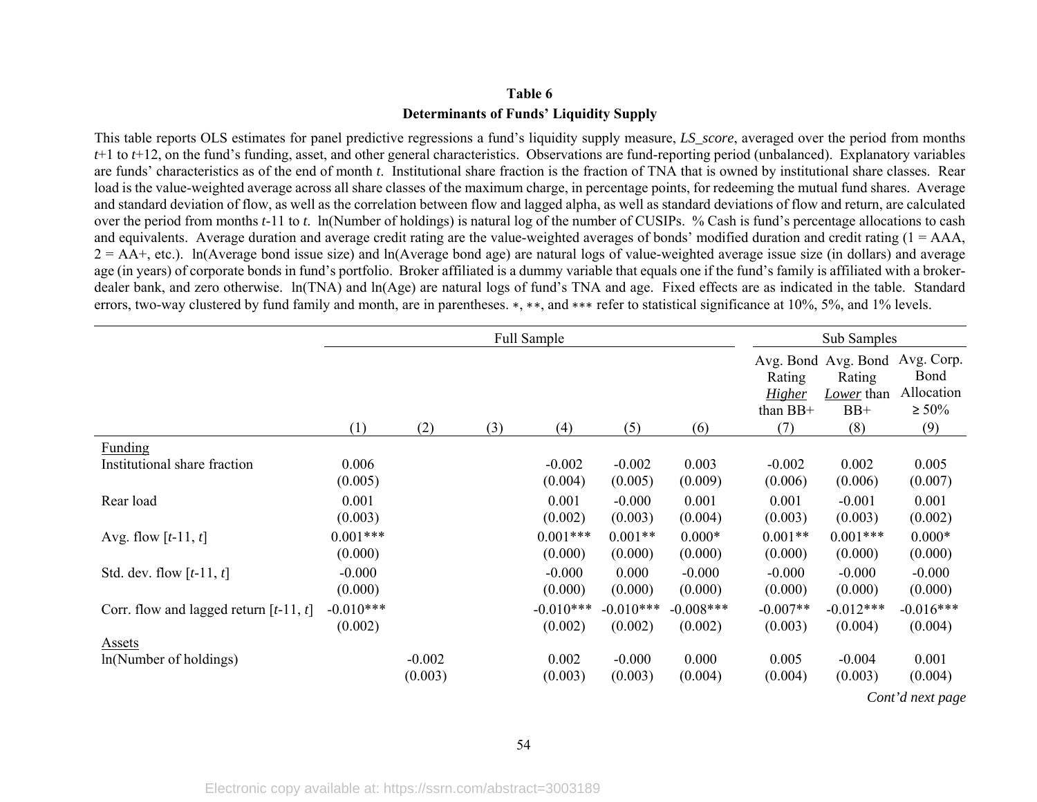**Table 6**

**Determinants of Funds' Liquidity Supply**

This table reports OLS estimates for panel predictive regressions a fund's liquidity supply measure, *LS_score*, averaged over the period from months $t$+1 to $t$+12, on the fund's funding, asset, and other general characteristics. Observations are fund-reporting period (unbalanced). Explanatory variables are funds' characteristics as of the end of month $t$. Institutional share fraction is the fraction of TNA that is owned by institutional share classes. Rear load is the value-weighted average across all share classes of the maximum charge, in percentage points, for redeeming the mutual fund shares. Average and standard deviation of flow, as well as the correlation between flow and lagged alpha, as well as standard deviations of flow and return, are calculated over the period from months $t$-11 to $t$. ln(Number of holdings) is natural log of the number of CUSIPs. % Cash is fund's percentage allocations to cash and equivalents. Average duration and average credit rating are the value-weighted averages of bonds' modified duration and credit rating (1 = AAA, 2 = AA+, etc.). ln(Average bond issue size) and ln(Average bond age) are natural logs of value-weighted average issue size (in dollars) and average age (in years) of corporate bonds in fund's portfolio. Broker affiliated is a dummy variable that equals one if the fund's family is affiliated with a broker-dealer bank, and zero otherwise. ln(TNA) and ln(Age) are natural logs of fund's TNA and age. Fixed effects are as indicated in the table. Standard errors, two-way clustered by fund family and month, are in parentheses. *, **, and *** refer to statistical significance at 10%, 5%, and 1% levels.

| | Full Sample | | | | | | Sub Samples | | |
|---|---|---|---|---|---|---|---|---|---|
| | | | | | | | Avg. Bond Rating *Higher* than BB+ | Avg. Bond Rating *Lower* than BB+ | Avg. Corp. Bond Allocation ≥ 50% |
| | (1) | (2) | (3) | (4) | (5) | (6) | (7) | (8) | (9) |
| Funding | | | | | | | | | |
| Institutional share fraction | 0.006 | | | -0.002 | -0.002 | 0.003 | -0.002 | 0.002 | 0.005 |
| | (0.005) | | | (0.004) | (0.005) | (0.009) | (0.006) | (0.006) | (0.007) |
| Rear load | 0.001 | | | 0.001 | -0.000 | 0.001 | 0.001 | -0.001 | 0.001 |
| | (0.003) | | | (0.002) | (0.003) | (0.004) | (0.003) | (0.003) | (0.002) |
| Avg. flow [$t$-11, $t$] | 0.001*** | | | 0.001*** | 0.001** | 0.000* | 0.001** | 0.001*** | 0.000* |
| | (0.000) | | | (0.000) | (0.000) | (0.000) | (0.000) | (0.000) | (0.000) |
| Std. dev. flow [$t$-11, $t$] | -0.000 | | | -0.000 | 0.000 | -0.000 | -0.000 | -0.000 | -0.000 |
| | (0.000) | | | (0.000) | (0.000) | (0.000) | (0.000) | (0.000) | (0.000) |
| Corr. flow and lagged return [$t$-11, $t$] | -0.010*** | | | -0.010*** | -0.010*** | -0.008*** | -0.007** | -0.012*** | -0.016*** |
| | (0.002) | | | (0.002) | (0.002) | (0.002) | (0.003) | (0.004) | (0.004) |
| Assets | | | | | | | | | |
| ln(Number of holdings) | | -0.002 | | 0.002 | -0.000 | 0.000 | 0.005 | -0.004 | 0.001 |
| | | (0.003) | | (0.003) | (0.003) | (0.004) | (0.004) | (0.003) | (0.004) |

*Cont'd next page*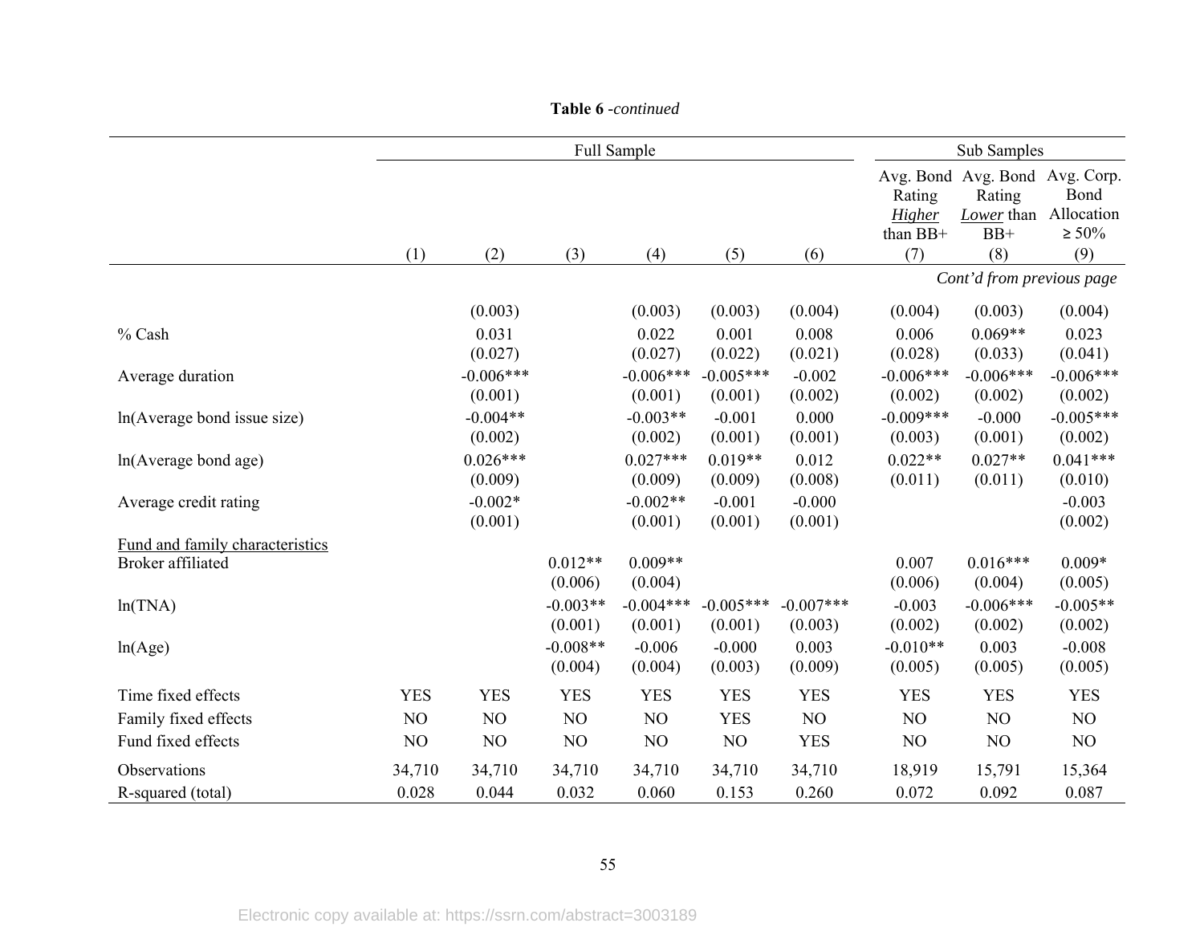**Table 6** *-continued*

| | Full Sample | | | | | | Sub Samples | | |
|---|---|---|---|---|---|---|---|---|---|
| | | | | | | | Avg. Bond Rating *Higher* than BB+ | Avg. Bond Rating *Lower* than BB+ | Avg. Corp. Bond Allocation ≥ 50% |
| | (1) | (2) | (3) | (4) | (5) | (6) | (7) | (8) | (9) |
| | | | | | | | | | *Cont'd from previous page* |
| | | (0.003) | | (0.003) | (0.003) | (0.004) | (0.004) | (0.003) | (0.004) |
| % Cash | | 0.031 | | 0.022 | 0.001 | 0.008 | 0.006 | 0.069** | 0.023 |
| | | (0.027) | | (0.027) | (0.022) | (0.021) | (0.028) | (0.033) | (0.041) |
| Average duration | | -0.006*** | | -0.006*** | -0.005*** | -0.002 | -0.006*** | -0.006*** | -0.006*** |
| | | (0.001) | | (0.001) | (0.001) | (0.002) | (0.002) | (0.002) | (0.002) |
| ln(Average bond issue size) | | -0.004** | | -0.003** | -0.001 | 0.000 | -0.009*** | -0.000 | -0.005*** |
| | | (0.002) | | (0.002) | (0.001) | (0.001) | (0.003) | (0.001) | (0.002) |
| ln(Average bond age) | | 0.026*** | | 0.027*** | 0.019** | 0.012 | 0.022** | 0.027** | 0.041*** |
| | | (0.009) | | (0.009) | (0.009) | (0.008) | (0.011) | (0.011) | (0.010) |
| Average credit rating | | -0.002* | | -0.002** | -0.001 | -0.000 | | | -0.003 |
| | | (0.001) | | (0.001) | (0.001) | (0.001) | | | (0.002) |
| Fund and family characteristics | | | | | | | | | |
| Broker affiliated | | | 0.012** | 0.009** | | | 0.007 | 0.016*** | 0.009* |
| | | | (0.006) | (0.004) | | | (0.006) | (0.004) | (0.005) |
| ln(TNA) | | | -0.003** | -0.004*** | -0.005*** | -0.007*** | -0.003 | -0.006*** | -0.005** |
| | | | (0.001) | (0.001) | (0.001) | (0.003) | (0.002) | (0.002) | (0.002) |
| ln(Age) | | | -0.008** | -0.006 | -0.000 | 0.003 | -0.010** | 0.003 | -0.008 |
| | | | (0.004) | (0.004) | (0.003) | (0.009) | (0.005) | (0.005) | (0.005) |
| Time fixed effects | YES | YES | YES | YES | YES | YES | YES | YES | YES |
| Family fixed effects | NO | NO | NO | NO | YES | NO | NO | NO | NO |
| Fund fixed effects | NO | NO | NO | NO | NO | YES | NO | NO | NO |
| Observations | 34,710 | 34,710 | 34,710 | 34,710 | 34,710 | 34,710 | 18,919 | 15,791 | 15,364 |
| R-squared (total) | 0.028 | 0.044 | 0.032 | 0.060 | 0.153 | 0.260 | 0.072 | 0.092 | 0.087 |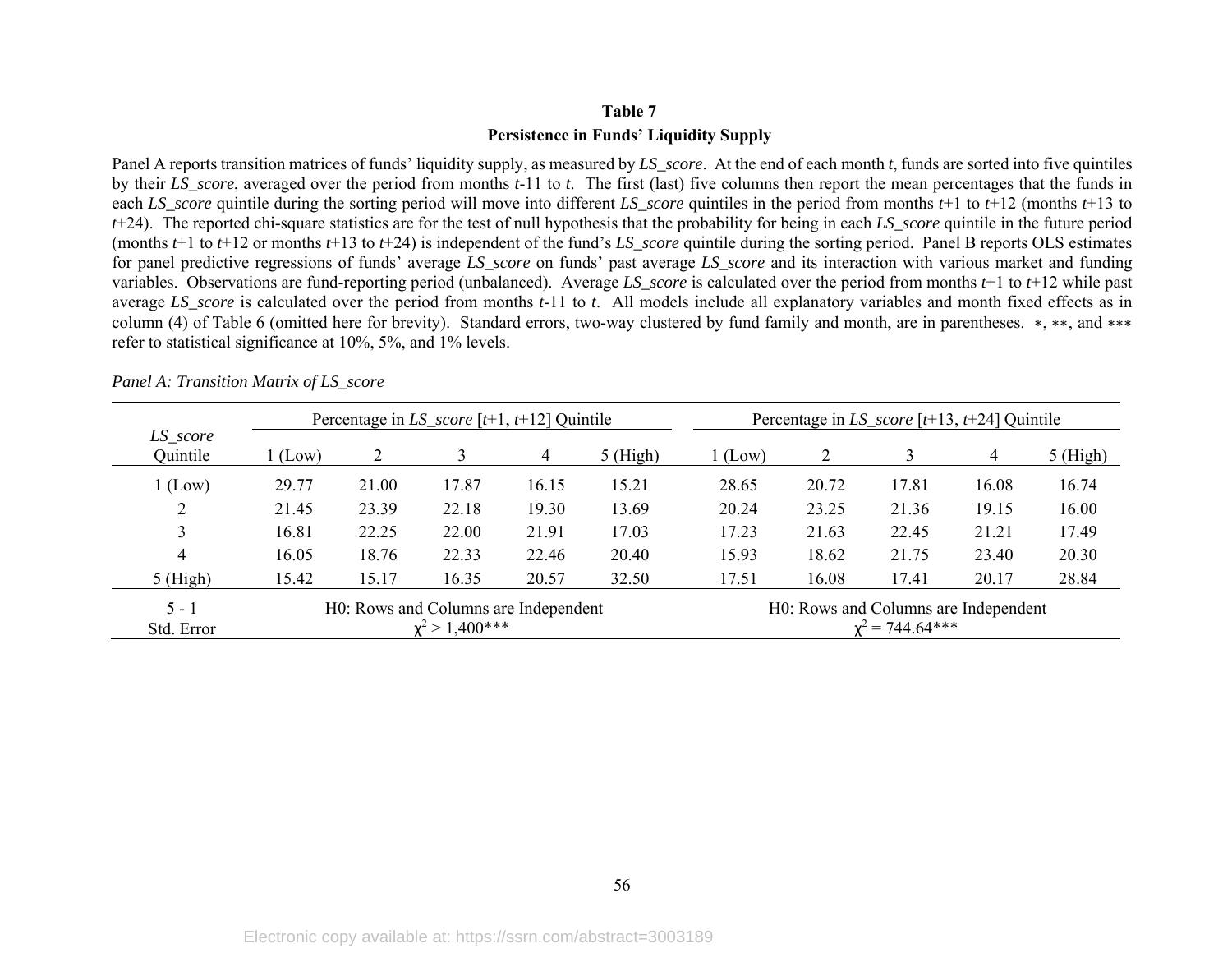**Table 7**

**Persistence in Funds' Liquidity Supply**

Panel A reports transition matrices of funds' liquidity supply, as measured by *LS_score*. At the end of each month *t*, funds are sorted into five quintiles by their *LS_score*, averaged over the period from months *t*-11 to *t*. The first (last) five columns then report the mean percentages that the funds in each *LS_score* quintile during the sorting period will move into different *LS_score* quintiles in the period from months *t*+1 to *t*+12 (months *t*+13 to *t*+24). The reported chi-square statistics are for the test of null hypothesis that the probability for being in each *LS_score* quintile in the future period (months *t*+1 to *t*+12 or months *t*+13 to *t*+24) is independent of the fund's *LS_score* quintile during the sorting period. Panel B reports OLS estimates for panel predictive regressions of funds' average *LS_score* on funds' past average *LS_score* and its interaction with various market and funding variables. Observations are fund-reporting period (unbalanced). Average *LS_score* is calculated over the period from months *t*+1 to *t*+12 while past average *LS_score* is calculated over the period from months *t*-11 to *t*. All models include all explanatory variables and month fixed effects as in column (4) of Table 6 (omitted here for brevity). Standard errors, two-way clustered by fund family and month, are in parentheses. ∗, ∗∗, and ∗∗∗ refer to statistical significance at 10%, 5%, and 1% levels.

*Panel A: Transition Matrix of LS_score*

| *LS_score* Quintile | Percentage in *LS_score* [*t*+1, *t*+12] Quintile | | | | | Percentage in *LS_score* [*t*+13, *t*+24] Quintile | | | | |
|---|---|---|---|---|---|---|---|---|---|---|
| | 1 (Low) | 2 | 3 | 4 | 5 (High) | 1 (Low) | 2 | 3 | 4 | 5 (High) |
| 1 (Low) | 29.77 | 21.00 | 17.87 | 16.15 | 15.21 | 28.65 | 20.72 | 17.81 | 16.08 | 16.74 |
| 2 | 21.45 | 23.39 | 22.18 | 19.30 | 13.69 | 20.24 | 23.25 | 21.36 | 19.15 | 16.00 |
| 3 | 16.81 | 22.25 | 22.00 | 21.91 | 17.03 | 17.23 | 21.63 | 22.45 | 21.21 | 17.49 |
| 4 | 16.05 | 18.76 | 22.33 | 22.46 | 20.40 | 15.93 | 18.62 | 21.75 | 23.40 | 20.30 |
| 5 (High) | 15.42 | 15.17 | 16.35 | 20.57 | 32.50 | 17.51 | 16.08 | 17.41 | 20.17 | 28.84 |
| 5 - 1 | H0: Rows and Columns are Independent | | | | | H0: Rows and Columns are Independent | | | | |
| Std. Error | $\chi^2 > 1{,}400$*** | | | | | $\chi^2 = 744.64$*** | | | | |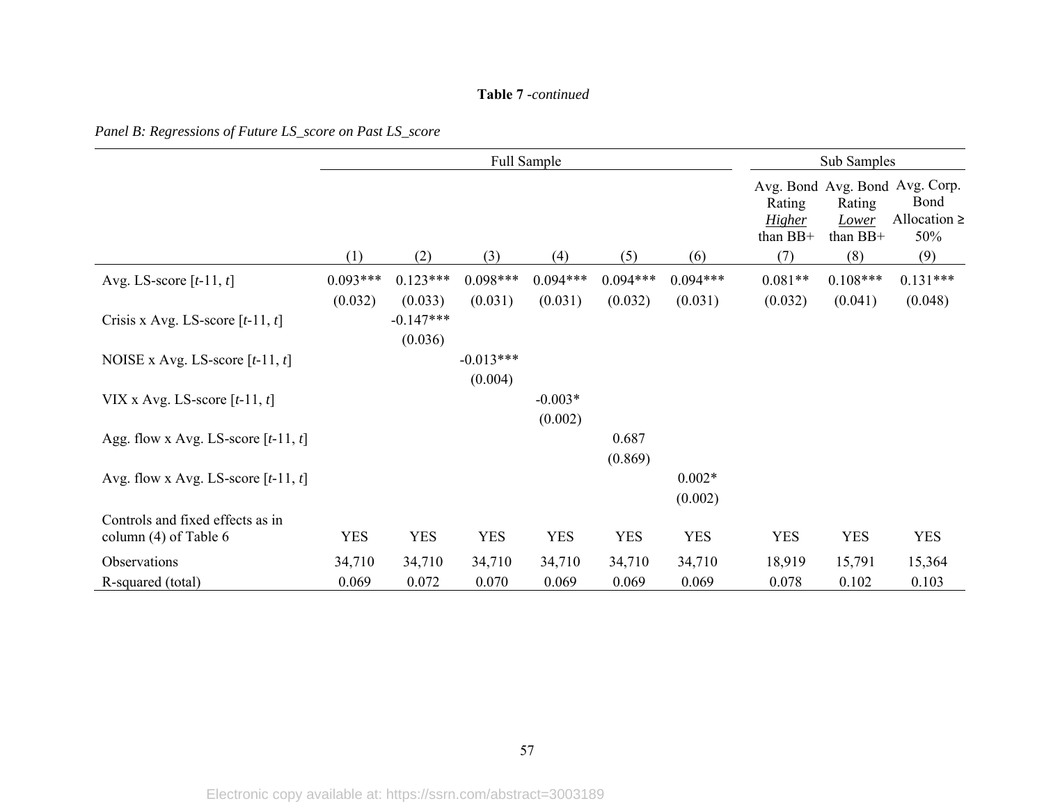**Table 7** -*continued*

*Panel B: Regressions of Future LS_score on Past LS_score*

| | Full Sample | | | | | | Sub Samples | | |
|---|---|---|---|---|---|---|---|---|---|
| | | | | | | | Avg. Bond Rating *Higher* than BB+ | Avg. Bond Rating *Lower* than BB+ | Avg. Corp. Bond Allocation ≥ 50% |
| | (1) | (2) | (3) | (4) | (5) | (6) | (7) | (8) | (9) |
| Avg. LS-score [*t*-11, *t*] | 0.093*** | 0.123*** | 0.098*** | 0.094*** | 0.094*** | 0.094*** | 0.081** | 0.108*** | 0.131*** |
| | (0.032) | (0.033) | (0.031) | (0.031) | (0.032) | (0.031) | (0.032) | (0.041) | (0.048) |
| Crisis x Avg. LS-score [*t*-11, *t*] | | -0.147*** | | | | | | | |
| | | (0.036) | | | | | | | |
| NOISE x Avg. LS-score [*t*-11, *t*] | | | -0.013*** | | | | | | |
| | | | (0.004) | | | | | | |
| VIX x Avg. LS-score [*t*-11, *t*] | | | | -0.003* | | | | | |
| | | | | (0.002) | | | | | |
| Agg. flow x Avg. LS-score [*t*-11, *t*] | | | | | 0.687 | | | | |
| | | | | | (0.869) | | | | |
| Avg. flow x Avg. LS-score [*t*-11, *t*] | | | | | | 0.002* | | | |
| | | | | | | (0.002) | | | |
| Controls and fixed effects as in column (4) of Table 6 | YES | YES | YES | YES | YES | YES | YES | YES | YES |
| Observations | 34,710 | 34,710 | 34,710 | 34,710 | 34,710 | 34,710 | 18,919 | 15,791 | 15,364 |
| R-squared (total) | 0.069 | 0.072 | 0.070 | 0.069 | 0.069 | 0.069 | 0.078 | 0.102 | 0.103 |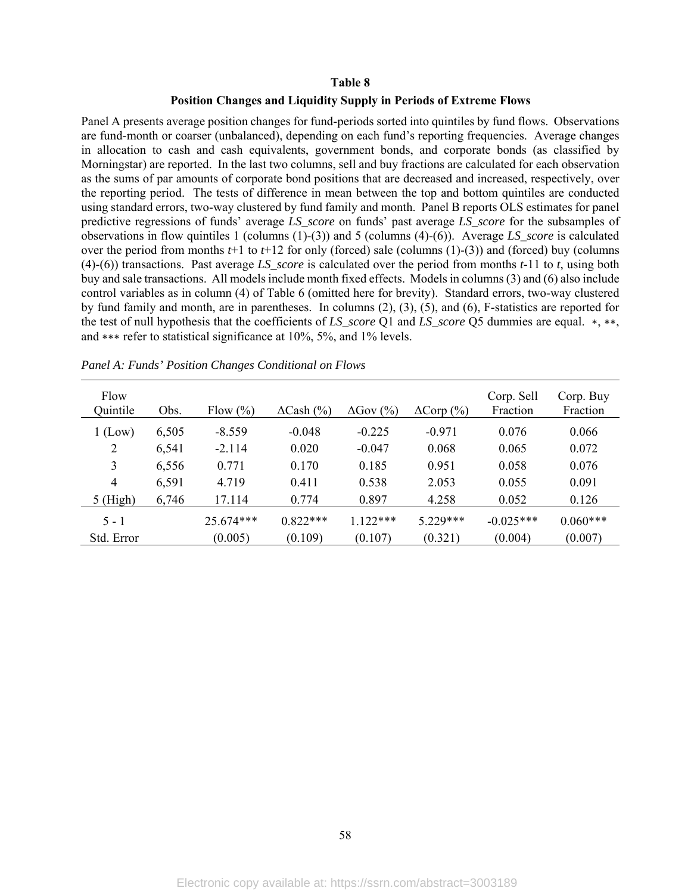# Table 8

## Position Changes and Liquidity Supply in Periods of Extreme Flows

Panel A presents average position changes for fund-periods sorted into quintiles by fund flows. Observations are fund-month or coarser (unbalanced), depending on each fund's reporting frequencies. Average changes in allocation to cash and cash equivalents, government bonds, and corporate bonds (as classified by Morningstar) are reported. In the last two columns, sell and buy fractions are calculated for each observation as the sums of par amounts of corporate bond positions that are decreased and increased, respectively, over the reporting period. The tests of difference in mean between the top and bottom quintiles are conducted using standard errors, two-way clustered by fund family and month. Panel B reports OLS estimates for panel predictive regressions of funds' average *LS_score* on funds' past average *LS_score* for the subsamples of observations in flow quintiles 1 (columns (1)-(3)) and 5 (columns (4)-(6)). Average *LS_score* is calculated over the period from months $t$+1 to $t$+12 for only (forced) sale (columns (1)-(3)) and (forced) buy (columns (4)-(6)) transactions. Past average *LS_score* is calculated over the period from months $t$-11 to $t$, using both buy and sale transactions. All models include month fixed effects. Models in columns (3) and (6) also include control variables as in column (4) of Table 6 (omitted here for brevity). Standard errors, two-way clustered by fund family and month, are in parentheses. In columns (2), (3), (5), and (6), F-statistics are reported for the test of null hypothesis that the coefficients of *LS_score* Q1 and *LS_score* Q5 dummies are equal. ∗, ∗∗, and ∗∗∗ refer to statistical significance at 10%, 5%, and 1% levels.

*Panel A: Funds' Position Changes Conditional on Flows*

| Flow Quintile | Obs. | Flow (%) | ΔCash (%) | ΔGov (%) | ΔCorp (%) | Corp. Sell Fraction | Corp. Buy Fraction |
|---|---|---|---|---|---|---|---|
| 1 (Low) | 6,505 | -8.559 | -0.048 | -0.225 | -0.971 | 0.076 | 0.066 |
| 2 | 6,541 | -2.114 | 0.020 | -0.047 | 0.068 | 0.065 | 0.072 |
| 3 | 6,556 | 0.771 | 0.170 | 0.185 | 0.951 | 0.058 | 0.076 |
| 4 | 6,591 | 4.719 | 0.411 | 0.538 | 2.053 | 0.055 | 0.091 |
| 5 (High) | 6,746 | 17.114 | 0.774 | 0.897 | 4.258 | 0.052 | 0.126 |
| 5 - 1 | | 25.674*** | 0.822*** | 1.122*** | 5.229*** | -0.025*** | 0.060*** |
| Std. Error | | (0.005) | (0.109) | (0.107) | (0.321) | (0.004) | (0.007) |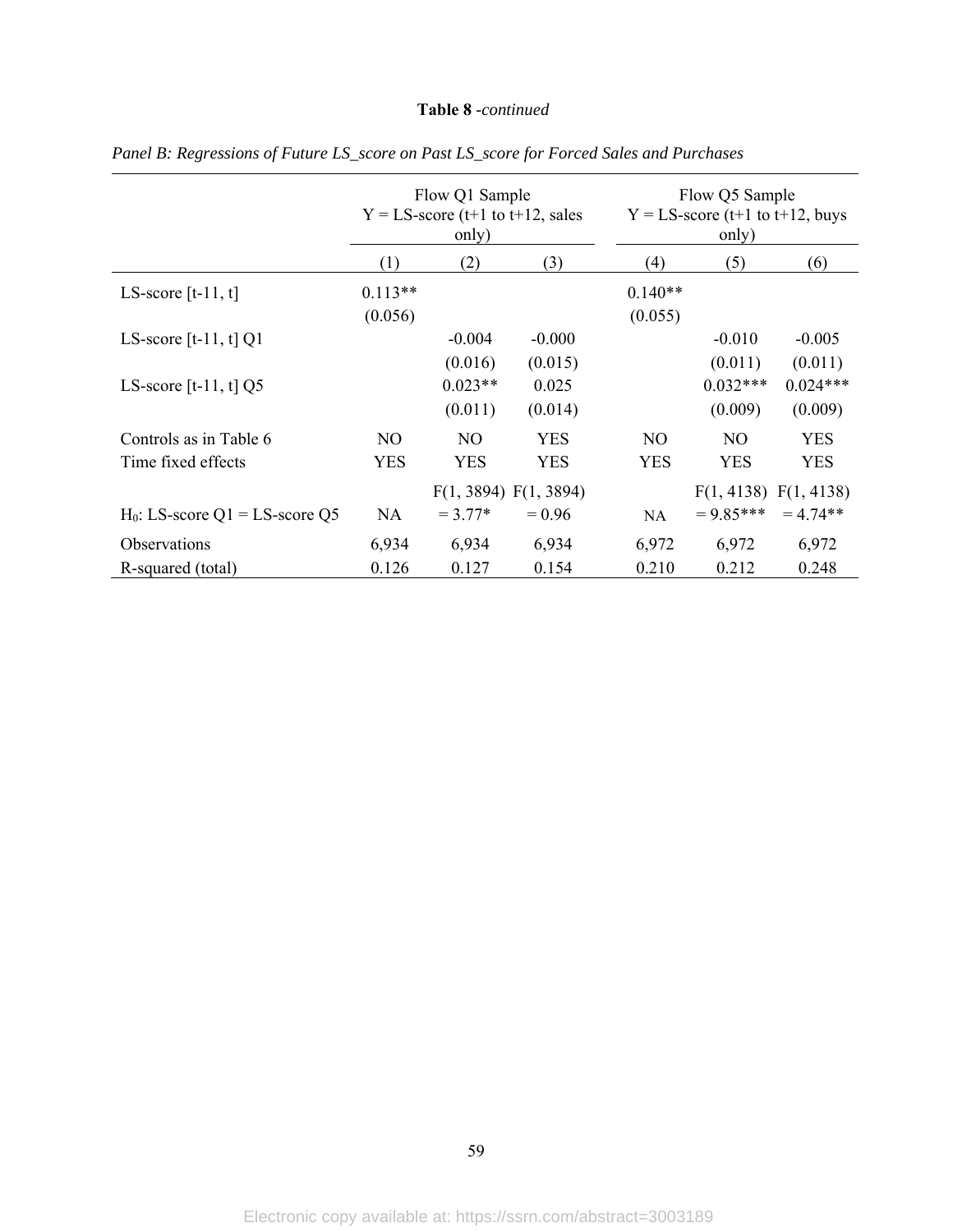**Table 8** *-continued*

*Panel B: Regressions of Future LS_score on Past LS_score for Forced Sales and Purchases*

| | Flow Q1 Sample Y = LS-score (t+1 to t+12, sales only) | | | Flow Q5 Sample Y = LS-score (t+1 to t+12, buys only) | | |
|---|---|---|---|---|---|---|
| | (1) | (2) | (3) | (4) | (5) | (6) |
| LS-score [t-11, t] | 0.113** | | | 0.140** | | |
| | (0.056) | | | (0.055) | | |
| LS-score [t-11, t] Q1 | | -0.004 | -0.000 | | -0.010 | -0.005 |
| | | (0.016) | (0.015) | | (0.011) | (0.011) |
| LS-score [t-11, t] Q5 | | 0.023** | 0.025 | | 0.032*** | 0.024*** |
| | | (0.011) | (0.014) | | (0.009) | (0.009) |
| Controls as in Table 6 | NO | NO | YES | NO | NO | YES |
| Time fixed effects | YES | YES | YES | YES | YES | YES |
| $H_0$: LS-score Q1 = LS-score Q5 | NA | $F(1, 3894) = 3.77$* | $F(1, 3894) = 0.96$ | NA | $F(1, 4138) = 9.85$*** | $F(1, 4138) = 4.74$** |
| Observations | 6,934 | 6,934 | 6,934 | 6,972 | 6,972 | 6,972 |
| R-squared (total) | 0.126 | 0.127 | 0.154 | 0.210 | 0.212 | 0.248 |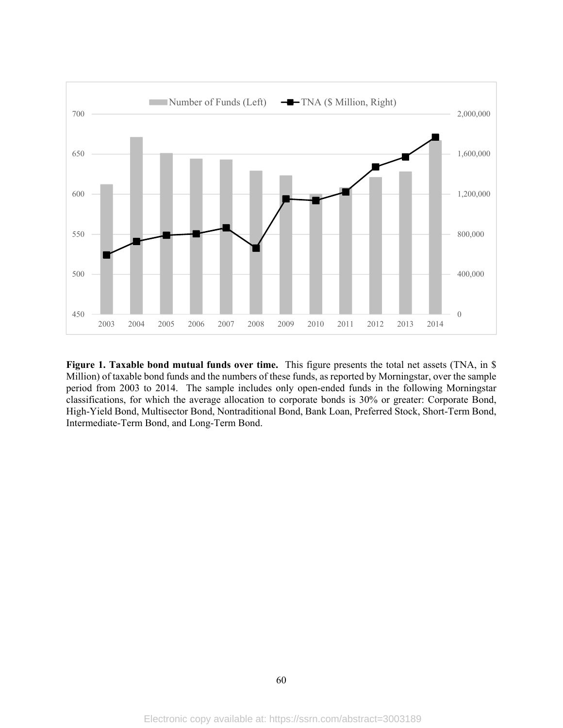**Figure 1. Taxable bond mutual funds over time.** This figure presents the total net assets (TNA, in $ Million) of taxable bond funds and the numbers of these funds, as reported by Morningstar, over the sample period from 2003 to 2014. The sample includes only open-ended funds in the following Morningstar classifications, for which the average allocation to corporate bonds is 30% or greater: Corporate Bond, High-Yield Bond, Multisector Bond, Nontraditional Bond, Bank Loan, Preferred Stock, Short-Term Bond, Intermediate-Term Bond, and Long-Term Bond.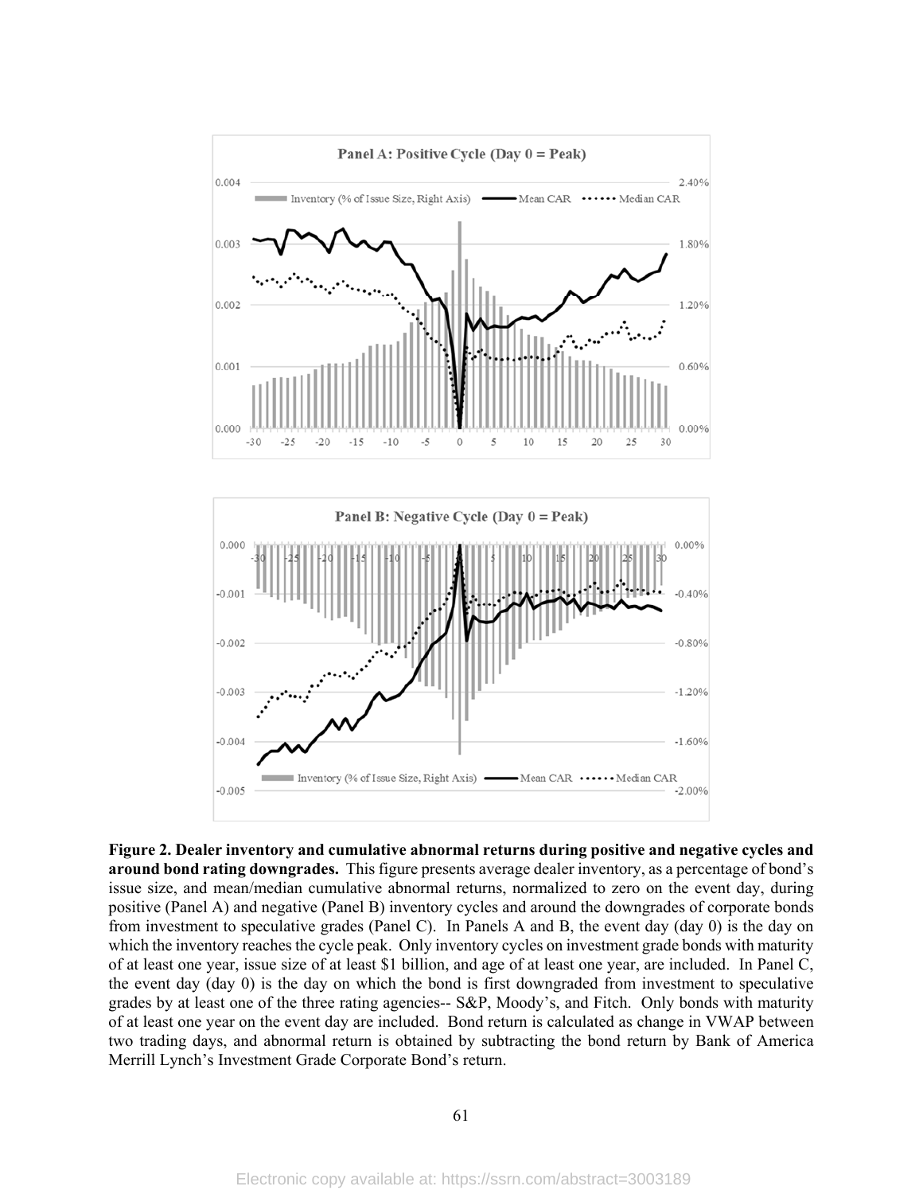**Figure 2. Dealer inventory and cumulative abnormal returns during positive and negative cycles and around bond rating downgrades.** This figure presents average dealer inventory, as a percentage of bond's issue size, and mean/median cumulative abnormal returns, normalized to zero on the event day, during positive (Panel A) and negative (Panel B) inventory cycles and around the downgrades of corporate bonds from investment to speculative grades (Panel C). In Panels A and B, the event day (day 0) is the day on which the inventory reaches the cycle peak. Only inventory cycles on investment grade bonds with maturity of at least one year, issue size of at least $1 billion, and age of at least one year, are included. In Panel C, the event day (day 0) is the day on which the bond is first downgraded from investment to speculative grades by at least one of the three rating agencies-- S&P, Moody's, and Fitch. Only bonds with maturity of at least one year on the event day are included. Bond return is calculated as change in VWAP between two trading days, and abnormal return is obtained by subtracting the bond return by Bank of America Merrill Lynch's Investment Grade Corporate Bond's return.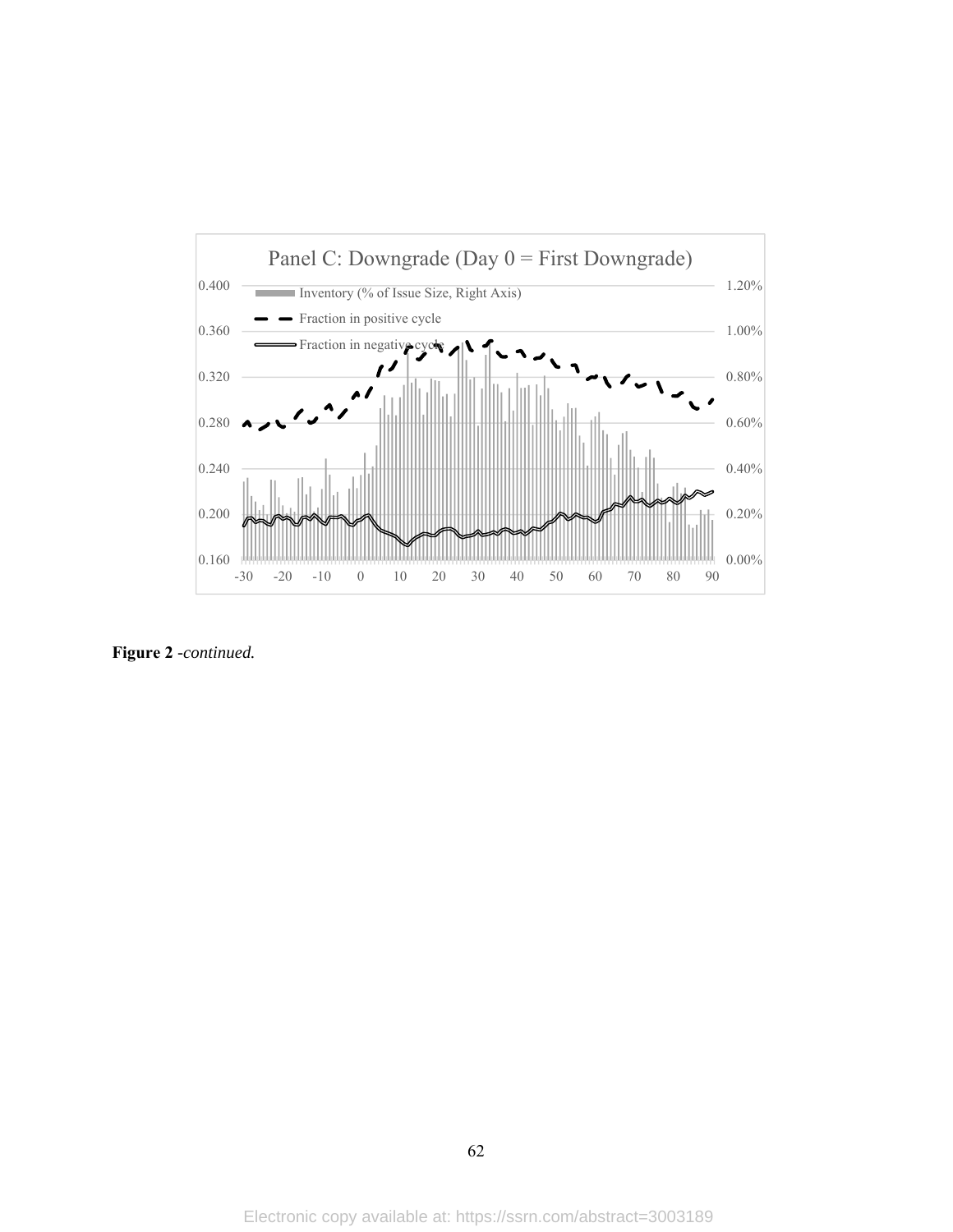Panel C: Downgrade (Day 0 = First Downgrade)

Inventory (% of Issue Size, Right Axis)

Fraction in positive cycle

Fraction in negative cycle

**Figure 2** *-continued.*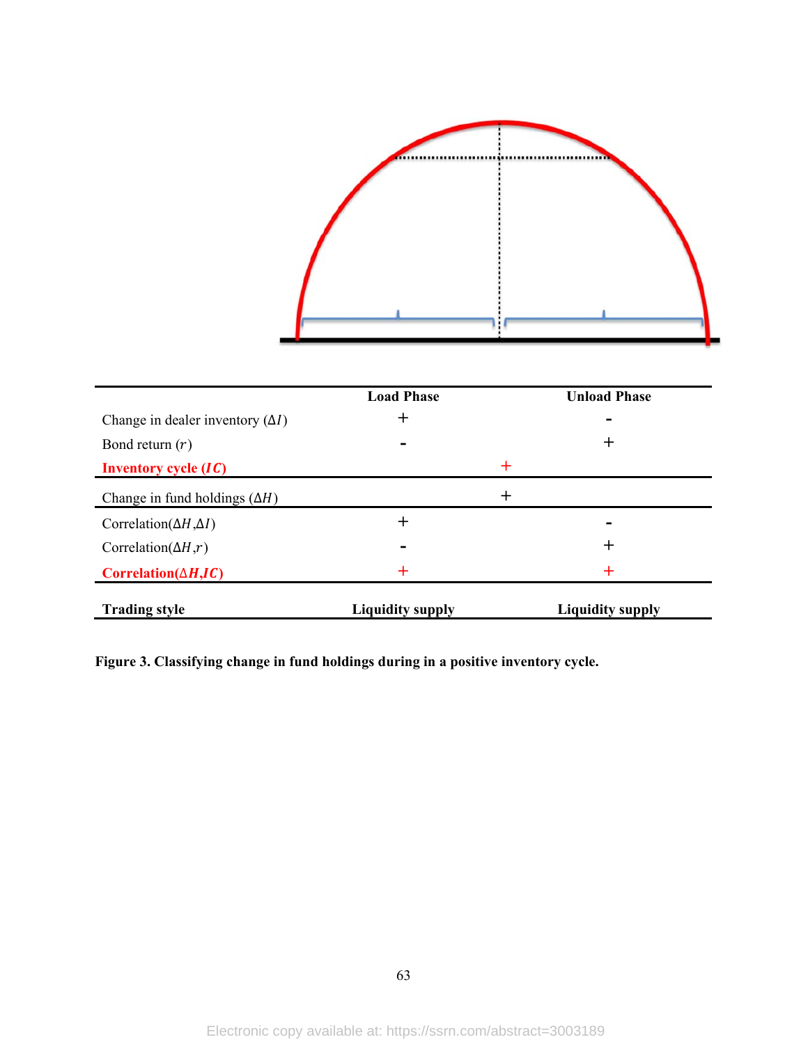| | Load Phase | | Unload Phase |
|---|---|---|---|
| Change in dealer inventory ($\Delta I$) | + | | - |
| Bond return ($r$) | - | | + |
| **Inventory cycle ($IC$)** | | + | |
| Change in fund holdings ($\Delta H$) | | + | |
| Correlation($\Delta H$,$\Delta I$) | + | | - |
| Correlation($\Delta H$,$r$) | - | | + |
| **Correlation($\Delta H$,$IC$)** | + | | + |
| **Trading style** | **Liquidity supply** | | **Liquidity supply** |

**Figure 3. Classifying change in fund holdings during in a positive inventory cycle.**